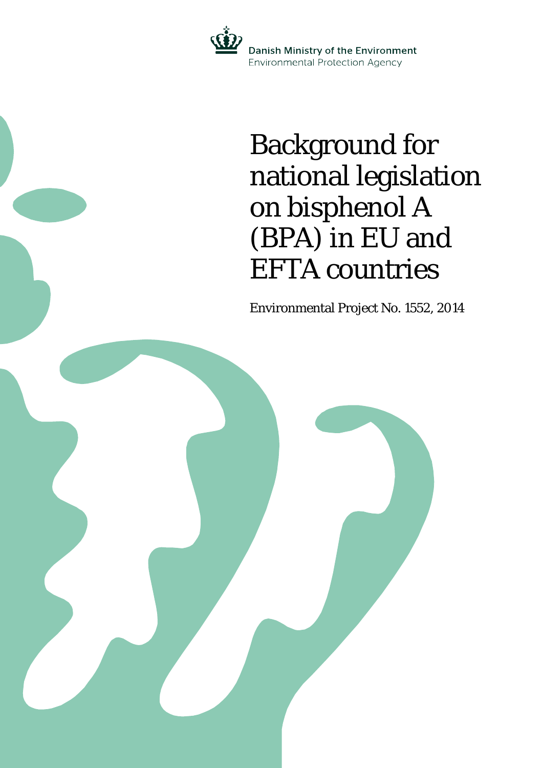Danish Ministry of the Environment
Environmental Protection Agency

# Background for national legislation on bisphenol A (BPA) in EU and EFTA countries

Environmental Project No. 1552, 2014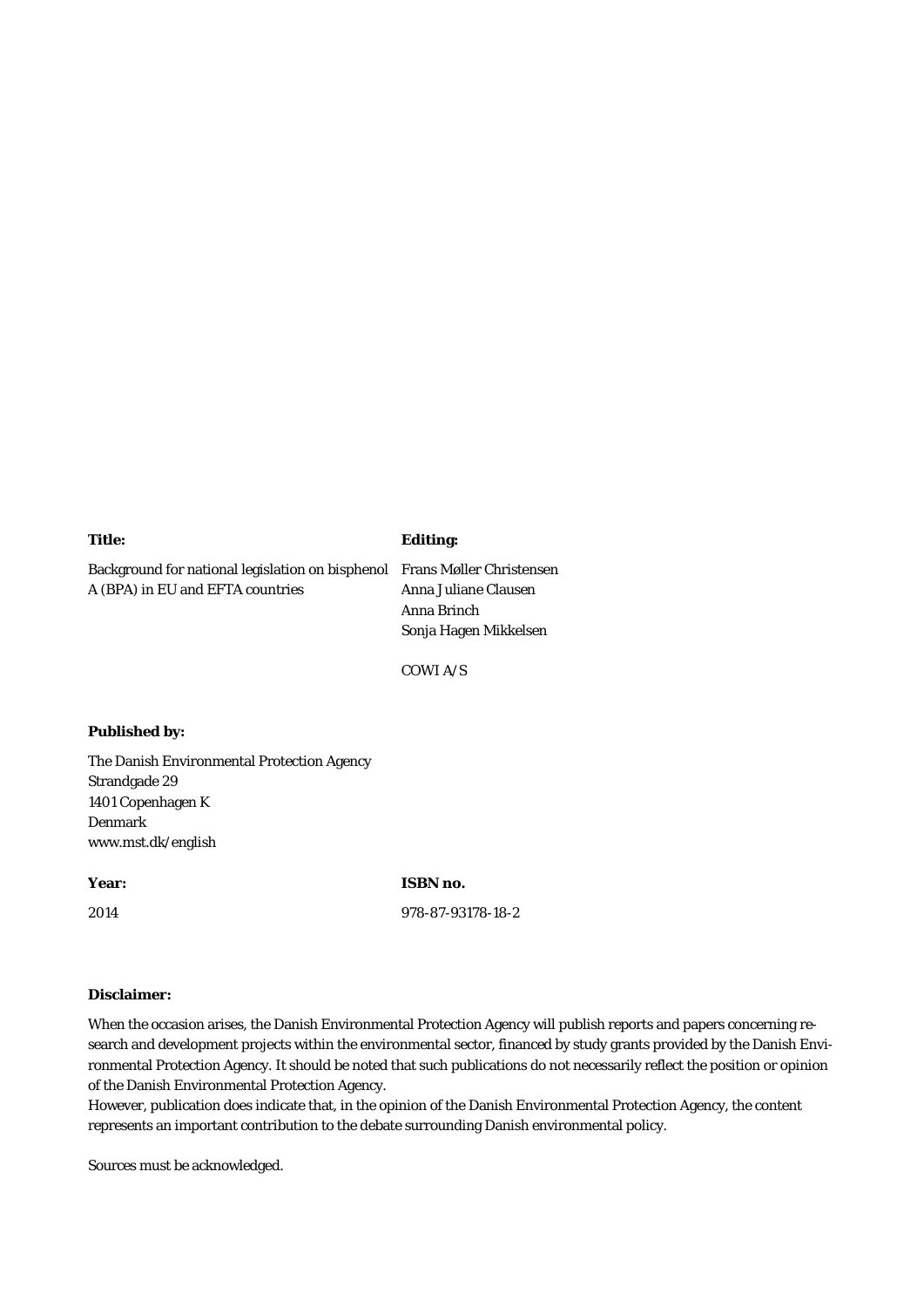**Title:**

Background for national legislation on bisphenol A (BPA) in EU and EFTA countries

**Editing:**

Frans Møller Christensen
Anna Juliane Clausen
Anna Brinch
Sonja Hagen Mikkelsen

COWI A/S

**Published by:**

The Danish Environmental Protection Agency
Strandgade 29
1401 Copenhagen K
Denmark
www.mst.dk/english

**Year:**

2014

**ISBN no.**

978-87-93178-18-2

**Disclaimer:**

When the occasion arises, the Danish Environmental Protection Agency will publish reports and papers concerning research and development projects within the environmental sector, financed by study grants provided by the Danish Environmental Protection Agency. It should be noted that such publications do not necessarily reflect the position or opinion of the Danish Environmental Protection Agency.
However, publication does indicate that, in the opinion of the Danish Environmental Protection Agency, the content represents an important contribution to the debate surrounding Danish environmental policy.

Sources must be acknowledged.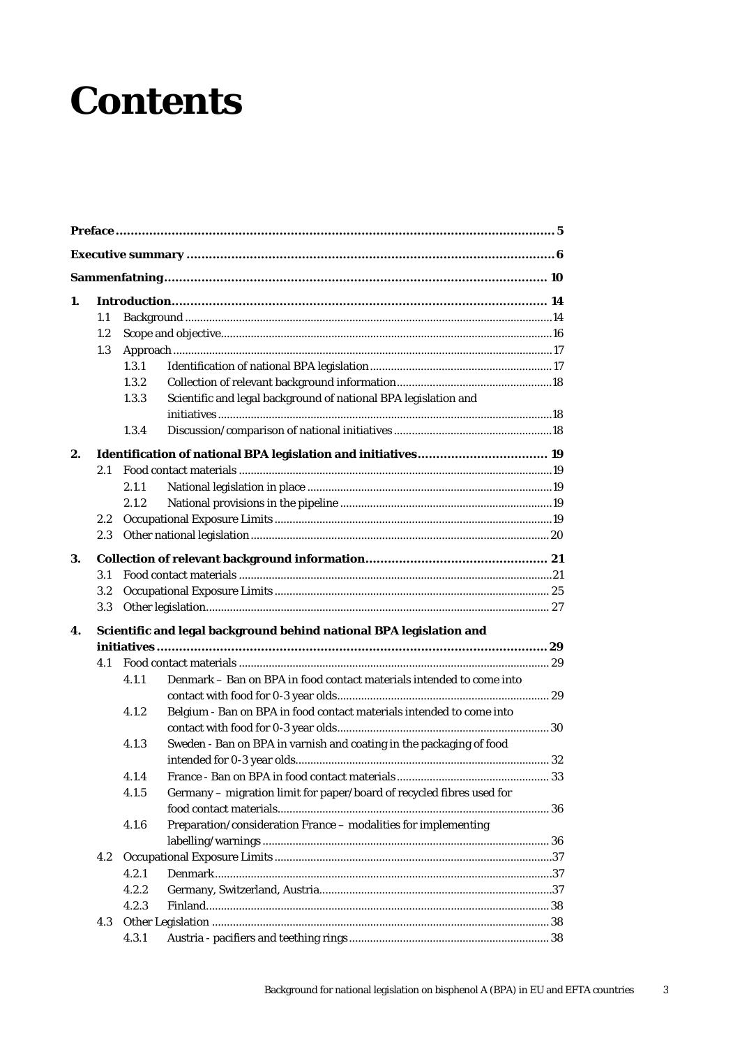# Contents

**Preface** ..... 5

**Executive summary** ..... 6

**Sammenfatning** ..... 10

**1. Introduction** ..... 14
- 1.1 Background ..... 14
- 1.2 Scope and objective ..... 16
- 1.3 Approach ..... 17
  - 1.3.1 Identification of national BPA legislation ..... 17
  - 1.3.2 Collection of relevant background information ..... 18
  - 1.3.3 Scientific and legal background of national BPA legislation and initiatives ..... 18
  - 1.3.4 Discussion/comparison of national initiatives ..... 18

**2. Identification of national BPA legislation and initiatives** ..... 19
- 2.1 Food contact materials ..... 19
  - 2.1.1 National legislation in place ..... 19
  - 2.1.2 National provisions in the pipeline ..... 19
- 2.2 Occupational Exposure Limits ..... 19
- 2.3 Other national legislation ..... 20

**3. Collection of relevant background information** ..... 21
- 3.1 Food contact materials ..... 21
- 3.2 Occupational Exposure Limits ..... 25
- 3.3 Other legislation ..... 27

**4. Scientific and legal background behind national BPA legislation and initiatives** ..... 29
- 4.1 Food contact materials ..... 29
  - 4.1.1 Denmark – Ban on BPA in food contact materials intended to come into contact with food for 0-3 year olds ..... 29
  - 4.1.2 Belgium - Ban on BPA in food contact materials intended to come into contact with food for 0-3 year olds ..... 30
  - 4.1.3 Sweden - Ban on BPA in varnish and coating in the packaging of food intended for 0-3 year olds ..... 32
  - 4.1.4 France - Ban on BPA in food contact materials ..... 33
  - 4.1.5 Germany – migration limit for paper/board of recycled fibres used for food contact materials ..... 36
  - 4.1.6 Preparation/consideration France – modalities for implementing labelling/warnings ..... 36
- 4.2 Occupational Exposure Limits ..... 37
  - 4.2.1 Denmark ..... 37
  - 4.2.2 Germany, Switzerland, Austria ..... 37
  - 4.2.3 Finland ..... 38
- 4.3 Other Legislation ..... 38
  - 4.3.1 Austria - pacifiers and teething rings ..... 38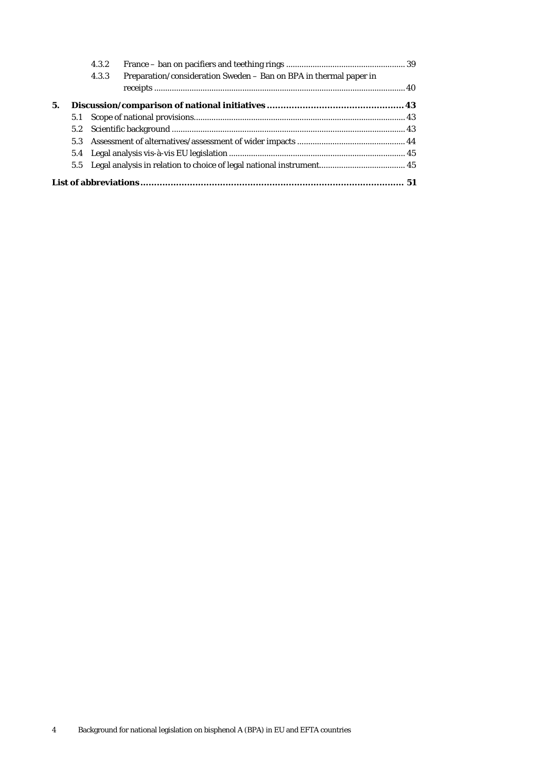- 4.3.2 France – ban on pacifiers and teething rings ..................................................... 39
- 4.3.3 Preparation/consideration Sweden – Ban on BPA in thermal paper in receipts ................................................................................................................. 40

**5. Discussion/comparison of national initiatives .................................................. 43**

- 5.1 Scope of national provisions............................................................................................... 43
- 5.2 Scientific background ......................................................................................................... 43
- 5.3 Assessment of alternatives/assessment of wider impacts ................................................ 44
- 5.4 Legal analysis vis-à-vis EU legislation ............................................................................... 45
- 5.5 Legal analysis in relation to choice of legal national instrument....................................... 45

**List of abbreviations ................................................................................................ 51**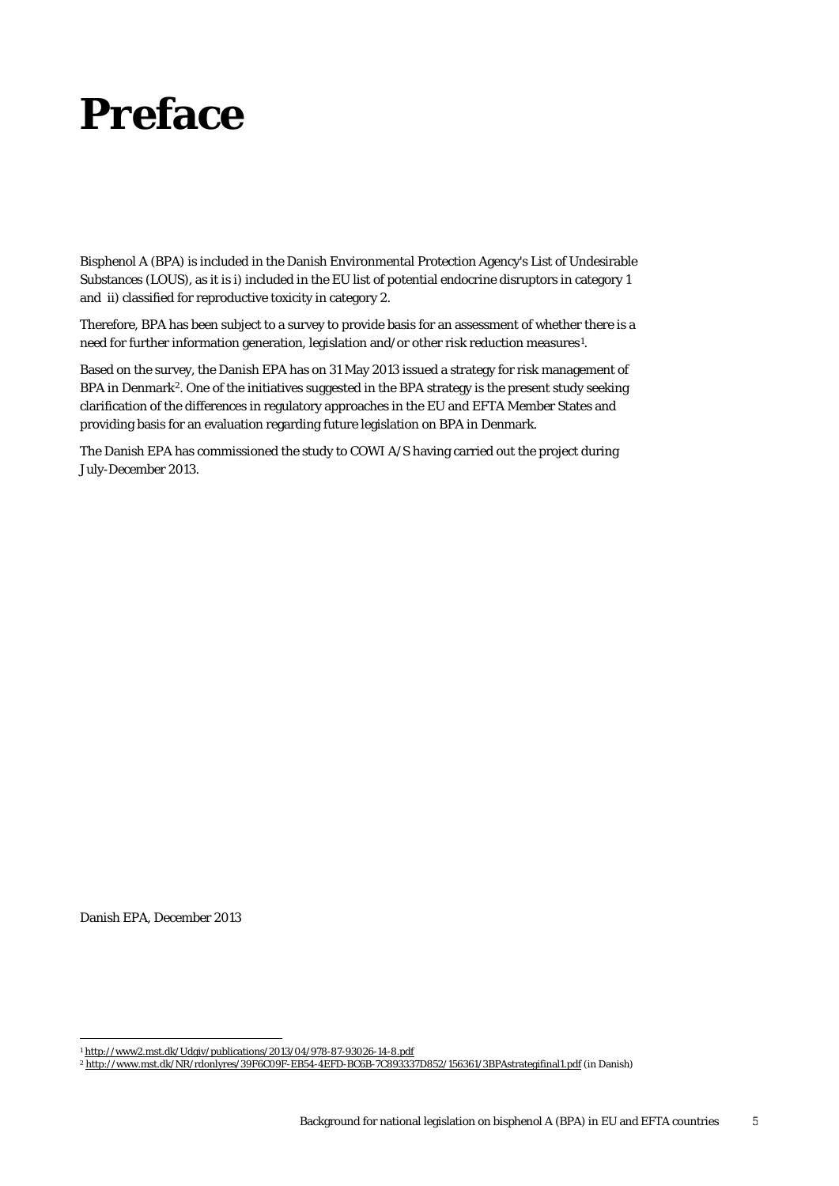# Preface

Bisphenol A (BPA) is included in the Danish Environmental Protection Agency's List of Undesirable Substances (LOUS), as it is i) included in the EU list of potential endocrine disruptors in category 1 and ii) classified for reproductive toxicity in category 2.

Therefore, BPA has been subject to a survey to provide basis for an assessment of whether there is a need for further information generation, legislation and/or other risk reduction measures[1].

Based on the survey, the Danish EPA has on 31 May 2013 issued a strategy for risk management of BPA in Denmark[2]. One of the initiatives suggested in the BPA strategy is the present study seeking clarification of the differences in regulatory approaches in the EU and EFTA Member States and providing basis for an evaluation regarding future legislation on BPA in Denmark.

The Danish EPA has commissioned the study to COWI A/S having carried out the project during July-December 2013.

Danish EPA, December 2013

[1] http://www2.mst.dk/Udgiv/publications/2013/04/978-87-93026-14-8.pdf

[2] http://www.mst.dk/NR/rdonlyres/39F6C09F-EB54-4EFD-BC6B-7C893337D852/156361/3BPAstrategifinal1.pdf (in Danish)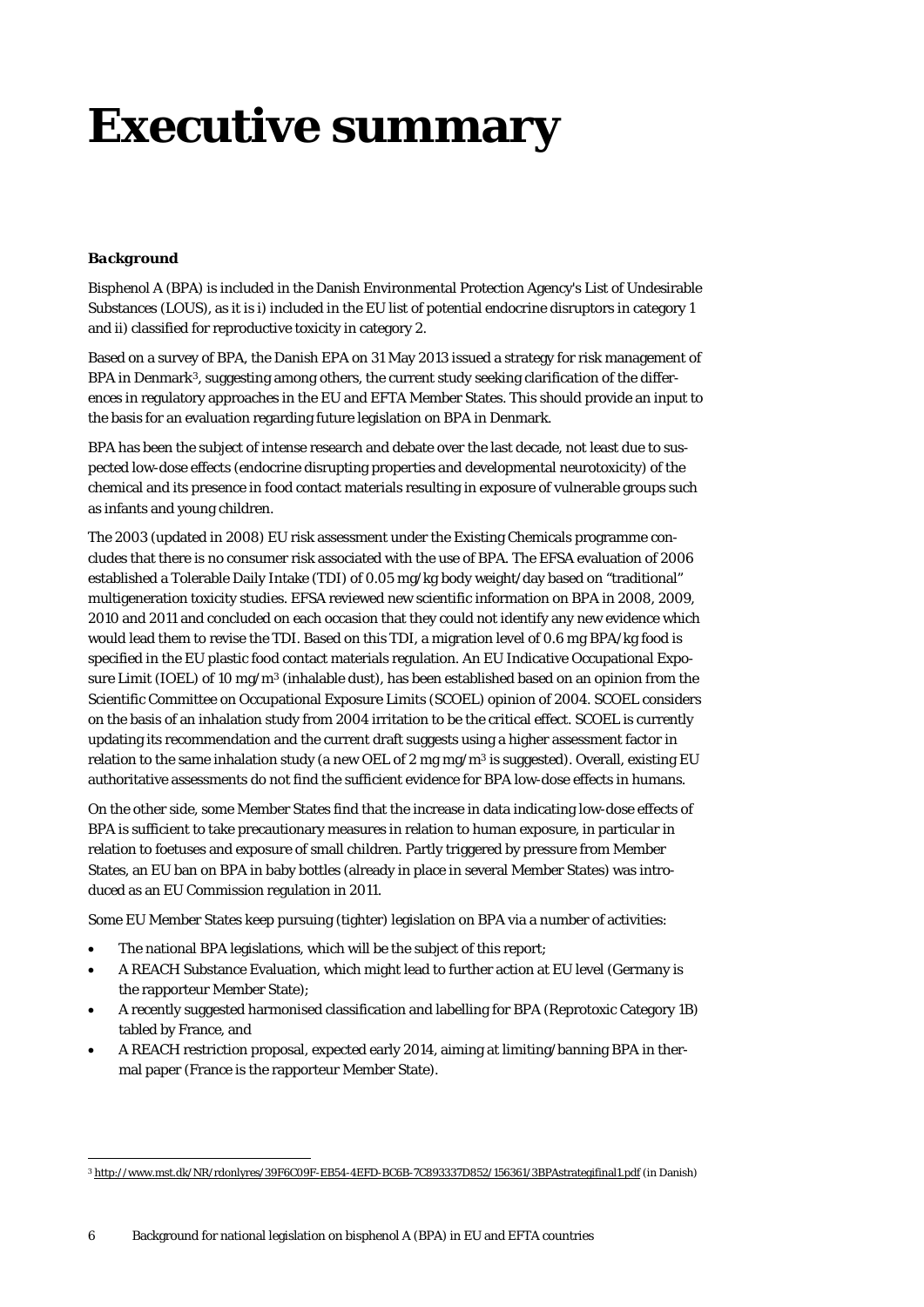# Executive summary

***Background***

Bisphenol A (BPA) is included in the Danish Environmental Protection Agency's List of Undesirable Substances (LOUS), as it is i) included in the EU list of potential endocrine disruptors in category 1 and ii) classified for reproductive toxicity in category 2.

Based on a survey of BPA, the Danish EPA on 31 May 2013 issued a strategy for risk management of BPA in Denmark[3], suggesting among others, the current study seeking clarification of the differences in regulatory approaches in the EU and EFTA Member States. This should provide an input to the basis for an evaluation regarding future legislation on BPA in Denmark.

BPA has been the subject of intense research and debate over the last decade, not least due to suspected low-dose effects (endocrine disrupting properties and developmental neurotoxicity) of the chemical and its presence in food contact materials resulting in exposure of vulnerable groups such as infants and young children.

The 2003 (updated in 2008) EU risk assessment under the Existing Chemicals programme concludes that there is no consumer risk associated with the use of BPA. The EFSA evaluation of 2006 established a Tolerable Daily Intake (TDI) of 0.05 mg/kg body weight/day based on "traditional" multigeneration toxicity studies. EFSA reviewed new scientific information on BPA in 2008, 2009, 2010 and 2011 and concluded on each occasion that they could not identify any new evidence which would lead them to revise the TDI. Based on this TDI, a migration level of 0.6 mg BPA/kg food is specified in the EU plastic food contact materials regulation. An EU Indicative Occupational Exposure Limit (IOEL) of 10 mg/m$^3$ (inhalable dust), has been established based on an opinion from the Scientific Committee on Occupational Exposure Limits (SCOEL) opinion of 2004. SCOEL considers on the basis of an inhalation study from 2004 irritation to be the critical effect. SCOEL is currently updating its recommendation and the current draft suggests using a higher assessment factor in relation to the same inhalation study (a new OEL of 2 mg mg/m$^3$ is suggested). Overall, existing EU authoritative assessments do not find the sufficient evidence for BPA low-dose effects in humans.

On the other side, some Member States find that the increase in data indicating low-dose effects of BPA is sufficient to take precautionary measures in relation to human exposure, in particular in relation to foetuses and exposure of small children. Partly triggered by pressure from Member States, an EU ban on BPA in baby bottles (already in place in several Member States) was introduced as an EU Commission regulation in 2011.

Some EU Member States keep pursuing (tighter) legislation on BPA via a number of activities:

- The national BPA legislations, which will be the subject of this report;
- A REACH Substance Evaluation, which might lead to further action at EU level (Germany is the rapporteur Member State);
- A recently suggested harmonised classification and labelling for BPA (Reprotoxic Category 1B) tabled by France, and
- A REACH restriction proposal, expected early 2014, aiming at limiting/banning BPA in thermal paper (France is the rapporteur Member State).

[3] http://www.mst.dk/NR/rdonlyres/39F6C09F-EB54-4EFD-BC6B-7C893337D852/156361/3BPAstrategifinal1.pdf (in Danish)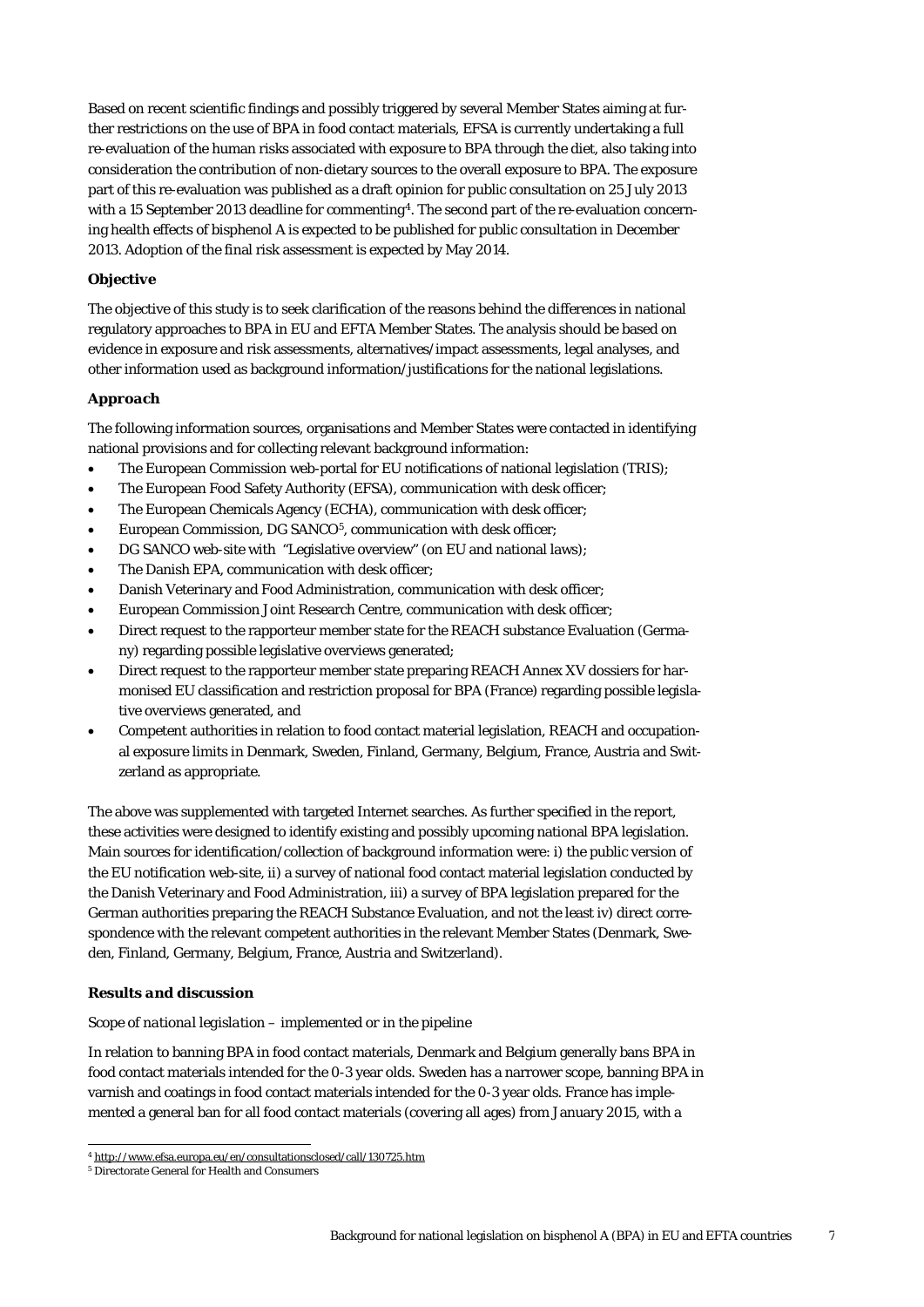Based on recent scientific findings and possibly triggered by several Member States aiming at further restrictions on the use of BPA in food contact materials, EFSA is currently undertaking a full re-evaluation of the human risks associated with exposure to BPA through the diet, also taking into consideration the contribution of non-dietary sources to the overall exposure to BPA. The exposure part of this re-evaluation was published as a draft opinion for public consultation on 25 July 2013 with a 15 September 2013 deadline for commenting[4]. The second part of the re-evaluation concerning health effects of bisphenol A is expected to be published for public consultation in December 2013. Adoption of the final risk assessment is expected by May 2014.

### Objective

The objective of this study is to seek clarification of the reasons behind the differences in national regulatory approaches to BPA in EU and EFTA Member States. The analysis should be based on evidence in exposure and risk assessments, alternatives/impact assessments, legal analyses, and other information used as background information/justifications for the national legislations.

### *Approach*

The following information sources, organisations and Member States were contacted in identifying national provisions and for collecting relevant background information:

- The European Commission web-portal for EU notifications of national legislation (TRIS);
- The European Food Safety Authority (EFSA), communication with desk officer;
- The European Chemicals Agency (ECHA), communication with desk officer;
- European Commission, DG SANCO[5], communication with desk officer;
- DG SANCO web-site with "Legislative overview" (on EU and national laws);
- The Danish EPA, communication with desk officer;
- Danish Veterinary and Food Administration, communication with desk officer;
- European Commission Joint Research Centre, communication with desk officer;
- Direct request to the rapporteur member state for the REACH substance Evaluation (Germany) regarding possible legislative overviews generated;
- Direct request to the rapporteur member state preparing REACH Annex XV dossiers for harmonised EU classification and restriction proposal for BPA (France) regarding possible legislative overviews generated, and
- Competent authorities in relation to food contact material legislation, REACH and occupational exposure limits in Denmark, Sweden, Finland, Germany, Belgium, France, Austria and Switzerland as appropriate.

The above was supplemented with targeted Internet searches. As further specified in the report, these activities were designed to identify existing and possibly upcoming national BPA legislation. Main sources for identification/collection of background information were: i) the public version of the EU notification web-site, ii) a survey of national food contact material legislation conducted by the Danish Veterinary and Food Administration, iii) a survey of BPA legislation prepared for the German authorities preparing the REACH Substance Evaluation, and not the least iv) direct correspondence with the relevant competent authorities in the relevant Member States (Denmark, Sweden, Finland, Germany, Belgium, France, Austria and Switzerland).

### *Results and discussion*

*Scope of national legislation – implemented or in the pipeline*

In relation to banning BPA in food contact materials, Denmark and Belgium generally bans BPA in food contact materials intended for the 0-3 year olds. Sweden has a narrower scope, banning BPA in varnish and coatings in food contact materials intended for the 0-3 year olds. France has implemented a general ban for all food contact materials (covering all ages) from January 2015, with a

---

[4] http://www.efsa.europa.eu/en/consultationsclosed/call/130725.htm

[5] Directorate General for Health and Consumers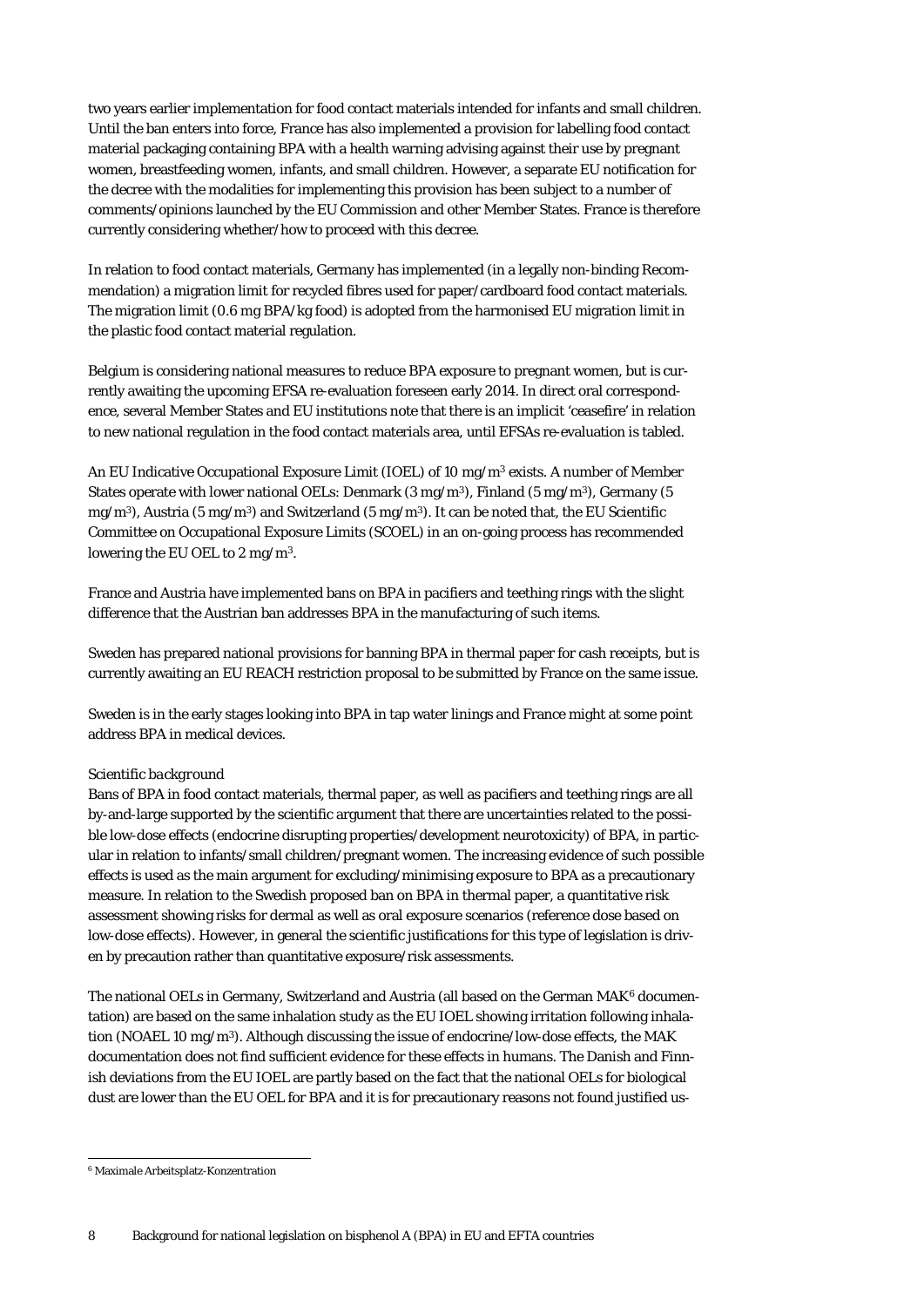two years earlier implementation for food contact materials intended for infants and small children. Until the ban enters into force, France has also implemented a provision for labelling food contact material packaging containing BPA with a health warning advising against their use by pregnant women, breastfeeding women, infants, and small children. However, a separate EU notification for the decree with the modalities for implementing this provision has been subject to a number of comments/opinions launched by the EU Commission and other Member States. France is therefore currently considering whether/how to proceed with this decree.

In relation to food contact materials, Germany has implemented (in a legally non-binding Recommendation) a migration limit for recycled fibres used for paper/cardboard food contact materials. The migration limit (0.6 mg BPA/kg food) is adopted from the harmonised EU migration limit in the plastic food contact material regulation.

Belgium is considering national measures to reduce BPA exposure to pregnant women, but is currently awaiting the upcoming EFSA re-evaluation foreseen early 2014. In direct oral correspondence, several Member States and EU institutions note that there is an implicit 'ceasefire' in relation to new national regulation in the food contact materials area, until EFSAs re-evaluation is tabled.

An EU Indicative Occupational Exposure Limit (IOEL) of 10 $mg/m^3$ exists. A number of Member States operate with lower national OELs: Denmark (3 $mg/m^3$), Finland (5 $mg/m^3$), Germany (5 $mg/m^3$), Austria (5 $mg/m^3$) and Switzerland (5 $mg/m^3$). It can be noted that, the EU Scientific Committee on Occupational Exposure Limits (SCOEL) in an on-going process has recommended lowering the EU OEL to 2 $mg/m^3$.

France and Austria have implemented bans on BPA in pacifiers and teething rings with the slight difference that the Austrian ban addresses BPA in the manufacturing of such items.

Sweden has prepared national provisions for banning BPA in thermal paper for cash receipts, but is currently awaiting an EU REACH restriction proposal to be submitted by France on the same issue.

Sweden is in the early stages looking into BPA in tap water linings and France might at some point address BPA in medical devices.

*Scientific background*

Bans of BPA in food contact materials, thermal paper, as well as pacifiers and teething rings are all by-and-large supported by the scientific argument that there are uncertainties related to the possible low-dose effects (endocrine disrupting properties/development neurotoxicity) of BPA, in particular in relation to infants/small children/pregnant women. The increasing evidence of such possible effects is used as the main argument for excluding/minimising exposure to BPA as a precautionary measure. In relation to the Swedish proposed ban on BPA in thermal paper, a quantitative risk assessment showing risks for dermal as well as oral exposure scenarios (reference dose based on low-dose effects). However, in general the scientific justifications for this type of legislation is driven by precaution rather than quantitative exposure/risk assessments.

The national OELs in Germany, Switzerland and Austria (all based on the German MAK[6] documentation) are based on the same inhalation study as the EU IOEL showing irritation following inhalation (NOAEL 10 $mg/m^3$). Although discussing the issue of endocrine/low-dose effects, the MAK documentation does not find sufficient evidence for these effects in humans. The Danish and Finnish deviations from the EU IOEL are partly based on the fact that the national OELs for biological dust are lower than the EU OEL for BPA and it is for precautionary reasons not found justified us-

[6] Maximale Arbeitsplatz-Konzentration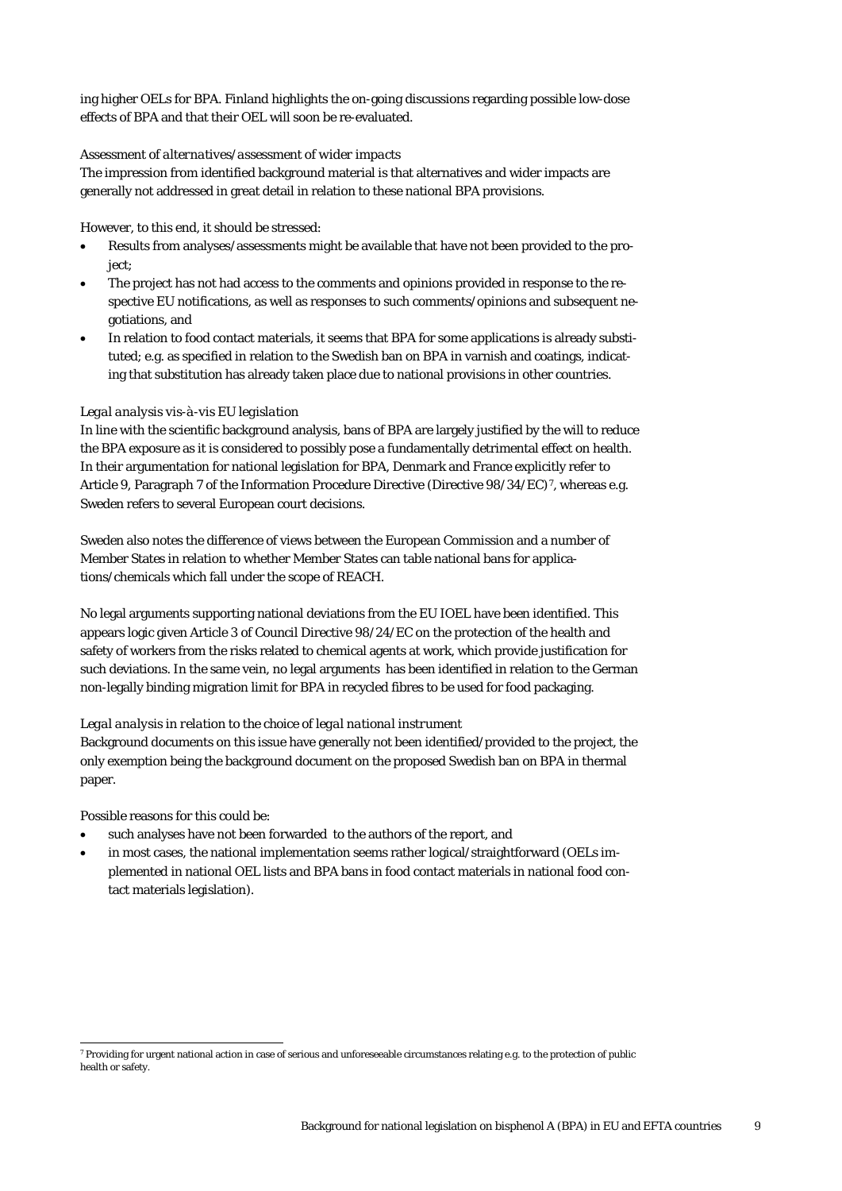ing higher OELs for BPA. Finland highlights the on-going discussions regarding possible low-dose effects of BPA and that their OEL will soon be re-evaluated.

*Assessment of alternatives/assessment of wider impacts*

The impression from identified background material is that alternatives and wider impacts are generally not addressed in great detail in relation to these national BPA provisions.

However, to this end, it should be stressed:

- Results from analyses/assessments might be available that have not been provided to the project;
- The project has not had access to the comments and opinions provided in response to the respective EU notifications, as well as responses to such comments/opinions and subsequent negotiations, and
- In relation to food contact materials, it seems that BPA for some applications is already substituted; e.g. as specified in relation to the Swedish ban on BPA in varnish and coatings, indicating that substitution has already taken place due to national provisions in other countries.

*Legal analysis vis-à-vis EU legislation*

In line with the scientific background analysis, bans of BPA are largely justified by the will to reduce the BPA exposure as it is considered to possibly pose a fundamentally detrimental effect on health. In their argumentation for national legislation for BPA, Denmark and France explicitly refer to Article 9, Paragraph 7 of the Information Procedure Directive (Directive 98/34/EC)[7], whereas e.g. Sweden refers to several European court decisions.

Sweden also notes the difference of views between the European Commission and a number of Member States in relation to whether Member States can table national bans for applications/chemicals which fall under the scope of REACH.

No legal arguments supporting national deviations from the EU IOEL have been identified. This appears logic given Article 3 of Council Directive 98/24/EC on the protection of the health and safety of workers from the risks related to chemical agents at work, which provide justification for such deviations. In the same vein, no legal arguments has been identified in relation to the German non-legally binding migration limit for BPA in recycled fibres to be used for food packaging.

*Legal analysis in relation to the choice of legal national instrument*

Background documents on this issue have generally not been identified/provided to the project, the only exemption being the background document on the proposed Swedish ban on BPA in thermal paper.

Possible reasons for this could be:

- such analyses have not been forwarded to the authors of the report, and
- in most cases, the national implementation seems rather logical/straightforward (OELs implemented in national OEL lists and BPA bans in food contact materials in national food contact materials legislation).

[7] Providing for urgent national action in case of serious and unforeseeable circumstances relating e.g. to the protection of public health or safety.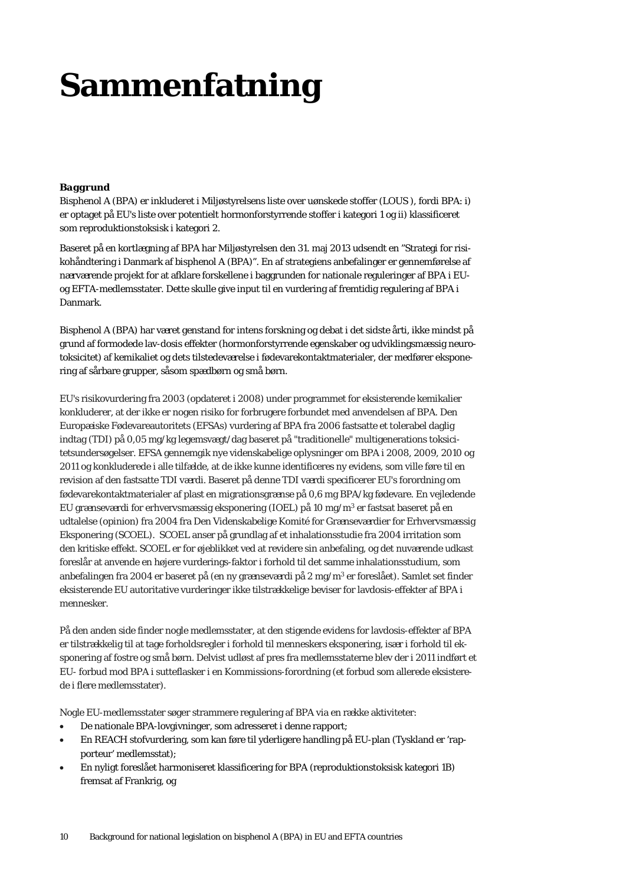# Sammenfatning

**Baggrund**

Bisphenol A (BPA) er inkluderet i Miljøstyrelsens liste over uønskede stoffer (LOUS ), fordi BPA: i) er optaget på EU's liste over potentielt hormonforstyrrende stoffer i kategori 1 og ii) klassificeret som reproduktionstoksisk i kategori 2.

Baseret på en kortlægning af BPA har Miljøstyrelsen den 31. maj 2013 udsendt en "Strategi for risikohåndtering i Danmark af bisphenol A (BPA)". En af strategiens anbefalinger er gennemførelse af nærværende projekt for at afklare forskellene i baggrunden for nationale reguleringer af BPA i EU- og EFTA-medlemsstater. Dette skulle give input til en vurdering af fremtidig regulering af BPA i Danmark.

Bisphenol A (BPA) har været genstand for intens forskning og debat i det sidste årti, ikke mindst på grund af formodede lav-dosis effekter (hormonforstyrrende egenskaber og udviklingsmæssig neurotoksicitet) af kemikaliet og dets tilstedeværelse i fødevarekontaktmaterialer, der medfører eksponering af sårbare grupper, såsom spædbørn og små børn.

EU's risikovurdering fra 2003 (opdateret i 2008) under programmet for eksisterende kemikalier konkluderer, at der ikke er nogen risiko for forbrugere forbundet med anvendelsen af BPA. Den Europæiske Fødevareautoritets (EFSAs) vurdering af BPA fra 2006 fastsatte et tolerabel dagligt indtag (TDI) på 0,05 mg/kg legemsvægt/dag baseret på "traditionelle" multigenerations toksicitetsundersøgelser. EFSA gennemgik nye videnskabelige oplysninger om BPA i 2008, 2009, 2010 og 2011 og konkluderede i alle tilfælde, at de ikke kunne identificeres ny evidens, som ville føre til en revision af den fastsatte TDI værdi. Baseret på denne TDI værdi specificerer EU's forordning om fødevarekontaktmaterialer af plast en migrationsgrænse på 0,6 mg BPA/kg fødevare. En vejledende EU grænseværdi for erhvervsmæssig eksponering (IOEL) på 10 mg/m$^3$ er fastsat baseret på en udtalelse (opinion) fra 2004 fra Den Videnskabelige Komité for Grænseværdier for Erhvervsmæssig Eksponering (SCOEL). SCOEL anser på grundlag af et inhalationsstudie fra 2004 irritation som den kritiske effekt. SCOEL er for øjeblikket ved at revidere sin anbefaling, og det nuværende udkast foreslår at anvende en højere vurderings-faktor i forhold til det samme inhalationsstudium, som anbefalingen fra 2004 er baseret på (en ny grænseværdi på 2 mg/m$^3$ er foreslået). Samlet set finder eksisterende EU autoritative vurderinger ikke tilstrækkelige beviser for lavdosis-effekter af BPA i mennesker.

På den anden side finder nogle medlemsstater, at den stigende evidens for lavdosis-effekter af BPA er tilstrækkelig til at tage forholdsregler i forhold til menneskers eksponering, især i forhold til eksponering af fostre og små børn. Delvist udløst af pres fra medlemsstaterne blev der i 2011 indført et EU- forbud mod BPA i sutteflasker i en Kommissions-forordning (et forbud som allerede eksisterede i flere medlemsstater).

Nogle EU-medlemsstater søger strammere regulering af BPA via en række aktiviteter:

- De nationale BPA-lovgivninger, som adresseret i denne rapport;
- En REACH stofvurdering, som kan føre til yderligere handling på EU-plan (Tyskland er 'rapporteur' medlemsstat);
- En nyligt foreslået harmoniseret klassificering for BPA (reproduktionstoksisk kategori 1B) fremsat af Frankrig, og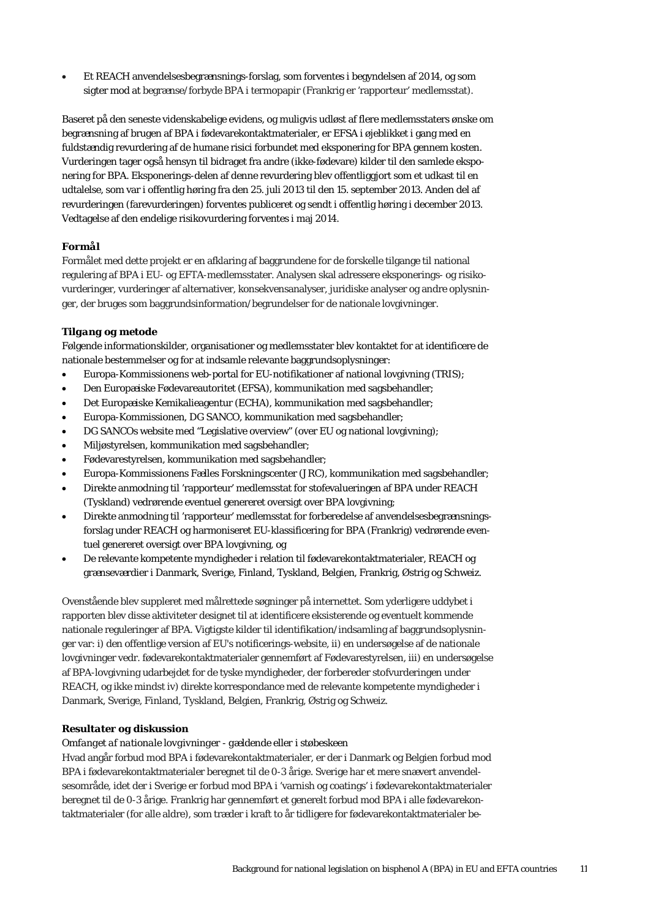- Et REACH anvendelsesbegrænsnings-forslag, som forventes i begyndelsen af 2014, og som sigter mod at begrænse/forbyde BPA i termopapir (Frankrig er 'rapporteur' medlemsstat).

Baseret på den seneste videnskabelige evidens, og muligvis udløst af flere medlemsstaters ønske om begrænsning af brugen af BPA i fødevarekontaktmaterialer, er EFSA i øjeblikket i gang med en fuldstændig revurdering af de humane risici forbundet med eksponering for BPA gennem kosten. Vurderingen tager også hensyn til bidraget fra andre (ikke-fødevare) kilder til den samlede eksponering for BPA. Eksponerings-delen af denne revurdering blev offentliggjort som et udkast til en udtalelse, som var i offentlig høring fra den 25. juli 2013 til den 15. september 2013. Anden del af revurderingen (farevurderingen) forventes publiceret og sendt i offentlig høring i december 2013. Vedtagelse af den endelige risikovurdering forventes i maj 2014.

### Formål

Formålet med dette projekt er en afklaring af baggrundene for de forskelle tilgange til national regulering af BPA i EU- og EFTA-medlemsstater. Analysen skal adressere eksponerings- og risikovurderinger, vurderinger af alternativer, konsekvensanalyser, juridiske analyser og andre oplysninger, der bruges som baggrundsinformation/begrundelser for de nationale lovgivninger.

### Tilgang og metode

Følgende informationskilder, organisationer og medlemsstater blev kontaktet for at identificere de nationale bestemmelser og for at indsamle relevante baggrundsoplysninger:

- Europa-Kommissionens web-portal for EU-notifikationer af national lovgivning (TRIS);
- Den Europæiske Fødevareautoritet (EFSA), kommunikation med sagsbehandler;
- Det Europæiske Kemikalieagentur (ECHA), kommunikation med sagsbehandler;
- Europa-Kommissionen, DG SANCO, kommunikation med sagsbehandler;
- DG SANCOs website med "Legislative overview" (over EU og national lovgivning);
- Miljøstyrelsen, kommunikation med sagsbehandler;
- Fødevarestyrelsen, kommunikation med sagsbehandler;
- Europa-Kommissionens Fælles Forskningscenter (JRC), kommunikation med sagsbehandler;
- Direkte anmodning til 'rapporteur' medlemsstat for stofevalueringen af BPA under REACH (Tyskland) vedrørende eventuel genereret oversigt over BPA lovgivning;
- Direkte anmodning til 'rapporteur' medlemsstat for forberedelse af anvendelsesbegrænsningsforslag under REACH og harmoniseret EU-klassificering for BPA (Frankrig) vedrørende eventuel genereret oversigt over BPA lovgivning, og
- De relevante kompetente myndigheder i relation til fødevarekontaktmaterialer, REACH og grænsevæ­rdier i Danmark, Sverige, Finland, Tyskland, Belgien, Frankrig, Østrig og Schweiz.

Ovenstående blev suppleret med målrettede søgninger på internettet. Som yderligere uddybet i rapporten blev disse aktiviteter designet til at identificere eksisterende og eventuelt kommende nationale reguleringer af BPA. Vigtigste kilder til identifikation/indsamling af baggrundsoplysninger var: i) den offentlige version af EU's notificerings-website, ii) en undersøgelse af de nationale lovgivninger vedr. fødevarekontaktmaterialer gennemført af Fødevarestyrelsen, iii) en undersøgelse af BPA-lovgivning udarbejdet for de tyske myndigheder, der forbereder stofvurderingen under REACH, og ikke mindst iv) direkte korrespondance med de relevante kompetente myndigheder i Danmark, Sverige, Finland, Tyskland, Belgien, Frankrig, Østrig og Schweiz.

### Resultater og diskussion

*Omfanget af nationale lovgivninger - gældende eller i støbeskeen*

Hvad angår forbud mod BPA i fødevarekontaktmaterialer, er der i Danmark og Belgien forbud mod BPA i fødevarekontaktmaterialer beregnet til de 0-3 årige. Sverige har et mere snævert anvendelsesområde, idet der i Sverige er forbud mod BPA i 'varnish og coatings' i fødevarekontaktmaterialer beregnet til de 0-3 årige. Frankrig har gennemført et generelt forbud mod BPA i alle fødevarekontaktmaterialer (for alle aldre), som træder i kraft to år tidligere for fødevarekontaktmaterialer be-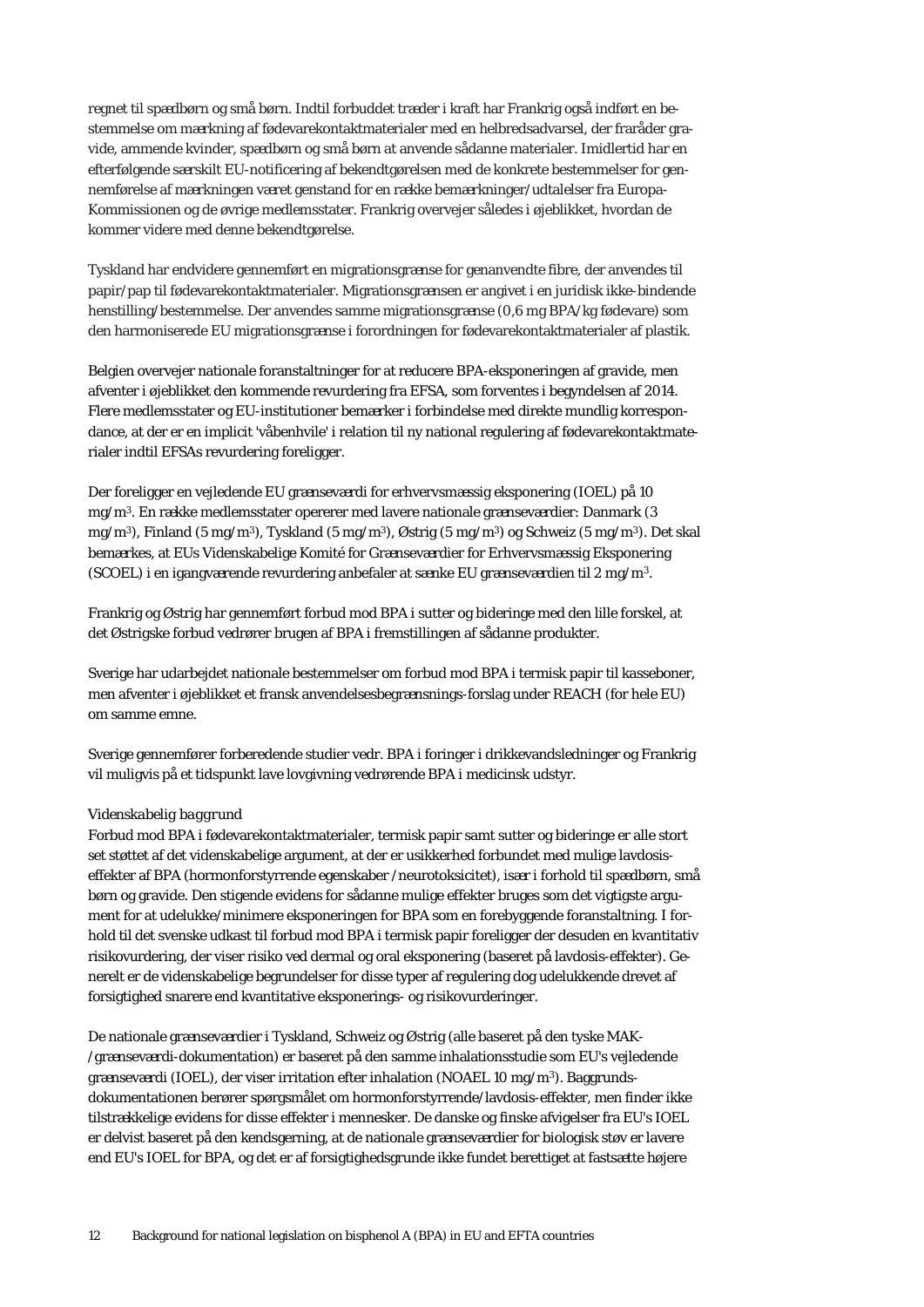regnet til spædbørn og små børn. Indtil forbuddet træder i kraft har Frankrig også indført en bestemmelse om mærkning af fødevarekontaktmaterialer med en helbredsadvarsel, der fraråder gravide, ammende kvinder, spædbørn og små børn at anvende sådanne materialer. Imidlertid har en efterfølgende særskilt EU-notificering af bekendtgørelsen med de konkrete bestemmelser for gennemførelse af mærkningen været genstand for en række bemærkninger/udtalelser fra Europa-Kommissionen og de øvrige medlemsstater. Frankrig overvejer således i øjeblikket, hvordan de kommer videre med denne bekendtgørelse.

Tyskland har endvidere gennemført en migrationsgrænse for genanvendte fibre, der anvendes til papir/pap til fødevarekontaktmaterialer. Migrationsgrænsen er angivet i en juridisk ikke-bindende henstilling/bestemmelse. Der anvendes samme migrationsgrænse (0,6 mg BPA/kg fødevare) som den harmoniserede EU migrationsgrænse i forordningen for fødevarekontaktmaterialer af plastik.

Belgien overvejer nationale foranstaltninger for at reducere BPA-eksponeringen af gravide, men afventer i øjeblikket den kommende revurdering fra EFSA, som forventes i begyndelsen af 2014. Flere medlemsstater og EU-institutioner bemærker i forbindelse med direkte mundlig korrespondance, at der er en implicit 'våbenhvile' i relation til ny national regulering af fødevarekontaktmaterialer indtil EFSAs revurdering foreligger.

Der foreligger en vejledende EU grænseværdi for erhvervsmæssig eksponering (IOEL) på 10 $mg/m^3$. En række medlemsstater opererer med lavere nationale grænseværdier: Danmark (3 $mg/m^3$), Finland (5 $mg/m^3$), Tyskland (5 $mg/m^3$), Østrig (5 $mg/m^3$) og Schweiz (5 $mg/m^3$). Det skal bemærkes, at EUs Videnskabelige Komité for Grænseværdier for Erhvervsmæssig Eksponering (SCOEL) i en igangværende revurdering anbefaler at sænke EU grænseværdien til 2 $mg/m^3$.

Frankrig og Østrig har gennemført forbud mod BPA i sutter og bideringe med den lille forskel, at det Østrigske forbud vedrører brugen af BPA i fremstillingen af sådanne produkter.

Sverige har udarbejdet nationale bestemmelser om forbud mod BPA i termisk papir til kasseboner, men afventer i øjeblikket et fransk anvendelsesbegrænsnings-forslag under REACH (for hele EU) om samme emne.

Sverige gennemfører forberedende studier vedr. BPA i foringer i drikkevandsledninger og Frankrig vil muligvis på et tidspunkt lave lovgivning vedrørende BPA i medicinsk udstyr.

*Videnskabelig baggrund*

Forbud mod BPA i fødevarekontaktmaterialer, termisk papir samt sutter og bideringe er alle stort set støttet af det videnskabelige argument, at der er usikkerhed forbundet med mulige lavdosis-effekter af BPA (hormonforstyrrende egenskaber /neurotoksicitet), især i forhold til spædbørn, små børn og gravide. Den stigende evidens for sådanne mulige effekter bruges som det vigtigste argument for at udelukke/minimere eksponeringen for BPA som en forebyggende foranstaltning. I forhold til det svenske udkast til forbud mod BPA i termisk papir foreligger der desuden en kvantitativ risikovurdering, der viser risiko ved dermal og oral eksponering (baseret på lavdosis-effekter). Generelt er de videnskabelige begrundelser for disse typer af regulering dog udelukkende drevet af forsigtighed snarere end kvantitative eksponerings- og risikovurderinger.

De nationale grænseværdier i Tyskland, Schweiz og Østrig (alle baseret på den tyske MAK-/grænseværdi-dokumentation) er baseret på den samme inhalationsstudie som EU's vejledende grænseværdi (IOEL), der viser irritation efter inhalation (NOAEL 10 $mg/m^3$). Baggrundsdokumentationen berører spørgsmålet om hormonforstyrrende/lavdosis-effekter, men finder ikke tilstrækkelige evidens for disse effekter i mennesker. De danske og finske afvigelser fra EU's IOEL er delvist baseret på den kendsgerning, at de nationale grænseværdier for biologisk støv er lavere end EU's IOEL for BPA, og det er af forsigtighedsgrunde ikke fundet berettiget at fastsætte højere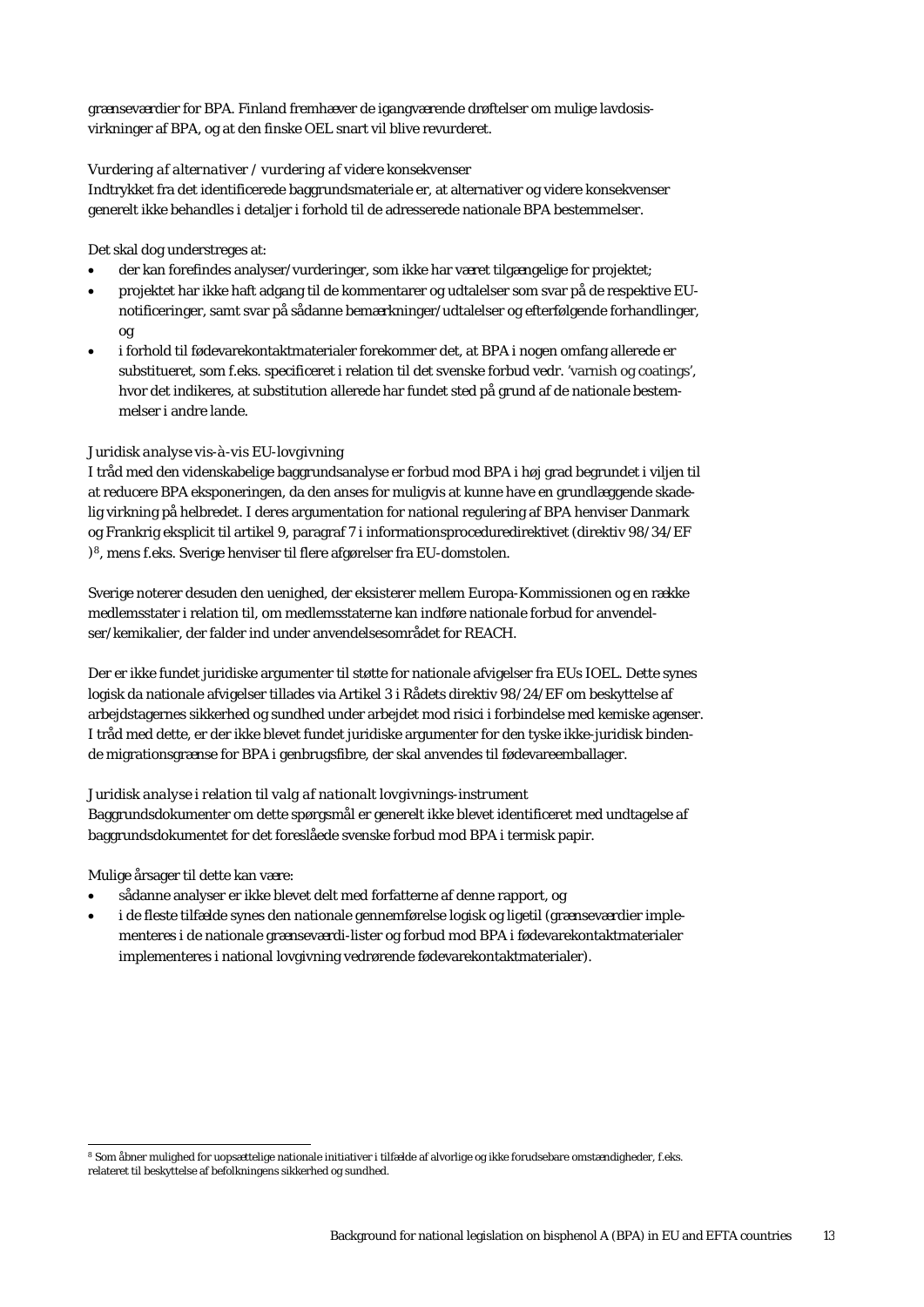grænseværdier for BPA. Finland fremhæver de igangværende drøftelser om mulige lavdosis-virkninger af BPA, og at den finske OEL snart vil blive revurderet.

*Vurdering af alternativer / vurdering af videre konsekvenser*
Indtrykket fra det identificerede baggrundsmateriale er, at alternativer og videre konsekvenser generelt ikke behandles i detaljer i forhold til de adresserede nationale BPA bestemmelser.

Det skal dog understreges at:

- der kan forefindes analyser/vurderinger, som ikke har været tilgængelige for projektet;
- projektet har ikke haft adgang til de kommentarer og udtalelser som svar på de respektive EU-notificeringer, samt svar på sådanne bemærkninger/udtalelser og efterfølgende forhandlinger, og
- i forhold til fødevarekontaktmaterialer forekommer det, at BPA i nogen omfang allerede er substitueret, som f.eks. specificeret i relation til det svenske forbud vedr. 'varnish og coatings', hvor det indikeres, at substitution allerede har fundet sted på grund af de nationale bestemmelser i andre lande.

*Juridisk analyse vis-à-vis EU-lovgivning*
I tråd med den videnskabelige baggrundsanalyse er forbud mod BPA i høj grad begrundet i viljen til at reducere BPA eksponeringen, da den anses for muligvis at kunne have en grundlæggende skadelig virkning på helbredet. I deres argumentation for national regulering af BPA henviser Danmark og Frankrig eksplicit til artikel 9, paragraf 7 i informationsproceduredirektivet (direktiv 98/34/EF)[8], mens f.eks. Sverige henviser til flere afgørelser fra EU-domstolen.

Sverige noterer desuden den uenighed, der eksisterer mellem Europa-Kommissionen og en række medlemsstater i relation til, om medlemsstaterne kan indføre nationale forbud for anvendelser/kemikalier, der falder ind under anvendelsesområdet for REACH.

Der er ikke fundet juridiske argumenter til støtte for nationale afvigelser fra EUs IOEL. Dette synes logisk da nationale afvigelser tillades via Artikel 3 i Rådets direktiv 98/24/EF om beskyttelse af arbejdstagernes sikkerhed og sundhed under arbejdet mod risici i forbindelse med kemiske agenser. I tråd med dette, er der ikke blevet fundet juridiske argumenter for den tyske ikke-juridisk bindende migrationsgrænse for BPA i genbrugsfibre, der skal anvendes til fødevareemballager.

*Juridisk analyse i relation til valg af nationalt lovgivnings-instrument*
Baggrundsdokumenter om dette spørgsmål er generelt ikke blevet identificeret med undtagelse af baggrundsdokumentet for det foreslåede svenske forbud mod BPA i termisk papir.

Mulige årsager til dette kan være:

- sådanne analyser er ikke blevet delt med forfatterne af denne rapport, og
- i de fleste tilfælde synes den nationale gennemførelse logisk og ligetil (grænseværdier implementeres i de nationale grænseværdi-lister og forbud mod BPA i fødevarekontaktmaterialer implementeres i national lovgivning vedrørende fødevarekontaktmaterialer).

[8] Som åbner mulighed for uopsættelige nationale initiativer i tilfælde af alvorlige og ikke forudsebare omstændigheder, f.eks. relateret til beskyttelse af befolkningens sikkerhed og sundhed.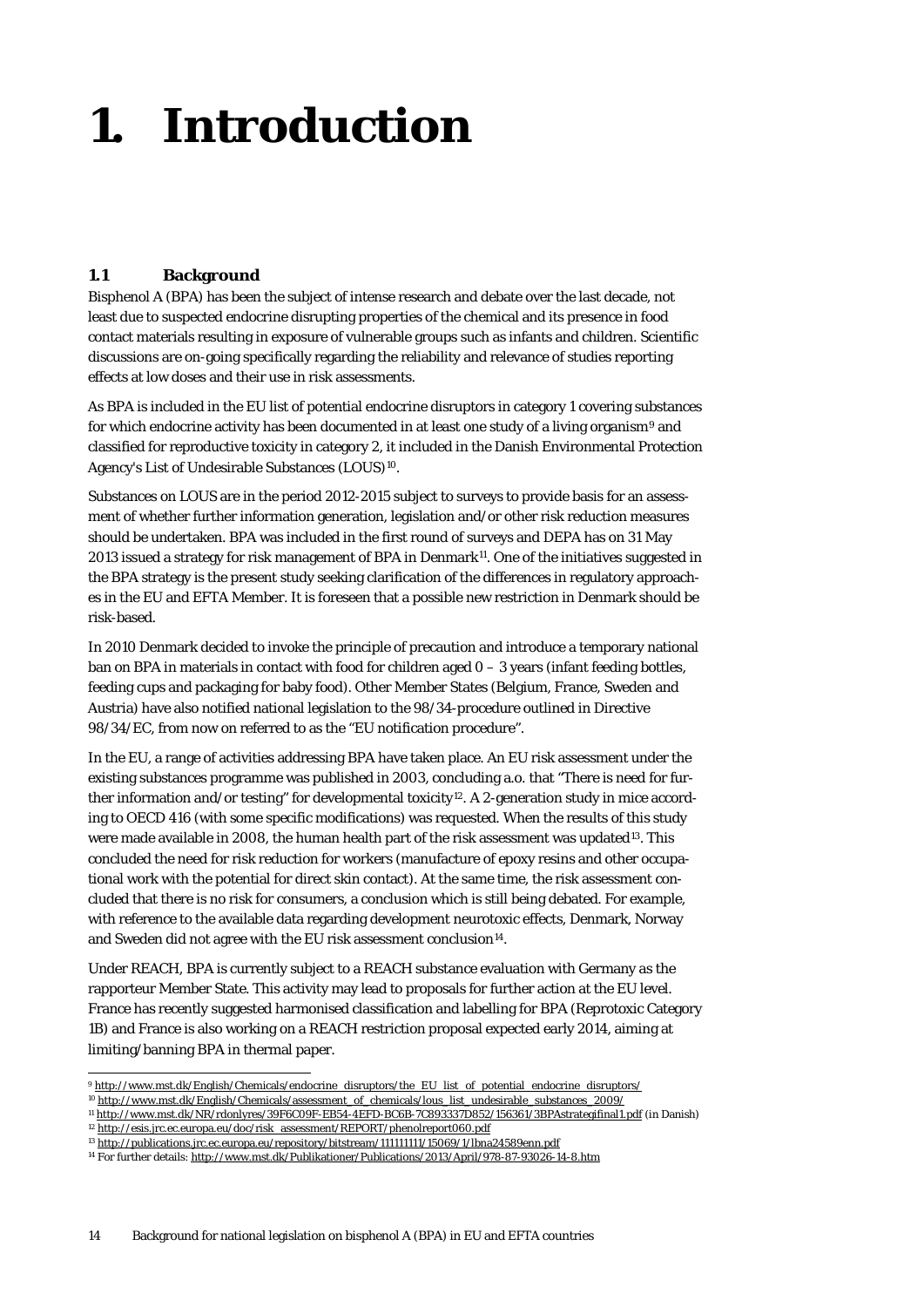# 1. Introduction

## 1.1 Background

Bisphenol A (BPA) has been the subject of intense research and debate over the last decade, not least due to suspected endocrine disrupting properties of the chemical and its presence in food contact materials resulting in exposure of vulnerable groups such as infants and children. Scientific discussions are on-going specifically regarding the reliability and relevance of studies reporting effects at low doses and their use in risk assessments.

As BPA is included in the EU list of potential endocrine disruptors in category 1 covering substances for which endocrine activity has been documented in at least one study of a living organism[9] and classified for reproductive toxicity in category 2, it included in the Danish Environmental Protection Agency's List of Undesirable Substances (LOUS)[10].

Substances on LOUS are in the period 2012-2015 subject to surveys to provide basis for an assessment of whether further information generation, legislation and/or other risk reduction measures should be undertaken. BPA was included in the first round of surveys and DEPA has on 31 May 2013 issued a strategy for risk management of BPA in Denmark[11]. One of the initiatives suggested in the BPA strategy is the present study seeking clarification of the differences in regulatory approaches in the EU and EFTA Member. It is foreseen that a possible new restriction in Denmark should be risk-based.

In 2010 Denmark decided to invoke the principle of precaution and introduce a temporary national ban on BPA in materials in contact with food for children aged 0 – 3 years (infant feeding bottles, feeding cups and packaging for baby food). Other Member States (Belgium, France, Sweden and Austria) have also notified national legislation to the 98/34-procedure outlined in Directive 98/34/EC, from now on referred to as the "EU notification procedure".

In the EU, a range of activities addressing BPA have taken place. An EU risk assessment under the existing substances programme was published in 2003, concluding a.o. that "There is need for further information and/or testing" for developmental toxicity[12]. A 2-generation study in mice according to OECD 416 (with some specific modifications) was requested. When the results of this study were made available in 2008, the human health part of the risk assessment was updated[13]. This concluded the need for risk reduction for workers (manufacture of epoxy resins and other occupational work with the potential for direct skin contact). At the same time, the risk assessment concluded that there is no risk for consumers, a conclusion which is still being debated. For example, with reference to the available data regarding development neurotoxic effects, Denmark, Norway and Sweden did not agree with the EU risk assessment conclusion[14].

Under REACH, BPA is currently subject to a REACH substance evaluation with Germany as the rapporteur Member State. This activity may lead to proposals for further action at the EU level. France has recently suggested harmonised classification and labelling for BPA (Reprotoxic Category 1B) and France is also working on a REACH restriction proposal expected early 2014, aiming at limiting/banning BPA in thermal paper.

---

[9] http://www.mst.dk/English/Chemicals/endocrine_disruptors/the_EU_list_of_potential_endocrine_disruptors/

[10] http://www.mst.dk/English/Chemicals/assessment_of_chemicals/lous_list_undesirable_substances_2009/

[11] http://www.mst.dk/NR/rdonlyres/39F6C09F-EB54-4EFD-BC6B-7C893337D852/156361/3BPAstrategifinal1.pdf (in Danish)

[12] http://esis.jrc.ec.europa.eu/doc/risk_assessment/REPORT/phenolreport060.pdf

[13] http://publications.jrc.ec.europa.eu/repository/bitstream/111111111/15069/1/lbna24589enn.pdf

[14] For further details: http://www.mst.dk/Publikationer/Publications/2013/April/978-87-93026-14-8.htm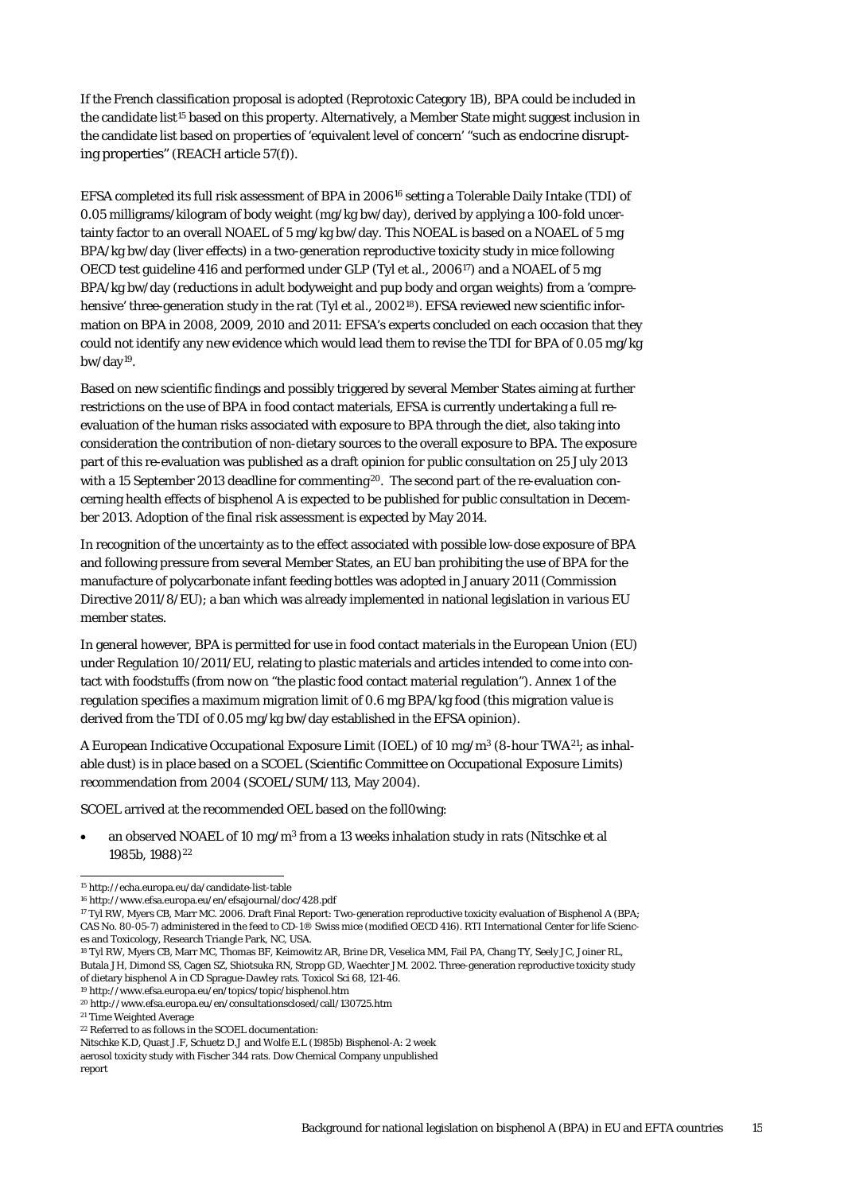If the French classification proposal is adopted (Reprotoxic Category 1B), BPA could be included in the candidate list[15] based on this property. Alternatively, a Member State might suggest inclusion in the candidate list based on properties of 'equivalent level of concern' "such as endocrine disrupting properties" (REACH article 57(f)).

EFSA completed its full risk assessment of BPA in 2006[16] setting a Tolerable Daily Intake (TDI) of 0.05 milligrams/kilogram of body weight (mg/kg bw/day), derived by applying a 100-fold uncertainty factor to an overall NOAEL of 5 mg/kg bw/day. This NOEAL is based on a NOAEL of 5 mg BPA/kg bw/day (liver effects) in a two-generation reproductive toxicity study in mice following OECD test guideline 416 and performed under GLP (Tyl et al., 2006[17]) and a NOAEL of 5 mg BPA/kg bw/day (reductions in adult bodyweight and pup body and organ weights) from a 'comprehensive' three-generation study in the rat (Tyl et al., 2002[18]). EFSA reviewed new scientific information on BPA in 2008, 2009, 2010 and 2011: EFSA's experts concluded on each occasion that they could not identify any new evidence which would lead them to revise the TDI for BPA of 0.05 mg/kg bw/day[19].

Based on new scientific findings and possibly triggered by several Member States aiming at further restrictions on the use of BPA in food contact materials, EFSA is currently undertaking a full re-evaluation of the human risks associated with exposure to BPA through the diet, also taking into consideration the contribution of non-dietary sources to the overall exposure to BPA. The exposure part of this re-evaluation was published as a draft opinion for public consultation on 25 July 2013 with a 15 September 2013 deadline for commenting[20]. The second part of the re-evaluation concerning health effects of bisphenol A is expected to be published for public consultation in December 2013. Adoption of the final risk assessment is expected by May 2014.

In recognition of the uncertainty as to the effect associated with possible low-dose exposure of BPA and following pressure from several Member States, an EU ban prohibiting the use of BPA for the manufacture of polycarbonate infant feeding bottles was adopted in January 2011 (Commission Directive 2011/8/EU); a ban which was already implemented in national legislation in various EU member states.

In general however, BPA is permitted for use in food contact materials in the European Union (EU) under Regulation 10/2011/EU, relating to plastic materials and articles intended to come into contact with foodstuffs (from now on "the plastic food contact material regulation"). Annex 1 of the regulation specifies a maximum migration limit of 0.6 mg BPA/kg food (this migration value is derived from the TDI of 0.05 mg/kg bw/day established in the EFSA opinion).

A European Indicative Occupational Exposure Limit (IOEL) of 10 mg/m$^3$ (8-hour TWA[21]; as inhalable dust) is in place based on a SCOEL (Scientific Committee on Occupational Exposure Limits) recommendation from 2004 (SCOEL/SUM/113, May 2004).

SCOEL arrived at the recommended OEL based on the foll0wing:

- an observed NOAEL of 10 mg/m$^3$ from a 13 weeks inhalation study in rats (Nitschke et al 1985b, 1988)[22]

---

[15] http://echa.europa.eu/da/candidate-list-table

[16] http://www.efsa.europa.eu/en/efsajournal/doc/428.pdf

[17] Tyl RW, Myers CB, Marr MC. 2006. Draft Final Report: Two-generation reproductive toxicity evaluation of Bisphenol A (BPA; CAS No. 80-05-7) administered in the feed to CD-1® Swiss mice (modified OECD 416). RTI International Center for life Sciences and Toxicology, Research Triangle Park, NC, USA.

[18] Tyl RW, Myers CB, Marr MC, Thomas BF, Keimowitz AR, Brine DR, Veselica MM, Fail PA, Chang TY, Seely JC, Joiner RL, Butala JH, Dimond SS, Cagen SZ, Shiotsuka RN, Stropp GD, Waechter JM. 2002. Three-generation reproductive toxicity study of dietary bisphenol A in CD Sprague-Dawley rats. Toxicol Sci 68, 121-46.

[19] http://www.efsa.europa.eu/en/topics/topic/bisphenol.htm

[20] http://www.efsa.europa.eu/en/consultationsclosed/call/130725.htm

[21] Time Weighted Average

[22] Referred to as follows in the SCOEL documentation:
Nitschke K.D, Quast J.F, Schuetz D.J and Wolfe E.L (1985b) Bisphenol-A: 2 week aerosol toxicity study with Fischer 344 rats. Dow Chemical Company unpublished report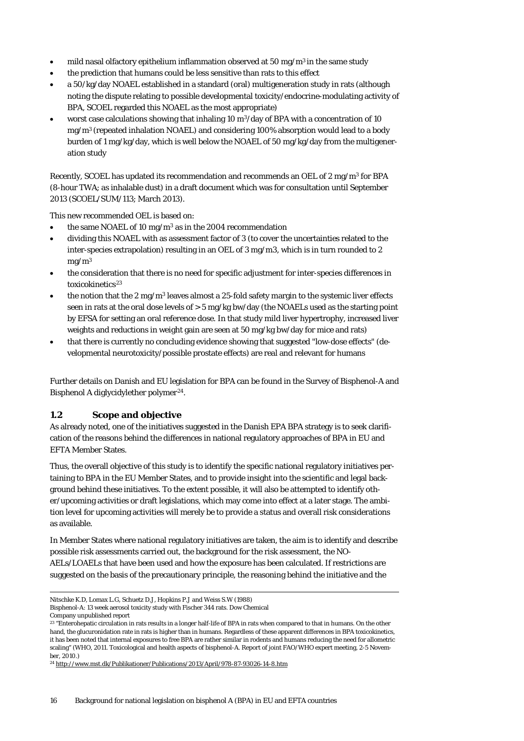- mild nasal olfactory epithelium inflammation observed at 50 mg/m$^3$ in the same study
- the prediction that humans could be less sensitive than rats to this effect
- a 50/kg/day NOAEL established in a standard (oral) multigeneration study in rats (although noting the dispute relating to possible developmental toxicity/endocrine-modulating activity of BPA, SCOEL regarded this NOAEL as the most appropriate)
- worst case calculations showing that inhaling 10 m$^3$/day of BPA with a concentration of 10 mg/m$^3$ (repeated inhalation NOAEL) and considering 100% absorption would lead to a body burden of 1 mg/kg/day, which is well below the NOAEL of 50 mg/kg/day from the multigeneration study

Recently, SCOEL has updated its recommendation and recommends an OEL of 2 mg/m$^3$ for BPA (8-hour TWA; as inhalable dust) in a draft document which was for consultation until September 2013 (SCOEL/SUM/113; March 2013).

This new recommended OEL is based on:

- the same NOAEL of 10 mg/m$^3$ as in the 2004 recommendation
- dividing this NOAEL with as assessment factor of 3 (to cover the uncertainties related to the inter-species extrapolation) resulting in an OEL of 3 mg/m3, which is in turn rounded to 2 mg/m$^3$
- the consideration that there is no need for specific adjustment for inter-species differences in toxicokinetics[23]
- the notion that the 2 mg/m$^3$ leaves almost a 25-fold safety margin to the systemic liver effects seen in rats at the oral dose levels of > 5 mg/kg bw/day (the NOAELs used as the starting point by EFSA for setting an oral reference dose. In that study mild liver hypertrophy, increased liver weights and reductions in weight gain are seen at 50 mg/kg bw/day for mice and rats)
- that there is currently no concluding evidence showing that suggested "low-dose effects" (developmental neurotoxicity/possible prostate effects) are real and relevant for humans

Further details on Danish and EU legislation for BPA can be found in the Survey of Bisphenol-A and Bisphenol A diglycidylether polymer[24].

## 1.2 Scope and objective

As already noted, one of the initiatives suggested in the Danish EPA BPA strategy is to seek clarification of the reasons behind the differences in national regulatory approaches of BPA in EU and EFTA Member States.

Thus, the overall objective of this study is to identify the specific national regulatory initiatives pertaining to BPA in the EU Member States, and to provide insight into the scientific and legal background behind these initiatives. To the extent possible, it will also be attempted to identify other/upcoming activities or draft legislations, which may come into effect at a later stage. The ambition level for upcoming activities will merely be to provide a status and overall risk considerations as available.

In Member States where national regulatory initiatives are taken, the aim is to identify and describe possible risk assessments carried out, the background for the risk assessment, the NOAELs/LOAELs that have been used and how the exposure has been calculated. If restrictions are suggested on the basis of the precautionary principle, the reasoning behind the initiative and the

---

Nitschke K.D, Lomax L.G, Schuetz D.J, Hopkins P.J and Weiss S.W (1988)
Bisphenol-A: 13 week aerosol toxicity study with Fischer 344 rats. Dow Chemical
Company unpublished report

[23] "Enterohepatic circulation in rats results in a longer half-life of BPA in rats when compared to that in humans. On the other hand, the glucuronidation rate in rats is higher than in humans. Regardless of these apparent differences in BPA toxicokinetics, it has been noted that internal exposures to free BPA are rather similar in rodents and humans reducing the need for allometric scaling" (WHO, 2011. Toxicological and health aspects of bisphenol-A. Report of joint FAO/WHO expert meeting, 2-5 November, 2010.)

[24] http://www.mst.dk/Publikationer/Publications/2013/April/978-87-93026-14-8.htm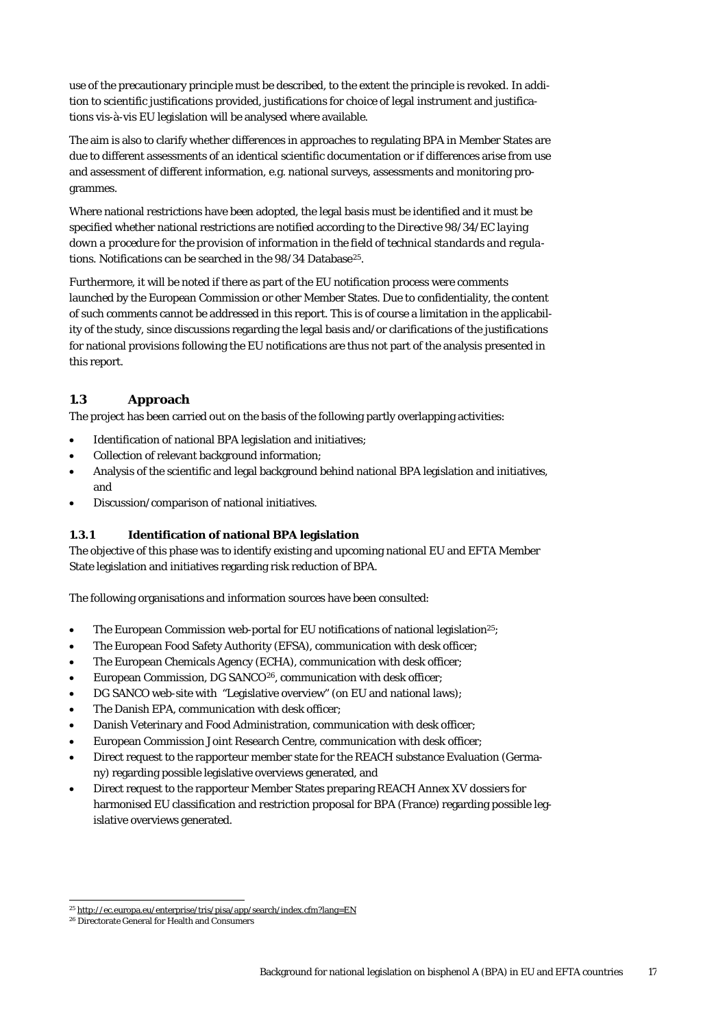use of the precautionary principle must be described, to the extent the principle is revoked. In addition to scientific justifications provided, justifications for choice of legal instrument and justifications vis-à-vis EU legislation will be analysed where available.

The aim is also to clarify whether differences in approaches to regulating BPA in Member States are due to different assessments of an identical scientific documentation or if differences arise from use and assessment of different information, e.g. national surveys, assessments and monitoring programmes.

Where national restrictions have been adopted, the legal basis must be identified and it must be specified whether national restrictions are notified according to the *Directive 98/34/EC laying down a procedure for the provision of information in the field of technical standards and regulations*. Notifications can be searched in the 98/34 Database[25].

Furthermore, it will be noted if there as part of the EU notification process were comments launched by the European Commission or other Member States. Due to confidentiality, the content of such comments cannot be addressed in this report. This is of course a limitation in the applicability of the study, since discussions regarding the legal basis and/or clarifications of the justifications for national provisions following the EU notifications are thus not part of the analysis presented in this report.

## 1.3 Approach

The project has been carried out on the basis of the following partly overlapping activities:

- Identification of national BPA legislation and initiatives;
- Collection of relevant background information;
- Analysis of the scientific and legal background behind national BPA legislation and initiatives, and
- Discussion/comparison of national initiatives.

### 1.3.1 Identification of national BPA legislation

The objective of this phase was to identify existing and upcoming national EU and EFTA Member State legislation and initiatives regarding risk reduction of BPA.

The following organisations and information sources have been consulted:

- The European Commission web-portal for EU notifications of national legislation[25];
- The European Food Safety Authority (EFSA), communication with desk officer;
- The European Chemicals Agency (ECHA), communication with desk officer;
- European Commission, DG SANCO[26], communication with desk officer;
- DG SANCO web-site with "Legislative overview" (on EU and national laws);
- The Danish EPA, communication with desk officer;
- Danish Veterinary and Food Administration, communication with desk officer;
- European Commission Joint Research Centre, communication with desk officer;
- Direct request to the rapporteur member state for the REACH substance Evaluation (Germany) regarding possible legislative overviews generated, and
- Direct request to the rapporteur Member States preparing REACH Annex XV dossiers for harmonised EU classification and restriction proposal for BPA (France) regarding possible legislative overviews generated.

---

[25] http://ec.europa.eu/enterprise/tris/pisa/app/search/index.cfm?lang=EN

[26] Directorate General for Health and Consumers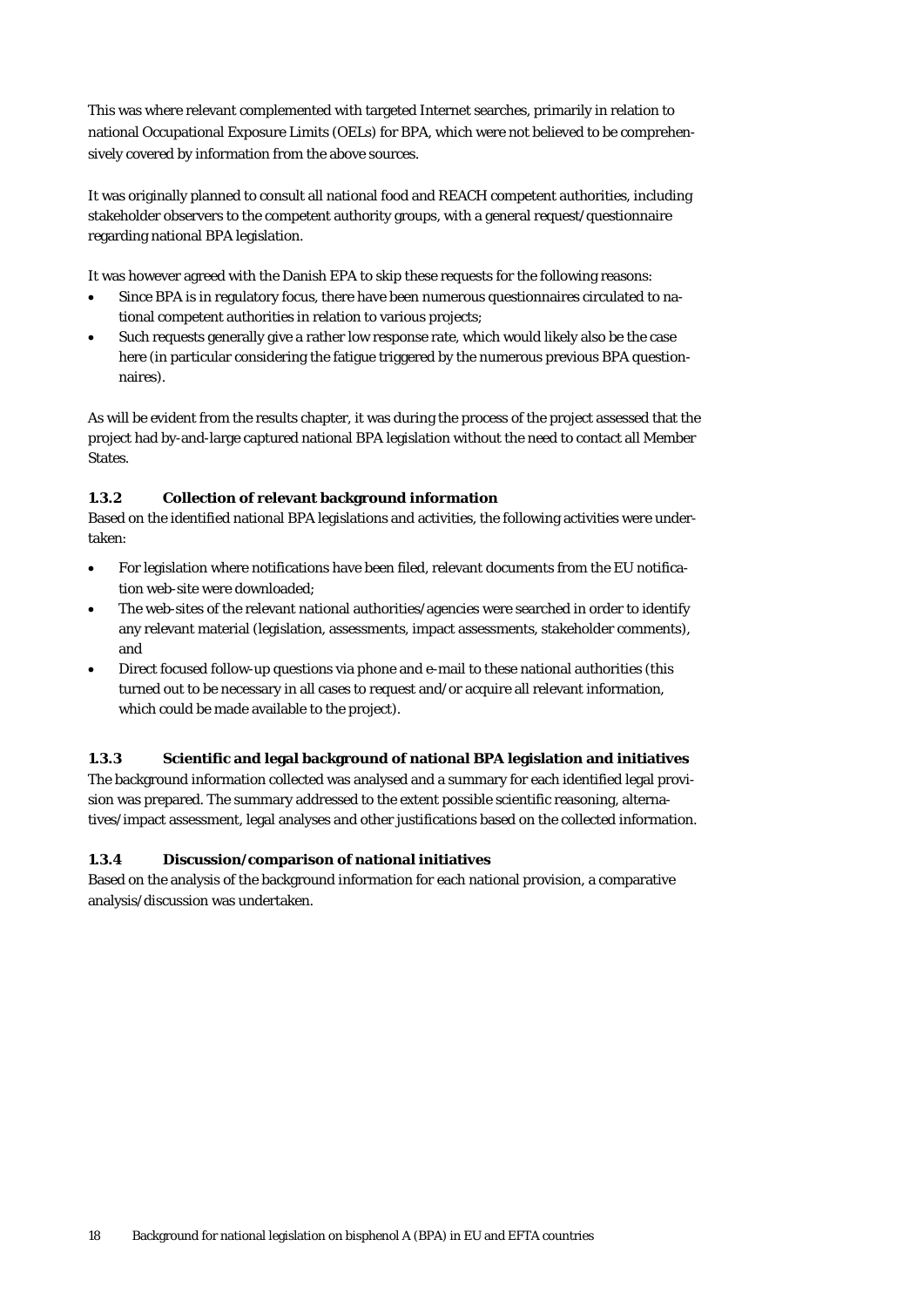This was where relevant complemented with targeted Internet searches, primarily in relation to national Occupational Exposure Limits (OELs) for BPA, which were not believed to be comprehensively covered by information from the above sources.

It was originally planned to consult all national food and REACH competent authorities, including stakeholder observers to the competent authority groups, with a general request/questionnaire regarding national BPA legislation.

It was however agreed with the Danish EPA to skip these requests for the following reasons:

- Since BPA is in regulatory focus, there have been numerous questionnaires circulated to national competent authorities in relation to various projects;
- Such requests generally give a rather low response rate, which would likely also be the case here (in particular considering the fatigue triggered by the numerous previous BPA questionnaires).

As will be evident from the results chapter, it was during the process of the project assessed that the project had by-and-large captured national BPA legislation without the need to contact all Member States.

### 1.3.2 Collection of relevant background information

Based on the identified national BPA legislations and activities, the following activities were undertaken:

- For legislation where notifications have been filed, relevant documents from the EU notification web-site were downloaded;
- The web-sites of the relevant national authorities/agencies were searched in order to identify any relevant material (legislation, assessments, impact assessments, stakeholder comments), and
- Direct focused follow-up questions via phone and e-mail to these national authorities (this turned out to be necessary in all cases to request and/or acquire all relevant information, which could be made available to the project).

### 1.3.3 Scientific and legal background of national BPA legislation and initiatives

The background information collected was analysed and a summary for each identified legal provision was prepared. The summary addressed to the extent possible scientific reasoning, alternatives/impact assessment, legal analyses and other justifications based on the collected information.

### 1.3.4 Discussion/comparison of national initiatives

Based on the analysis of the background information for each national provision, a comparative analysis/discussion was undertaken.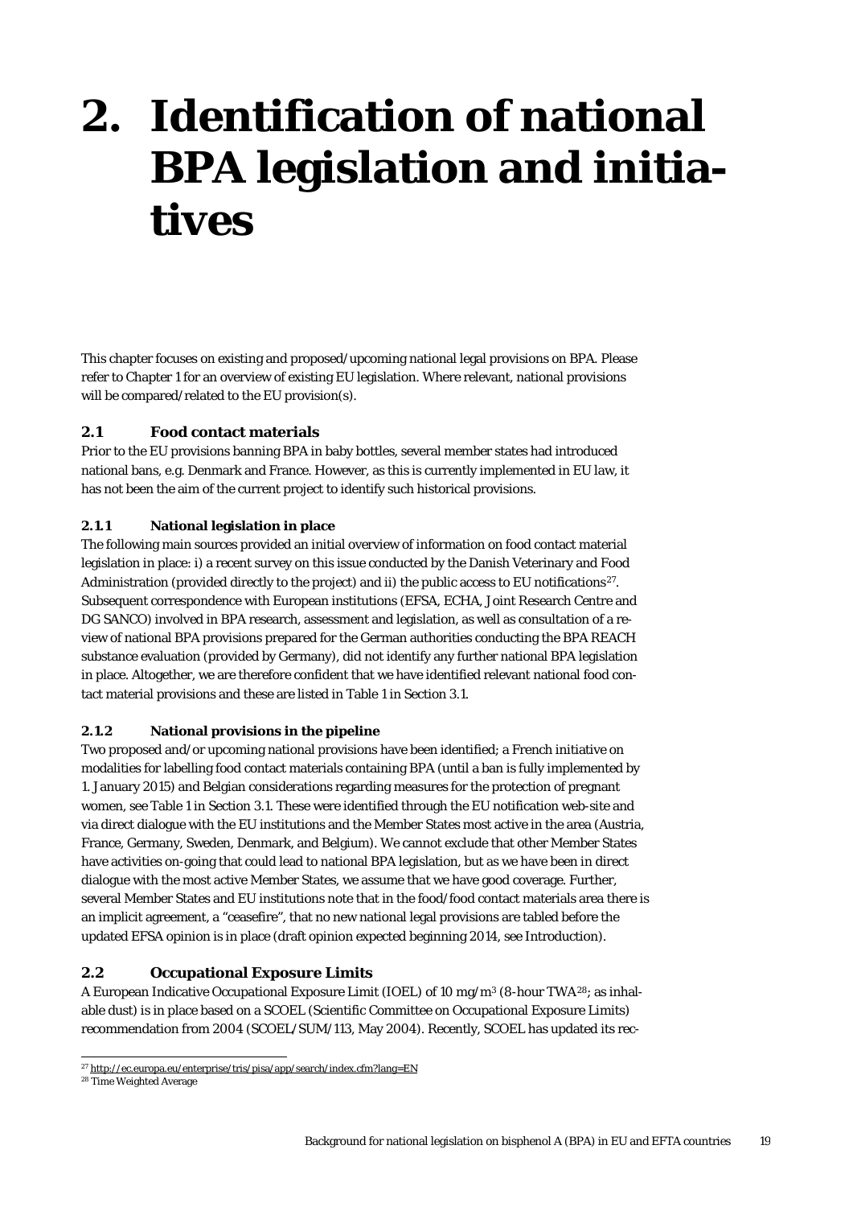# 2. Identification of national BPA legislation and initiatives

This chapter focuses on existing and proposed/upcoming national legal provisions on BPA. Please refer to Chapter 1 for an overview of existing EU legislation. Where relevant, national provisions will be compared/related to the EU provision(s).

## 2.1 Food contact materials

Prior to the EU provisions banning BPA in baby bottles, several member states had introduced national bans, e.g. Denmark and France. However, as this is currently implemented in EU law, it has not been the aim of the current project to identify such historical provisions.

### 2.1.1 National legislation in place

The following main sources provided an initial overview of information on food contact material legislation in place: i) a recent survey on this issue conducted by the Danish Veterinary and Food Administration (provided directly to the project) and ii) the public access to EU notifications[27]. Subsequent correspondence with European institutions (EFSA, ECHA, Joint Research Centre and DG SANCO) involved in BPA research, assessment and legislation, as well as consultation of a review of national BPA provisions prepared for the German authorities conducting the BPA REACH substance evaluation (provided by Germany), did not identify any further national BPA legislation in place. Altogether, we are therefore confident that we have identified relevant national food contact material provisions and these are listed in Table 1 in Section 3.1.

### 2.1.2 National provisions in the pipeline

Two proposed and/or upcoming national provisions have been identified; a French initiative on modalities for labelling food contact materials containing BPA (until a ban is fully implemented by 1. January 2015) and Belgian considerations regarding measures for the protection of pregnant women, see Table 1 in Section 3.1. These were identified through the EU notification web-site and via direct dialogue with the EU institutions and the Member States most active in the area (Austria, France, Germany, Sweden, Denmark, and Belgium). We cannot exclude that other Member States have activities on-going that could lead to national BPA legislation, but as we have been in direct dialogue with the most active Member States, we assume that we have good coverage. Further, several Member States and EU institutions note that in the food/food contact materials area there is an implicit agreement, a "ceasefire", that no new national legal provisions are tabled before the updated EFSA opinion is in place (draft opinion expected beginning 2014, see Introduction).

## 2.2 Occupational Exposure Limits

A European Indicative Occupational Exposure Limit (IOEL) of 10 mg/m$^3$ (8-hour TWA[28]; as inhalable dust) is in place based on a SCOEL (Scientific Committee on Occupational Exposure Limits) recommendation from 2004 (SCOEL/SUM/113, May 2004). Recently, SCOEL has updated its rec-

[27] http://ec.europa.eu/enterprise/tris/pisa/app/search/index.cfm?lang=EN

[28] Time Weighted Average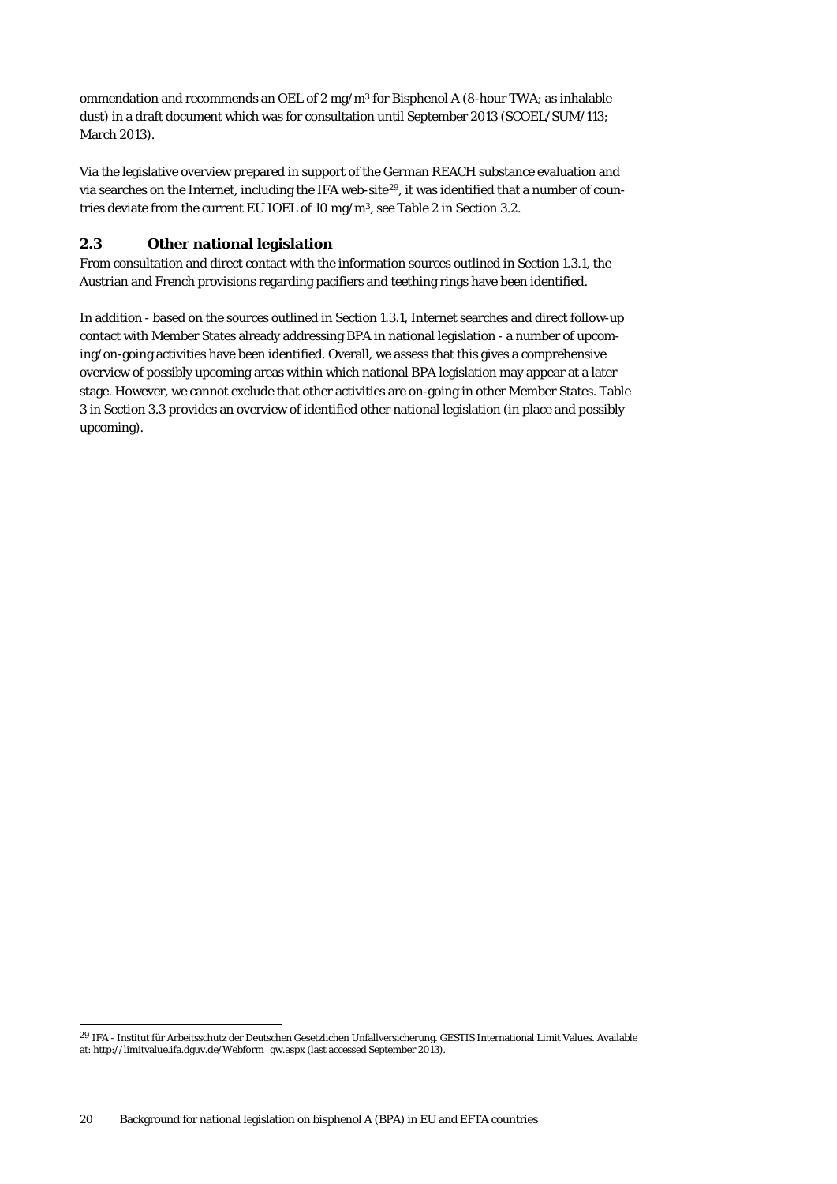ommendation and recommends an OEL of 2 mg/m$^3$ for Bisphenol A (8-hour TWA; as inhalable dust) in a draft document which was for consultation until September 2013 (SCOEL/SUM/113; March 2013).

Via the legislative overview prepared in support of the German REACH substance evaluation and via searches on the Internet, including the IFA web-site[29], it was identified that a number of countries deviate from the current EU IOEL of 10 mg/m$^3$, see Table 2 in Section 3.2.

## 2.3 Other national legislation

From consultation and direct contact with the information sources outlined in Section 1.3.1, the Austrian and French provisions regarding pacifiers and teething rings have been identified.

In addition - based on the sources outlined in Section 1.3.1, Internet searches and direct follow-up contact with Member States already addressing BPA in national legislation - a number of upcoming/on-going activities have been identified. Overall, we assess that this gives a comprehensive overview of possibly upcoming areas within which national BPA legislation may appear at a later stage. However, we cannot exclude that other activities are on-going in other Member States. Table 3 in Section 3.3 provides an overview of identified other national legislation (in place and possibly upcoming).

---

[29] IFA - Institut für Arbeitsschutz der Deutschen Gesetzlichen Unfallversicherung. GESTIS International Limit Values. Available at: http://limitvalue.ifa.dguv.de/Webform_gw.aspx (last accessed September 2013).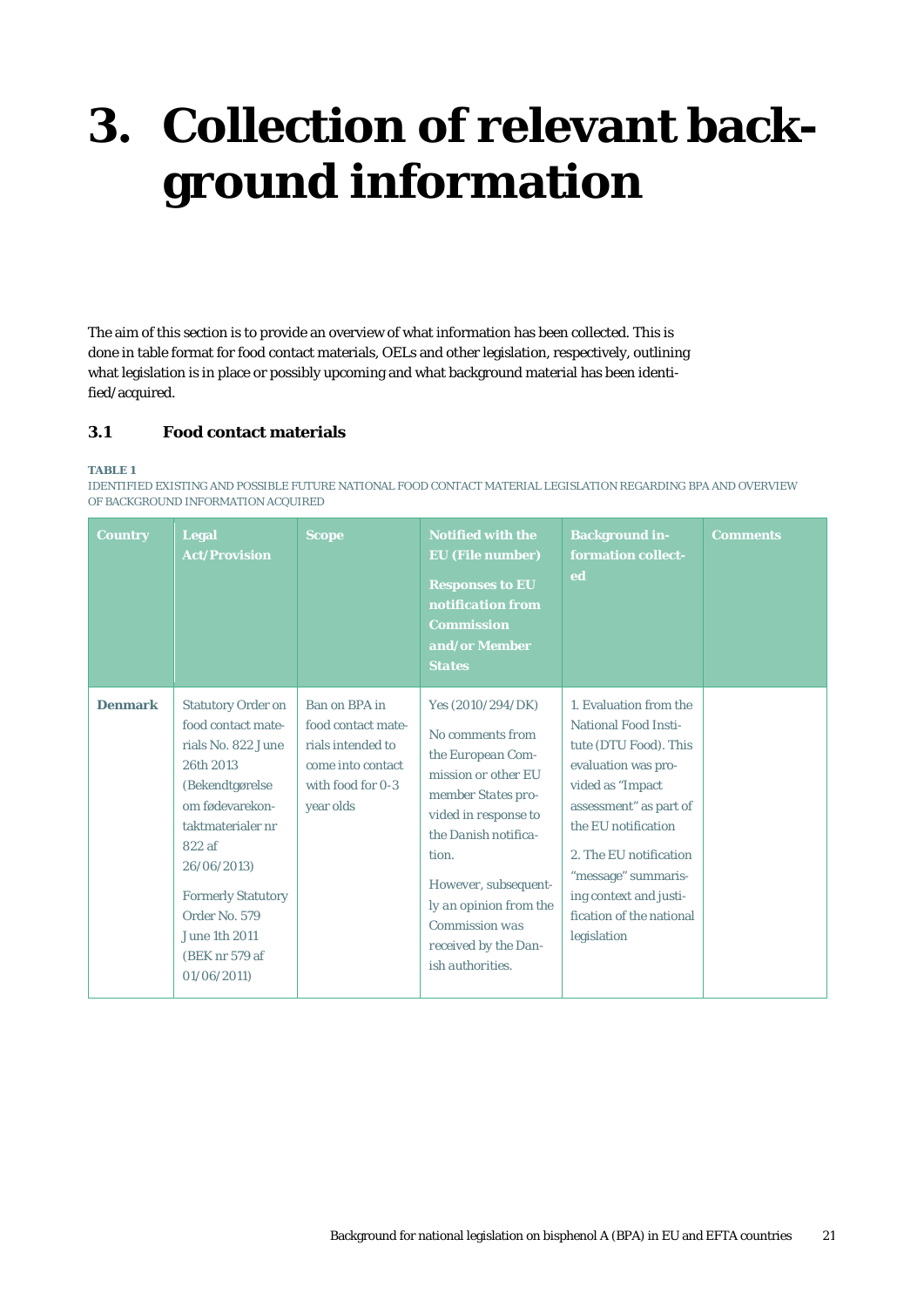# 3. Collection of relevant background information

The aim of this section is to provide an overview of what information has been collected. This is done in table format for food contact materials, OELs and other legislation, respectively, outlining what legislation is in place or possibly upcoming and what background material has been identified/acquired.

## 3.1 Food contact materials

**TABLE 1**
IDENTIFIED EXISTING AND POSSIBLE FUTURE NATIONAL FOOD CONTACT MATERIAL LEGISLATION REGARDING BPA AND OVERVIEW OF BACKGROUND INFORMATION ACQUIRED

| Country | Legal Act/Provision | Scope | Notified with the EU (File number)<br><br>Responses to EU notification from Commission and/or Member States | Background information collected | Comments |
|---|---|---|---|---|---|
| **Denmark** | Statutory Order on food contact materials No. 822 June 26th 2013 (Bekendtgørelse om fødevarekontaktmaterialer nr 822 af 26/06/2013)<br><br>Formerly Statutory Order No. 579 June 1th 2011 (BEK nr 579 af 01/06/2011) | Ban on BPA in food contact materials intended to come into contact with food for 0-3 year olds | Yes (2010/294/DK)<br><br>No comments from the European Commission or other EU member States provided in response to the Danish notification.<br><br>However, subsequently an opinion from the Commission was received by the Danish authorities. | 1. Evaluation from the National Food Institute (DTU Food). This evaluation was provided as "Impact assessment" as part of the EU notification<br><br>2. The EU notification "message" summarising context and justification of the national legislation | |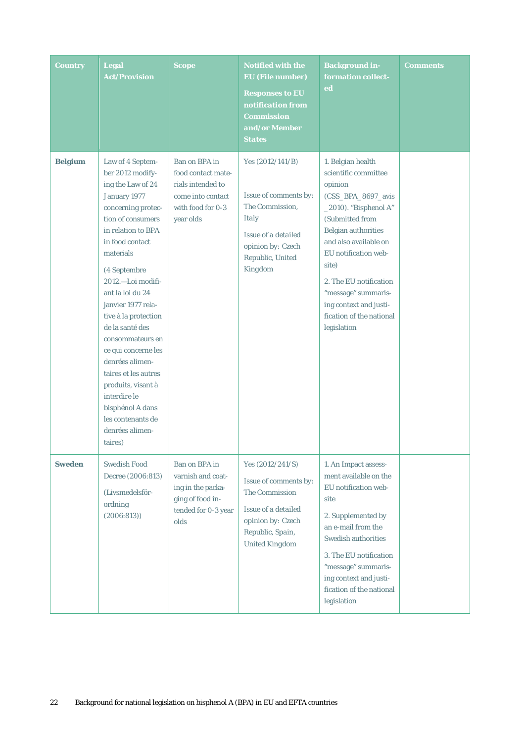| Country | Legal Act/Provision | Scope | Notified with the EU (File number) Responses to EU notification from Commission and/or Member States | Background information collected | Comments |
|---|---|---|---|---|---|
| **Belgium** | Law of 4 September 2012 modifying the Law of 24 January 1977 concerning protection of consumers in relation to BPA in food contact materials<br><br>(4 Septembre 2012.—Loi modifiant la loi du 24 janvier 1977 relative à la protection de la santé des consommateurs en ce qui concerne les denrées alimentaires et les autres produits, visant à interdire le bisphénol A dans les contenants de denrées alimentaires) | Ban on BPA in food contact materials intended to come into contact with food for 0-3 year olds | Yes (2012/141/B)<br><br>Issue of comments by: The Commission, Italy<br><br>Issue of a detailed opinion by: Czech Republic, United Kingdom | 1. Belgian health scientific committee opinion (CSS_BPA_8697_avis_2010). "Bisphenol A" (Submitted from Belgian authorities and also available on EU notification website)<br><br>2. The EU notification "message" summarising context and justification of the national legislation | |
| **Sweden** | Swedish Food Decree (2006:813)<br><br>(Livsmedelsförordning (2006:813)) | Ban on BPA in varnish and coating in the packaging of food intended for 0-3 year olds | Yes (2012/241/S)<br><br>Issue of comments by: The Commission<br><br>Issue of a detailed opinion by: Czech Republic, Spain, United Kingdom | 1. An Impact assessment available on the EU notification website<br><br>2. Supplemented by an e-mail from the Swedish authorities<br><br>3. The EU notification "message" summarising context and justification of the national legislation | |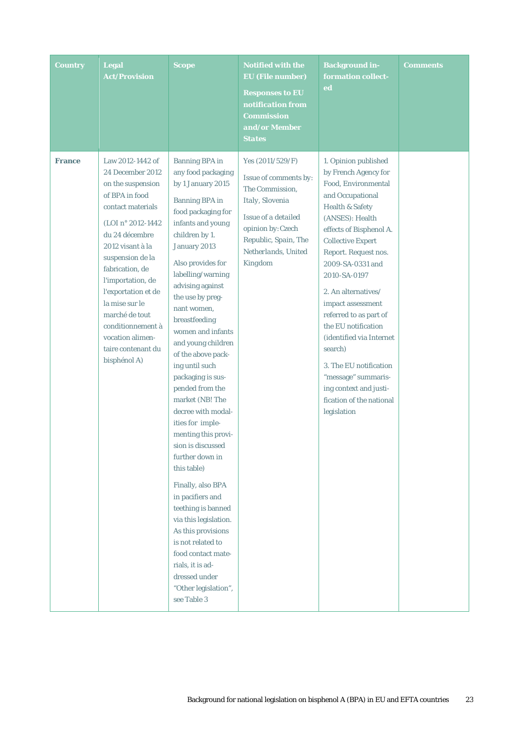| Country | Legal Act/Provision | Scope | Notified with the EU (File number)<br><br>Responses to EU notification from Commission and/or Member States | Background information collected | Comments |
|---|---|---|---|---|---|
| **France** | Law 2012-1442 of 24 December 2012 on the suspension of BPA in food contact materials<br><br>(LOI n° 2012-1442 du 24 décembre 2012 visant à la suspension de la fabrication, de l'importation, de l'exportation et de la mise sur le marché de tout conditionnement à vocation alimentaire contenant du bisphénol A) | Banning BPA in any food packaging by 1 January 2015<br><br>Banning BPA in food packaging for infants and young children by 1. January 2013<br><br>Also provides for labelling/warning advising against the use by pregnant women, breastfeeding women and infants and young children of the above packing until such packaging is suspended from the market (NB! The decree with modalities for implementing this provision is discussed further down in this table)<br><br>Finally, also BPA in pacifiers and teething is banned via this legislation. As this provisions is not related to food contact materials, it is addressed under "Other legislation", see Table 3 | Yes (2011/529/F)<br><br>Issue of comments by: The Commission, Italy, Slovenia<br><br>Issue of a detailed opinion by: Czech Republic, Spain, The Netherlands, United Kingdom | 1. Opinion published by French Agency for Food, Environmental and Occupational Health & Safety (ANSES): Health effects of Bisphenol A. Collective Expert Report. Request nos. 2009-SA-0331 and 2010-SA-0197<br><br>2. An alternatives/ impact assessment referred to as part of the EU notification (identified via Internet search)<br><br>3. The EU notification "message" summarising context and justification of the national legislation | |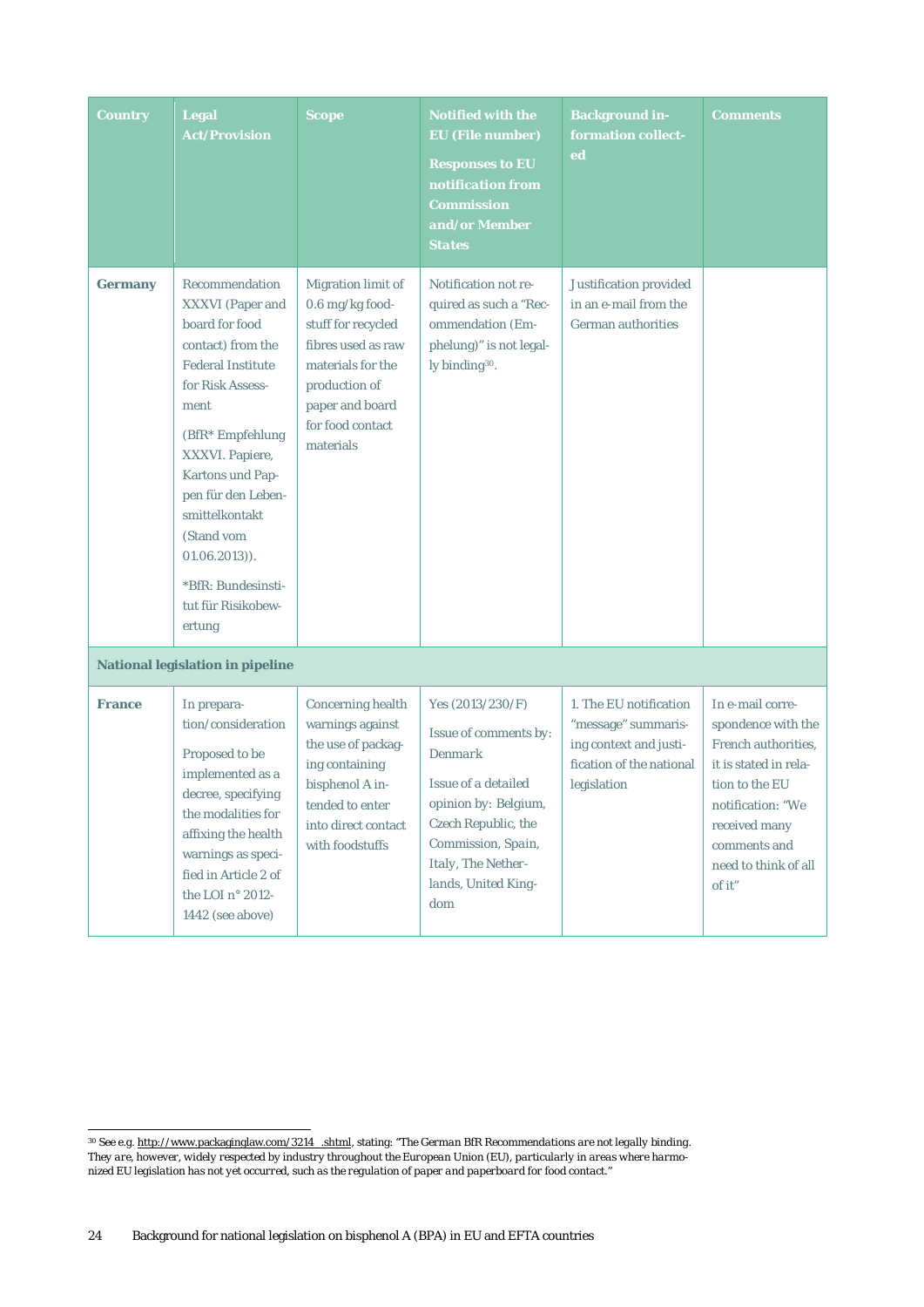| Country | Legal Act/Provision | Scope | Notified with the EU (File number) Responses to EU notification from Commission and/or Member States | Background information collected | Comments |
|---|---|---|---|---|---|
| **Germany** | Recommendation XXXVI (Paper and board for food contact) from the Federal Institute for Risk Assessment (BfR* Empfehlung XXXVI. Papiere, Kartons und Pappen für den Lebensmittelkontakt (Stand vom 01.06.2013)). *BfR: Bundesinstitut für Risikobewertung | Migration limit of 0.6 mg/kg foodstuff for recycled fibres used as raw materials for the production of paper and board for food contact materials | Notification not required as such a "Recommendation (Emphelung)" is not legally binding[30]. | Justification provided in an e-mail from the German authorities | |
| **National legislation in pipeline** | | | | | |
| **France** | In preparation/consideration Proposed to be implemented as a decree, specifying the modalities for affixing the health warnings as specified in Article 2 of the LOI n° 2012-1442 (see above) | Concerning health warnings against the use of packaging containing bisphenol A intended to enter into direct contact with foodstuffs | Yes (2013/230/F) Issue of comments by: *Denmark* Issue of a detailed opinion by: Belgium, Czech Republic, the Commission, Spain, Italy, The Netherlands, United Kingdom | 1. The EU notification "message" summarising context and justification of the national legislation | In e-mail correspondence with the French authorities, it is stated in relation to the EU notification: "We received many comments and need to think of all of it" |

[30] See e.g. http://www.packaginglaw.com/3214_.shtml, stating: "*The German BfR Recommendations are not legally binding. They are, however, widely respected by industry throughout the European Union (EU), particularly in areas where harmonized EU legislation has not yet occurred, such as the regulation of paper and paperboard for food contact.*"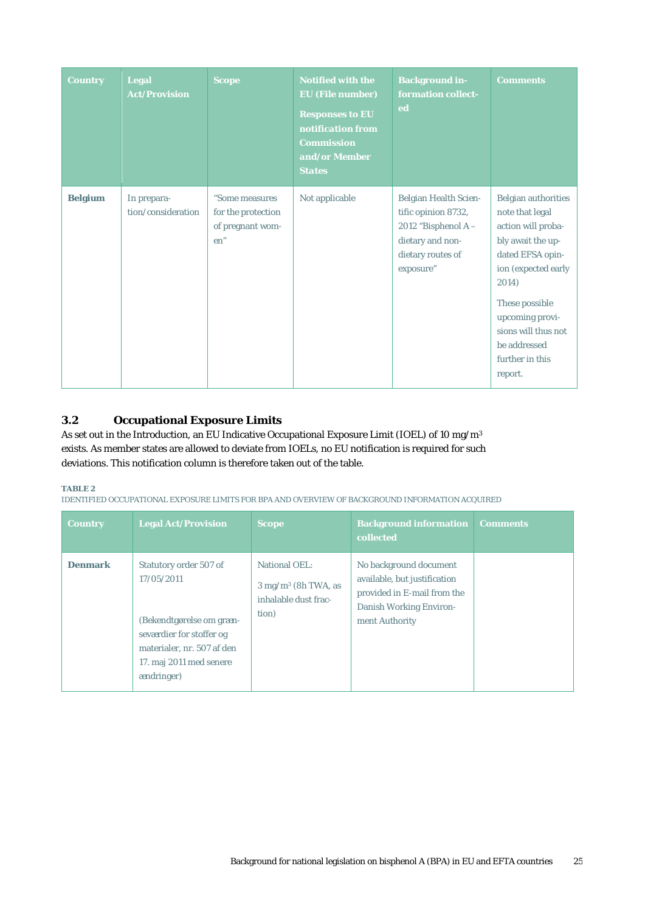| Country | Legal Act/Provision | Scope | Notified with the EU (File number) Responses to EU notification from Commission and/or Member States | Background information collected | Comments |
|---|---|---|---|---|---|
| **Belgium** | In preparation/consideration | "Some measures for the protection of pregnant women" | Not applicable | Belgian Health Scientific opinion 8732, 2012 "Bisphenol A – dietary and non-dietary routes of exposure" | Belgian authorities note that legal action will probably await the updated EFSA opinion (expected early 2014) These possible upcoming provisions will thus not be addressed further in this report. |

### 3.2 Occupational Exposure Limits

As set out in the Introduction, an EU Indicative Occupational Exposure Limit (IOEL) of 10 mg/m$^3$ exists. As member states are allowed to deviate from IOELs, no EU notification is required for such deviations. This notification column is therefore taken out of the table.

**TABLE 2**
IDENTIFIED OCCUPATIONAL EXPOSURE LIMITS FOR BPA AND OVERVIEW OF BACKGROUND INFORMATION ACQUIRED

| Country | Legal Act/Provision | Scope | Background information collected | Comments |
|---|---|---|---|---|
| **Denmark** | Statutory order 507 of 17/05/2011 (Bekendtgørelse om grænseværdier for stoffer og materialer, nr. 507 af den 17. maj 2011 med senere ændringer) | National OEL: 3 mg/m$^3$ (8h TWA, as inhalable dust fraction) | No background document available, but justification provided in E-mail from the Danish Working Environment Authority | |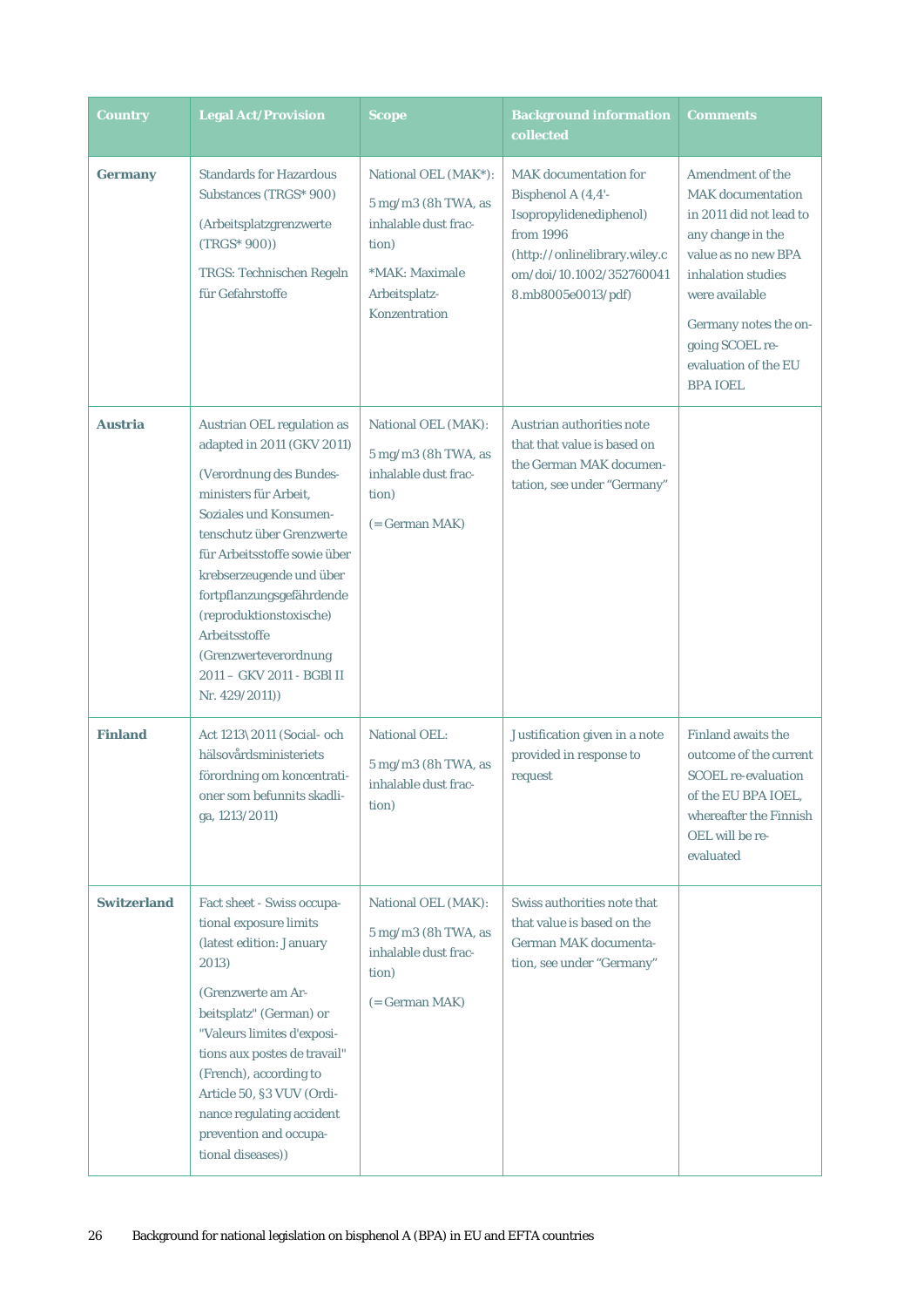| Country | Legal Act/Provision | Scope | Background information collected | Comments |
|---|---|---|---|---|
| **Germany** | Standards for Hazardous Substances (TRGS* 900)<br><br>(Arbeitsplatzgrenzwerte (TRGS* 900))<br><br>TRGS: Technischen Regeln für Gefahrstoffe | National OEL (MAK*):<br><br>5 mg/m3 (8h TWA, as inhalable dust fraction)<br><br>*MAK: Maximale Arbeitsplatz-Konzentration | MAK documentation for Bisphenol A (4,4'-Isopropylidenediphenol) from 1996 (http://onlinelibrary.wiley.com/doi/10.1002/3527600418.mb8005e0013/pdf) | Amendment of the MAK documentation in 2011 did not lead to any change in the value as no new BPA inhalation studies were available<br><br>Germany notes the ongoing SCOEL re-evaluation of the EU BPA IOEL |
| **Austria** | Austrian OEL regulation as adapted in 2011 (GKV 2011)<br><br>(Verordnung des Bundesministers für Arbeit, Soziales und Konsumentenschutz über Grenzwerte für Arbeitsstoffe sowie über krebserzeugende und über fortpflanzungsgefährdende (reproduktionstoxische) Arbeitsstoffe (Grenzwerteverordnung 2011 – GKV 2011 - BGBl II Nr. 429/2011)) | National OEL (MAK):<br><br>5 mg/m3 (8h TWA, as inhalable dust fraction)<br><br>(=German MAK) | Austrian authorities note that that value is based on the German MAK documentation, see under "Germany" | |
| **Finland** | Act 1213\2011 (Social- och hälsovårdsministeriets förordning om koncentrationer som befunnits skadliga, 1213/2011) | National OEL:<br><br>5 mg/m3 (8h TWA, as inhalable dust fraction) | Justification given in a note provided in response to request | Finland awaits the outcome of the current SCOEL re-evaluation of the EU BPA IOEL, whereafter the Finnish OEL will be re-evaluated |
| **Switzerland** | Fact sheet - Swiss occupational exposure limits (latest edition: January 2013)<br><br>(Grenzwerte am Arbeitsplatz" (German) or "Valeurs limites d'expositions aux postes de travail" (French), according to Article 50, §3 VUV (Ordinance regulating accident prevention and occupational diseases)) | National OEL (MAK):<br><br>5 mg/m3 (8h TWA, as inhalable dust fraction)<br><br>(=German MAK) | Swiss authorities note that that value is based on the German MAK documentation, see under "Germany" | |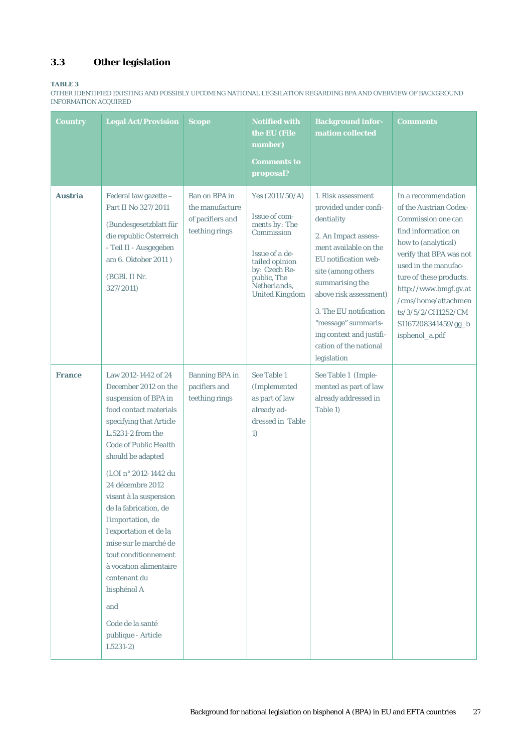### 3.3 Other legislation

**TABLE 3**
OTHER IDENTIFIED EXISTING AND POSSIBLY UPCOMING NATIONAL LEGSILATION REGARDING BPA AND OVERVIEW OF BACKGROUND INFORMATION ACQUIRED

| Country | Legal Act/Provision | Scope | Notified with the EU (File number)<br><br>Comments to proposal? | Background information collected | Comments |
|---|---|---|---|---|---|
| **Austria** | Federal law gazette – Part II No 327/2011<br><br>(Bundesgesetzblatt für die republic Österreich - Teil II - Ausgegeben am 6. Oktober 2011 )<br><br>(BGBl. II Nr. 327/2011) | Ban on BPA in the manufacture of pacifiers and teething rings | Yes (2011/50/A)<br><br>Issue of comments by: The Commission<br><br>Issue of a detailed opinion by: Czech Republic, The Netherlands, United Kingdom | 1. Risk assessment provided under confidentiality<br><br>2. An Impact assessment available on the EU notification website (among others summarising the above risk assessment)<br><br>3. The EU notification "message" summarising context and justification of the national legislation | In a recommendation of the Austrian Codex-Commission one can find information on how to (analytical) verify that BPA was not used in the manufacture of these products. http://www.bmgf.gv.at/cms/home/attachments/3/5/2/CH1252/CMS1167208341459/gg_bisphenol_a.pdf |
| **France** | Law 2012-1442 of 24 December 2012 on the suspension of BPA in food contact materials specifying that Article L.5231-2 from the Code of Public Health should be adapted<br><br>(LOI n° 2012-1442 du 24 décembre 2012 visant à la suspension de la fabrication, de l'importation, de l'exportation et de la mise sur le marché de tout conditionnement à vocation alimentaire contenant du bisphénol A<br><br>and<br><br>Code de la santé publique - Article L5231-2) | Banning BPA in pacifiers and teething rings | See Table 1 (Implemented as part of law already addressed in Table 1) | See Table 1 (Implemented as part of law already addressed in Table 1) | |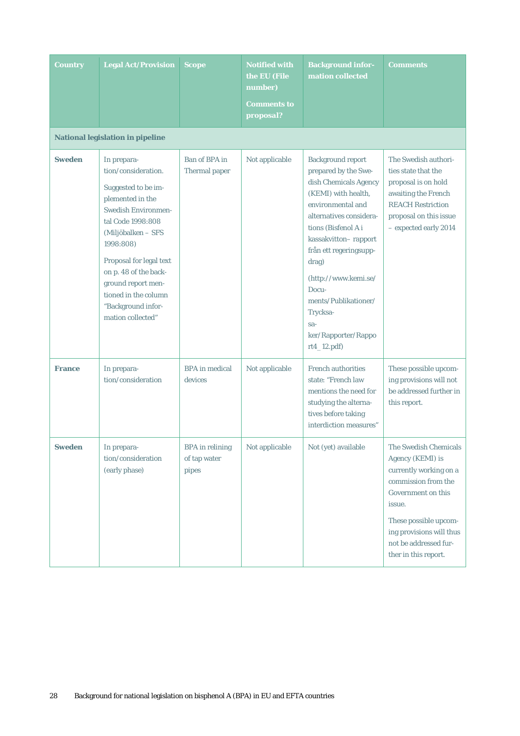| Country | Legal Act/Provision | Scope | Notified with the EU (File number) Comments to proposal? | Background information collected | Comments |
|---|---|---|---|---|---|
| **National legislation in pipeline** | | | | | |
| **Sweden** | In preparation/consideration. Suggested to be implemented in the Swedish Environmental Code 1998:808 (Miljöbalken – SFS 1998:808) Proposal for legal text on p. 48 of the background report mentioned in the column "Background information collected" | Ban of BPA in Thermal paper | Not applicable | Background report prepared by the Swedish Chemicals Agency (KEMI) with health, environmental and alternatives considerations (Bisfenol A i kassakvitton– rapport från ett regeringsuppdrag) (http://www.kemi.se/Documents/Publikationer/Trycksaker/Rapporter/Rapport4_12.pdf) | The Swedish authorities state that the proposal is on hold awaiting the French REACH Restriction proposal on this issue – expected early 2014 |
| **France** | In preparation/consideration | BPA in medical devices | Not applicable | French authorities state: "French law mentions the need for studying the alternatives before taking interdiction measures" | These possible upcoming provisions will not be addressed further in this report. |
| **Sweden** | In preparation/consideration (early phase) | BPA in relining of tap water pipes | Not applicable | Not (yet) available | The Swedish Chemicals Agency (KEMI) is currently working on a commission from the Government on this issue. These possible upcoming provisions will thus not be addressed further in this report. |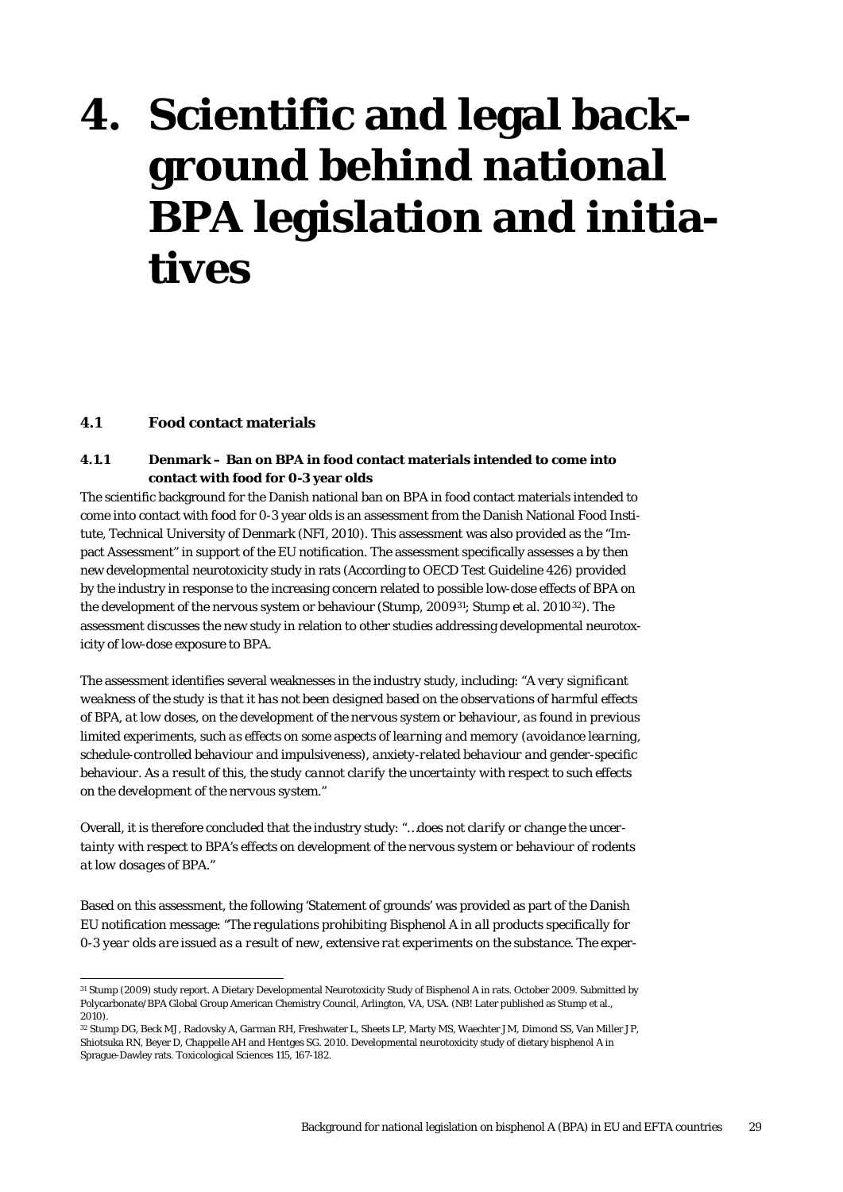# 4. Scientific and legal background behind national BPA legislation and initiatives

### 4.1 Food contact materials

#### 4.1.1 Denmark – Ban on BPA in food contact materials intended to come into contact with food for 0-3 year olds

The scientific background for the Danish national ban on BPA in food contact materials intended to come into contact with food for 0-3 year olds is an assessment from the Danish National Food Institute, Technical University of Denmark (NFI, 2010). This assessment was also provided as the "Impact Assessment" in support of the EU notification. The assessment specifically assesses a by then new developmental neurotoxicity study in rats (According to OECD Test Guideline 426) provided by the industry in response to the increasing concern related to possible low-dose effects of BPA on the development of the nervous system or behaviour (Stump, 2009[31]; Stump et al. 2010[32]). The assessment discusses the new study in relation to other studies addressing developmental neurotoxicity of low-dose exposure to BPA.

The assessment identifies several weaknesses in the industry study, including: "*A very significant weakness of the study is that it has not been designed based on the observations of harmful effects of BPA, at low doses, on the development of the nervous system or behaviour, as found in previous limited experiments, such as effects on some aspects of learning and memory (avoidance learning, schedule-controlled behaviour and impulsiveness), anxiety-related behaviour and gender-specific behaviour. As a result of this, the study cannot clarify the uncertainty with respect to such effects on the development of the nervous system.*"

Overall, it is therefore concluded that the industry study: "*…does not clarify or change the uncertainty with respect to BPA's effects on development of the nervous system or behaviour of rodents at low dosages of BPA.*"

Based on this assessment, the following 'Statement of grounds' was provided as part of the Danish EU notification message: "*The regulations prohibiting Bisphenol A in all products specifically for 0-3 year olds are issued as a result of new, extensive rat experiments on the substance. The exper-*

---

[31] Stump (2009) study report. A Dietary Developmental Neurotoxicity Study of Bisphenol A in rats. October 2009. Submitted by Polycarbonate/BPA Global Group American Chemistry Council, Arlington, VA, USA. (NB! Later published as Stump et al., 2010).

[32] Stump DG, Beck MJ, Radovsky A, Garman RH, Freshwater L, Sheets LP, Marty MS, Waechter JM, Dimond SS, Van Miller JP, Shiotsuka RN, Beyer D, Chappelle AH and Hentges SG. 2010. Developmental neurotoxicity study of dietary bisphenol A in Sprague-Dawley rats. Toxicological Sciences 115, 167-182.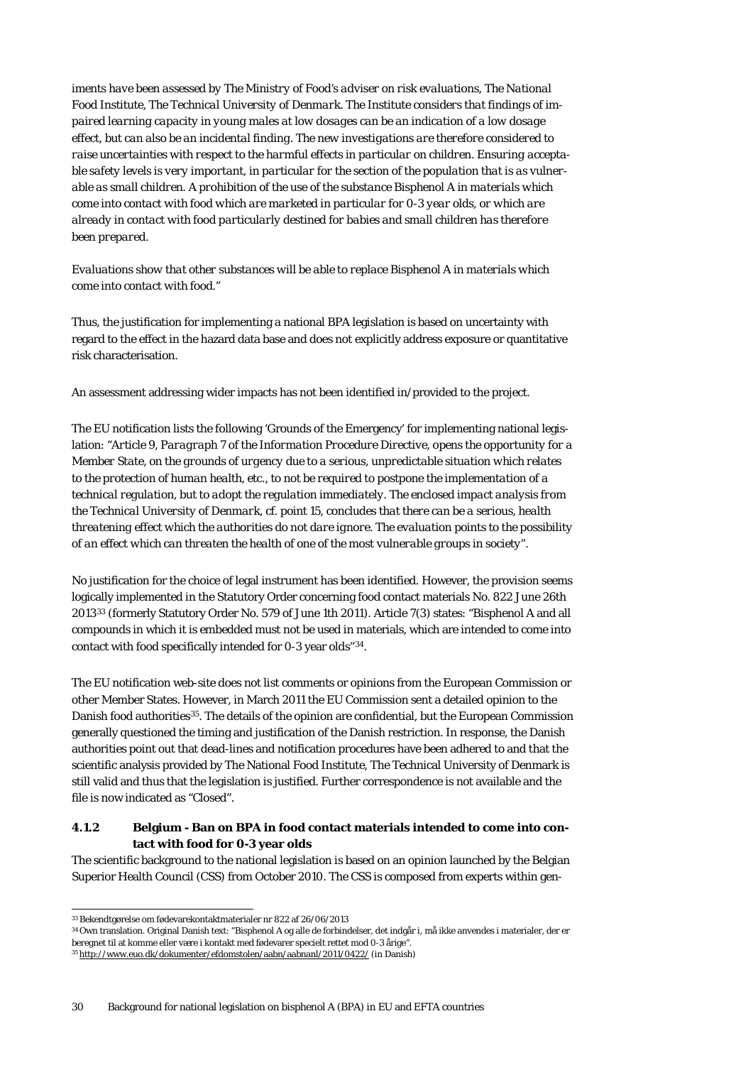*iments have been assessed by The Ministry of Food's adviser on risk evaluations, The National Food Institute, The Technical University of Denmark. The Institute considers that findings of impaired learning capacity in young males at low dosages can be an indication of a low dosage effect, but can also be an incidental finding. The new investigations are therefore considered to raise uncertainties with respect to the harmful effects in particular on children. Ensuring acceptable safety levels is very important, in particular for the section of the population that is as vulnerable as small children. A prohibition of the use of the substance Bisphenol A in materials which come into contact with food which are marketed in particular for 0-3 year olds, or which are already in contact with food particularly destined for babies and small children has therefore been prepared.*

*Evaluations show that other substances will be able to replace Bisphenol A in materials which come into contact with food."*

Thus, the justification for implementing a national BPA legislation is based on uncertainty with regard to the effect in the hazard data base and does not explicitly address exposure or quantitative risk characterisation.

An assessment addressing wider impacts has not been identified in/provided to the project.

The EU notification lists the following 'Grounds of the Emergency' for implementing national legislation: *"Article 9, Paragraph 7 of the Information Procedure Directive, opens the opportunity for a Member State, on the grounds of urgency due to a serious, unpredictable situation which relates to the protection of human health, etc., to not be required to postpone the implementation of a technical regulation, but to adopt the regulation immediately. The enclosed impact analysis from the Technical University of Denmark, cf. point 15, concludes that there can be a serious, health threatening effect which the authorities do not dare ignore. The evaluation points to the possibility of an effect which can threaten the health of one of the most vulnerable groups in society".*

No justification for the choice of legal instrument has been identified. However, the provision seems logically implemented in the Statutory Order concerning food contact materials No. 822 June 26th 2013[33] (formerly Statutory Order No. 579 of June 1th 2011). Article 7(3) states: "Bisphenol A and all compounds in which it is embedded must not be used in materials, which are intended to come into contact with food specifically intended for 0-3 year olds"[34].

The EU notification web-site does not list comments or opinions from the European Commission or other Member States. However, in March 2011 the EU Commission sent a detailed opinion to the Danish food authorities[35]. The details of the opinion are confidential, but the European Commission generally questioned the timing and justification of the Danish restriction. In response, the Danish authorities point out that dead-lines and notification procedures have been adhered to and that the scientific analysis provided by The National Food Institute, The Technical University of Denmark is still valid and thus that the legislation is justified. Further correspondence is not available and the file is now indicated as "Closed".

### 4.1.2 Belgium - Ban on BPA in food contact materials intended to come into contact with food for 0-3 year olds

The scientific background to the national legislation is based on an opinion launched by the Belgian Superior Health Council (CSS) from October 2010. The CSS is composed from experts within gen-

---

[33] Bekendtgørelse om fødevarekontaktmaterialer nr 822 af 26/06/2013

[34] Own translation. Original Danish text: "Bisphenol A og alle de forbindelser, det indgår i, må ikke anvendes i materialer, der er beregnet til at komme eller være i kontakt med fødevarer specielt rettet mod 0-3 årige".

[35] http://www.euo.dk/dokumenter/efdomstolen/aabn/aabnanl/2011/0422/ (in Danish)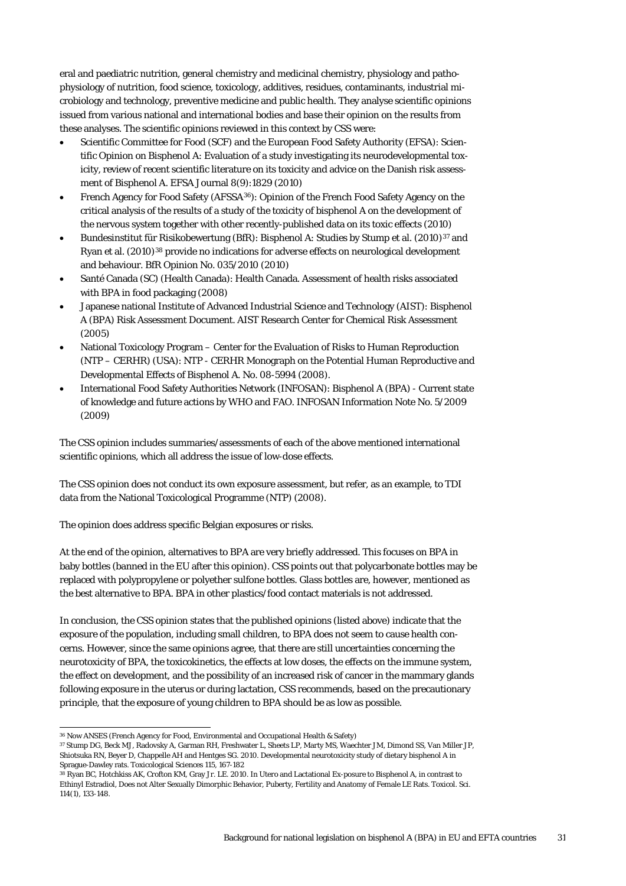eral and paediatric nutrition, general chemistry and medicinal chemistry, physiology and pathophysiology of nutrition, food science, toxicology, additives, residues, contaminants, industrial microbiology and technology, preventive medicine and public health. They analyse scientific opinions issued from various national and international bodies and base their opinion on the results from these analyses. The scientific opinions reviewed in this context by CSS were:

- Scientific Committee for Food (SCF) and the European Food Safety Authority (EFSA): Scientific Opinion on Bisphenol A: Evaluation of a study investigating its neurodevelopmental toxicity, review of recent scientific literature on its toxicity and advice on the Danish risk assessment of Bisphenol A. EFSA Journal 8(9):1829 (2010)
- French Agency for Food Safety (AFSSA[36]): Opinion of the French Food Safety Agency on the critical analysis of the results of a study of the toxicity of bisphenol A on the development of the nervous system together with other recently-published data on its toxic effects (2010)
- Bundesinstitut für Risikobewertung (BfR): Bisphenol A: Studies by Stump et al. (2010)[37] and Ryan et al. (2010)[38] provide no indications for adverse effects on neurological development and behaviour. BfR Opinion No. 035/2010 (2010)
- Santé Canada (SC) (Health Canada): Health Canada. Assessment of health risks associated with BPA in food packaging (2008)
- Japanese national Institute of Advanced Industrial Science and Technology (AIST): Bisphenol A (BPA) Risk Assessment Document. AIST Research Center for Chemical Risk Assessment (2005)
- National Toxicology Program – Center for the Evaluation of Risks to Human Reproduction (NTP – CERHR) (USA): NTP - CERHR Monograph on the Potential Human Reproductive and Developmental Effects of Bisphenol A. No. 08-5994 (2008).
- International Food Safety Authorities Network (INFOSAN): Bisphenol A (BPA) - Current state of knowledge and future actions by WHO and FAO. INFOSAN Information Note No. 5/2009 (2009)

The CSS opinion includes summaries/assessments of each of the above mentioned international scientific opinions, which all address the issue of low-dose effects.

The CSS opinion does not conduct its own exposure assessment, but refer, as an example, to TDI data from the National Toxicological Programme (NTP) (2008).

The opinion does address specific Belgian exposures or risks.

At the end of the opinion, alternatives to BPA are very briefly addressed. This focuses on BPA in baby bottles (banned in the EU after this opinion). CSS points out that polycarbonate bottles may be replaced with polypropylene or polyether sulfone bottles. Glass bottles are, however, mentioned as the best alternative to BPA. BPA in other plastics/food contact materials is not addressed.

In conclusion, the CSS opinion states that the published opinions (listed above) indicate that the exposure of the population, including small children, to BPA does not seem to cause health concerns. However, since the same opinions agree, that there are still uncertainties concerning the neurotoxicity of BPA, the toxicokinetics, the effects at low doses, the effects on the immune system, the effect on development, and the possibility of an increased risk of cancer in the mammary glands following exposure in the uterus or during lactation, CSS recommends, based on the precautionary principle, that the exposure of young children to BPA should be as low as possible.

---

[36] Now ANSES (French Agency for Food, Environmental and Occupational Health & Safety)

[37] Stump DG, Beck MJ, Radovsky A, Garman RH, Freshwater L, Sheets LP, Marty MS, Waechter JM, Dimond SS, Van Miller JP, Shiotsuka RN, Beyer D, Chappelle AH and Hentges SG. 2010. Developmental neurotoxicity study of dietary bisphenol A in Sprague-Dawley rats. Toxicological Sciences 115, 167-182

[38] Ryan BC, Hotchkiss AK, Crofton KM, Gray Jr. LE. 2010. In Utero and Lactational Ex-posure to Bisphenol A, in contrast to Ethinyl Estradiol, Does not Alter Sexually Dimorphic Behavior, Puberty, Fertility and Anatomy of Female LE Rats. Toxicol. Sci. 114(1), 133-148.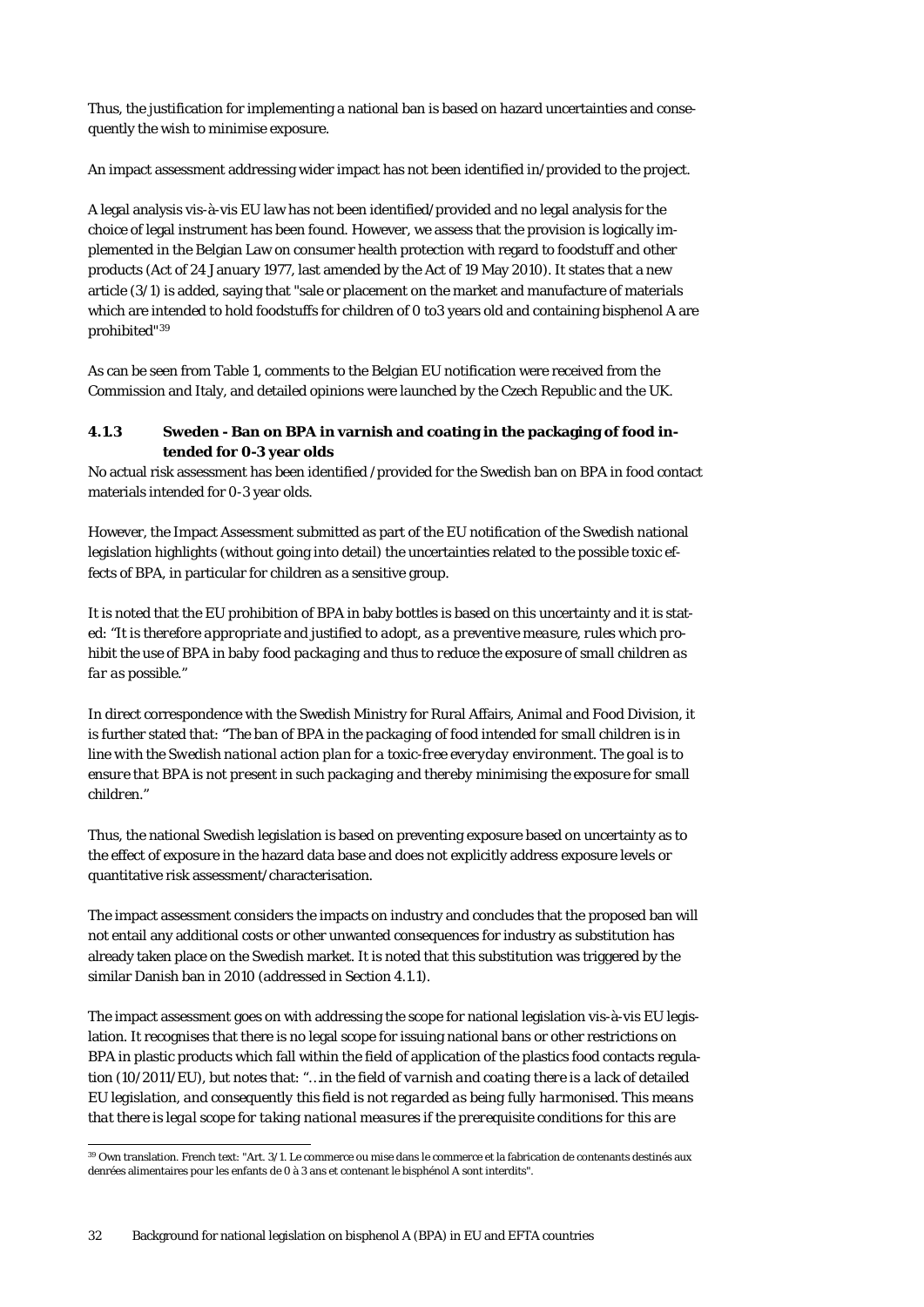Thus, the justification for implementing a national ban is based on hazard uncertainties and consequently the wish to minimise exposure.

An impact assessment addressing wider impact has not been identified in/provided to the project.

A legal analysis vis-à-vis EU law has not been identified/provided and no legal analysis for the choice of legal instrument has been found. However, we assess that the provision is logically implemented in the Belgian Law on consumer health protection with regard to foodstuff and other products (Act of 24 January 1977, last amended by the Act of 19 May 2010). It states that a new article (3/1) is added, saying that "sale or placement on the market and manufacture of materials which are intended to hold foodstuffs for children of 0 to3 years old and containing bisphenol A are prohibited"[39]

As can be seen from Table 1, comments to the Belgian EU notification were received from the Commission and Italy, and detailed opinions were launched by the Czech Republic and the UK.

### 4.1.3 Sweden - Ban on BPA in varnish and coating in the packaging of food intended for 0-3 year olds

No actual risk assessment has been identified /provided for the Swedish ban on BPA in food contact materials intended for 0-3 year olds.

However, the Impact Assessment submitted as part of the EU notification of the Swedish national legislation highlights (without going into detail) the uncertainties related to the possible toxic effects of BPA, in particular for children as a sensitive group.

It is noted that the EU prohibition of BPA in baby bottles is based on this uncertainty and it is stated: *"It is therefore appropriate and justified to adopt, as a preventive measure, rules which prohibit the use of BPA in baby food packaging and thus to reduce the exposure of small children as far as possible."*

In direct correspondence with the Swedish Ministry for Rural Affairs, Animal and Food Division, it is further stated that: *"The ban of BPA in the packaging of food intended for small children is in line with the Swedish national action plan for a toxic-free everyday environment. The goal is to ensure that BPA is not present in such packaging and thereby minimising the exposure for small children."*

Thus, the national Swedish legislation is based on preventing exposure based on uncertainty as to the effect of exposure in the hazard data base and does not explicitly address exposure levels or quantitative risk assessment/characterisation.

The impact assessment considers the impacts on industry and concludes that the proposed ban will not entail any additional costs or other unwanted consequences for industry as substitution has already taken place on the Swedish market. It is noted that this substitution was triggered by the similar Danish ban in 2010 (addressed in Section 4.1.1).

The impact assessment goes on with addressing the scope for national legislation vis-à-vis EU legislation. It recognises that there is no legal scope for issuing national bans or other restrictions on BPA in plastic products which fall within the field of application of the plastics food contacts regulation (10/2011/EU), but notes that: *"…in the field of varnish and coating there is a lack of detailed EU legislation, and consequently this field is not regarded as being fully harmonised. This means that there is legal scope for taking national measures if the prerequisite conditions for this are*

[39] Own translation. French text: "Art. 3/1. Le commerce ou mise dans le commerce et la fabrication de contenants destinés aux denrées alimentaires pour les enfants de 0 à 3 ans et contenant le bisphénol A sont interdits".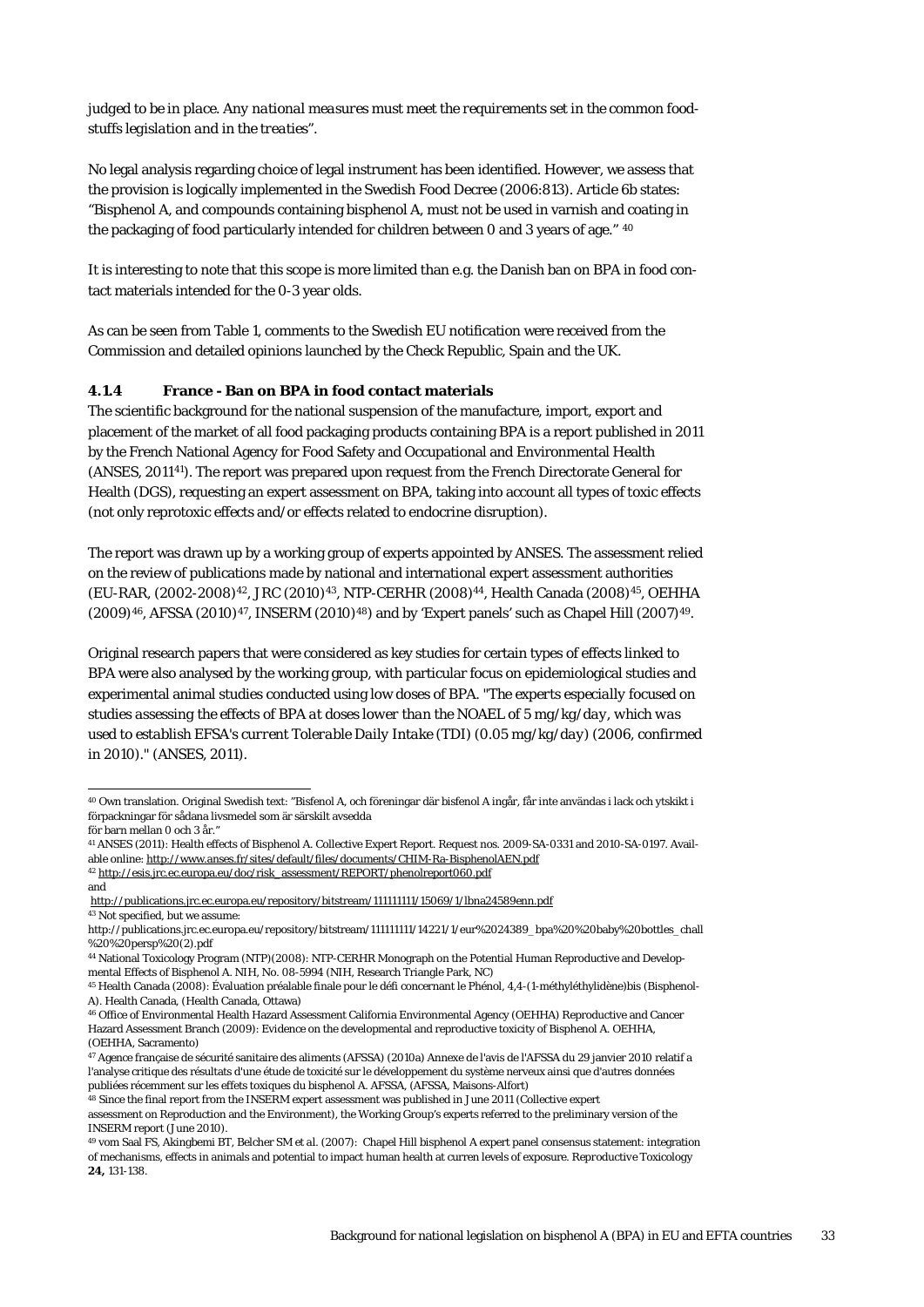*judged to be in place. Any national measures must meet the requirements set in the common food-stuffs legislation and in the treaties*".

No legal analysis regarding choice of legal instrument has been identified. However, we assess that the provision is logically implemented in the Swedish Food Decree (2006:813). Article 6b states: "Bisphenol A, and compounds containing bisphenol A, must not be used in varnish and coating in the packaging of food particularly intended for children between 0 and 3 years of age." [40]

It is interesting to note that this scope is more limited than e.g. the Danish ban on BPA in food contact materials intended for the 0-3 year olds.

As can be seen from Table 1, comments to the Swedish EU notification were received from the Commission and detailed opinions launched by the Check Republic, Spain and the UK.

### 4.1.4 France - Ban on BPA in food contact materials

The scientific background for the national suspension of the manufacture, import, export and placement of the market of all food packaging products containing BPA is a report published in 2011 by the French National Agency for Food Safety and Occupational and Environmental Health (ANSES, 2011[41]). The report was prepared upon request from the French Directorate General for Health (DGS), requesting an expert assessment on BPA, taking into account all types of toxic effects (not only reprotoxic effects and/or effects related to endocrine disruption).

The report was drawn up by a working group of experts appointed by ANSES. The assessment relied on the review of publications made by national and international expert assessment authorities (EU-RAR, (2002-2008)[42], JRC (2010)[43], NTP-CERHR (2008)[44], Health Canada (2008)[45], OEHHA (2009)[46], AFSSA (2010)[47], INSERM (2010)[48]) and by 'Expert panels' such as Chapel Hill (2007)[49].

Original research papers that were considered as key studies for certain types of effects linked to BPA were also analysed by the working group, with particular focus on epidemiological studies and experimental animal studies conducted using low doses of BPA. "*The experts especially focused on studies assessing the effects of BPA at doses lower than the NOAEL of 5 mg/kg/day, which was used to establish EFSA's current Tolerable Daily Intake (TDI) (0.05 mg/kg/day) (2006, confirmed in 2010).*" (ANSES, 2011).

---

[40] Own translation. Original Swedish text: "Bisfenol A, och föreningar där bisfenol A ingår, får inte användas i lack och ytskikt i förpackningar för sådana livsmedel som är särskilt avsedda för barn mellan 0 och 3 år."

[41] ANSES (2011): Health effects of Bisphenol A. Collective Expert Report. Request nos. 2009-SA-0331 and 2010-SA-0197. Available online: http://www.anses.fr/sites/default/files/documents/CHIM-Ra-BisphenolAEN.pdf

[42] http://esis.jrc.ec.europa.eu/doc/risk_assessment/REPORT/phenolreport060.pdf and http://publications.jrc.ec.europa.eu/repository/bitstream/111111111/15069/1/lbna24589enn.pdf

[43] Not specified, but we assume: http://publications.jrc.ec.europa.eu/repository/bitstream/111111111/14221/1/eur%2024389_bpa%20%20baby%20bottles_chall%20%20persp%20(2).pdf

[44] National Toxicology Program (NTP)(2008): NTP-CERHR Monograph on the Potential Human Reproductive and Developmental Effects of Bisphenol A. NIH, No. 08-5994 (NIH, Research Triangle Park, NC)

[45] Health Canada (2008): Évaluation préalable finale pour le défi concernant le Phénol, 4,4-(1-méthyléthylidène)bis (Bisphenol-A). Health Canada, (Health Canada, Ottawa)

[46] Office of Environmental Health Hazard Assessment California Environmental Agency (OEHHA) Reproductive and Cancer Hazard Assessment Branch (2009): Evidence on the developmental and reproductive toxicity of Bisphenol A. OEHHA, (OEHHA, Sacramento)

[47] Agence française de sécurité sanitaire des aliments (AFSSA) (2010a) Annexe de l'avis de l'AFSSA du 29 janvier 2010 relatif a l'analyse critique des résultats d'une étude de toxicité sur le développement du système nerveux ainsi que d'autres données publiées récemment sur les effets toxiques du bisphenol A. AFSSA, (AFSSA, Maisons-Alfort)

[48] Since the final report from the INSERM expert assessment was published in June 2011 (Collective expert assessment on Reproduction and the Environment), the Working Group's experts referred to the preliminary version of the INSERM report (June 2010).

[49] vom Saal FS, Akingbemi BT, Belcher SM *et al.* (2007): Chapel Hill bisphenol A expert panel consensus statement: integration of mechanisms, effects in animals and potential to impact human health at curren levels of exposure. *Reproductive Toxicology* **24,** 131-138.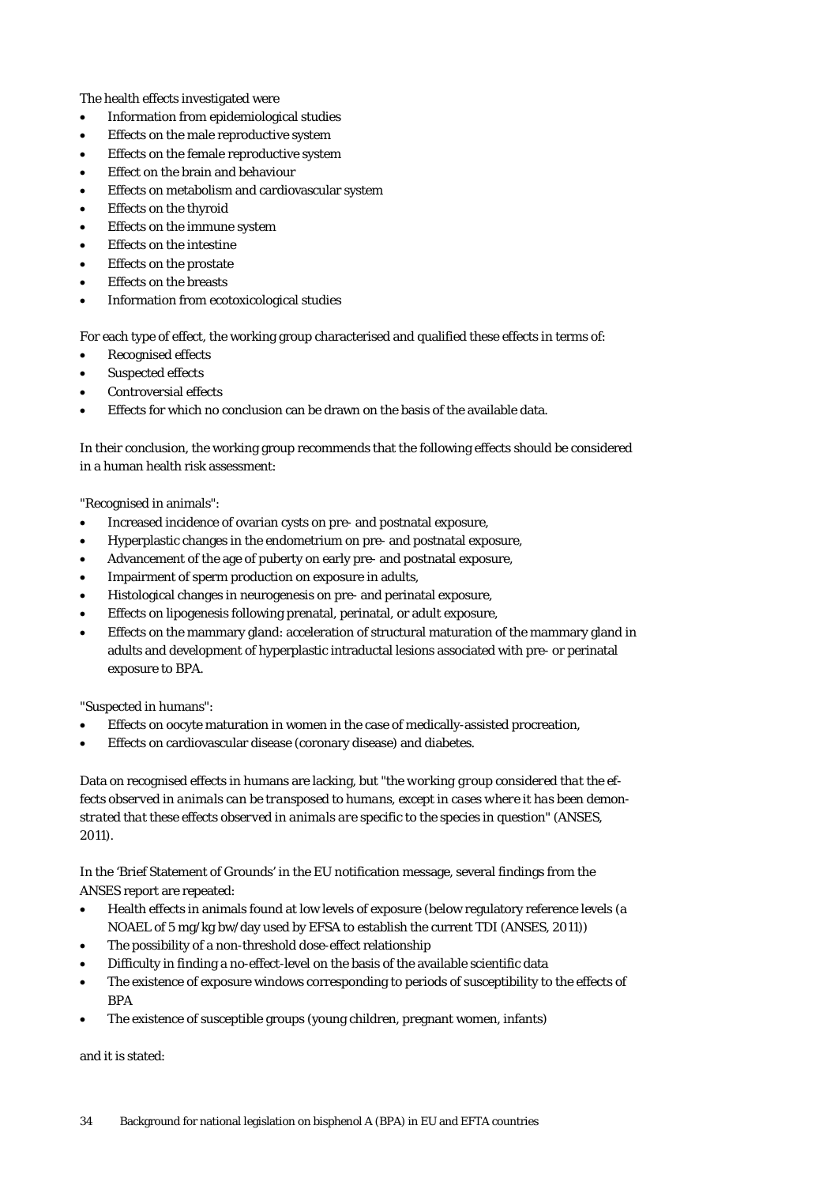The health effects investigated were

- Information from epidemiological studies
- Effects on the male reproductive system
- Effects on the female reproductive system
- Effect on the brain and behaviour
- Effects on metabolism and cardiovascular system
- Effects on the thyroid
- Effects on the immune system
- Effects on the intestine
- Effects on the prostate
- Effects on the breasts
- Information from ecotoxicological studies

For each type of effect, the working group characterised and qualified these effects in terms of:

- Recognised effects
- Suspected effects
- Controversial effects
- Effects for which no conclusion can be drawn on the basis of the available data.

In their conclusion, the working group recommends that the following effects should be considered in a human health risk assessment:

"Recognised in animals":

- Increased incidence of ovarian cysts on pre- and postnatal exposure,
- Hyperplastic changes in the endometrium on pre- and postnatal exposure,
- Advancement of the age of puberty on early pre- and postnatal exposure,
- Impairment of sperm production on exposure in adults,
- Histological changes in neurogenesis on pre- and perinatal exposure,
- Effects on lipogenesis following prenatal, perinatal, or adult exposure,
- Effects on the mammary gland: acceleration of structural maturation of the mammary gland in adults and development of hyperplastic intraductal lesions associated with pre- or perinatal exposure to BPA.

"Suspected in humans":

- Effects on oocyte maturation in women in the case of medically-assisted procreation,
- Effects on cardiovascular disease (coronary disease) and diabetes.

Data on recognised effects in humans are lacking, but "*the working group considered that the effects observed in animals can be transposed to humans, except in cases where it has been demonstrated that these effects observed in animals are specific to the species in question*" (ANSES, 2011).

In the 'Brief Statement of Grounds' in the EU notification message, several findings from the ANSES report are repeated:

- Health effects in animals found at low levels of exposure (below regulatory reference levels (a NOAEL of 5 mg/kg bw/day used by EFSA to establish the current TDI (ANSES, 2011))
- The possibility of a non-threshold dose-effect relationship
- Difficulty in finding a no-effect-level on the basis of the available scientific data
- The existence of exposure windows corresponding to periods of susceptibility to the effects of BPA
- The existence of susceptible groups (young children, pregnant women, infants)

and it is stated: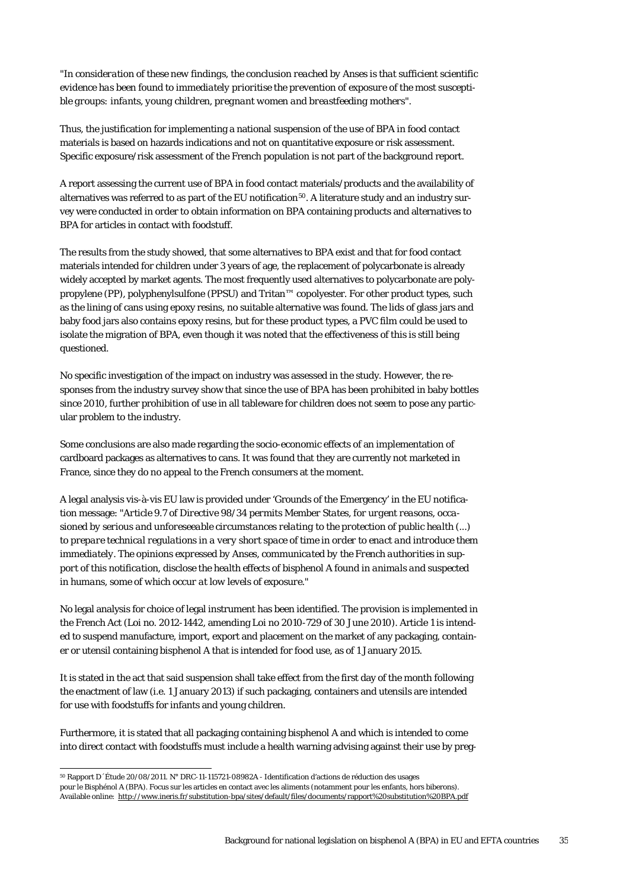*"In consideration of these new findings, the conclusion reached by Anses is that sufficient scientific evidence has been found to immediately prioritise the prevention of exposure of the most susceptible groups: infants, young children, pregnant women and breastfeeding mothers".*

Thus, the justification for implementing a national suspension of the use of BPA in food contact materials is based on hazards indications and not on quantitative exposure or risk assessment. Specific exposure/risk assessment of the French population is not part of the background report.

A report assessing the current use of BPA in food contact materials/products and the availability of alternatives was referred to as part of the EU notification[50]. A literature study and an industry survey were conducted in order to obtain information on BPA containing products and alternatives to BPA for articles in contact with foodstuff.

The results from the study showed, that some alternatives to BPA exist and that for food contact materials intended for children under 3 years of age, the replacement of polycarbonate is already widely accepted by market agents. The most frequently used alternatives to polycarbonate are polypropylene (PP), polyphenylsulfone (PPSU) and Tritan™ copolyester. For other product types, such as the lining of cans using epoxy resins, no suitable alternative was found. The lids of glass jars and baby food jars also contains epoxy resins, but for these product types, a PVC film could be used to isolate the migration of BPA, even though it was noted that the effectiveness of this is still being questioned.

No specific investigation of the impact on industry was assessed in the study. However, the responses from the industry survey show that since the use of BPA has been prohibited in baby bottles since 2010, further prohibition of use in all tableware for children does not seem to pose any particular problem to the industry.

Some conclusions are also made regarding the socio-economic effects of an implementation of cardboard packages as alternatives to cans. It was found that they are currently not marketed in France, since they do no appeal to the French consumers at the moment.

A legal analysis vis-à-vis EU law is provided under 'Grounds of the Emergency' in the EU notification message: *"Article 9.7 of Directive 98/34 permits Member States, for urgent reasons, occasioned by serious and unforeseeable circumstances relating to the protection of public health (...) to prepare technical regulations in a very short space of time in order to enact and introduce them immediately. The opinions expressed by Anses, communicated by the French authorities in support of this notification, disclose the health effects of bisphenol A found in animals and suspected in humans, some of which occur at low levels of exposure."*

No legal analysis for choice of legal instrument has been identified. The provision is implemented in the French Act (Loi no. 2012-1442, amending Loi no 2010-729 of 30 June 2010). Article 1 is intended to suspend manufacture, import, export and placement on the market of any packaging, container or utensil containing bisphenol A that is intended for food use, as of 1 January 2015.

It is stated in the act that said suspension shall take effect from the first day of the month following the enactment of law (i.e. 1 January 2013) if such packaging, containers and utensils are intended for use with foodstuffs for infants and young children.

Furthermore, it is stated that all packaging containing bisphenol A and which is intended to come into direct contact with foodstuffs must include a health warning advising against their use by preg-

---

[50] Rapport D´Étude 20/08/2011. N° DRC-11-115721-08982A - Identification d'actions de réduction des usages pour le Bisphénol A (BPA). Focus sur les articles en contact avec les aliments (notamment pour les enfants, hors biberons). Available online: http://www.ineris.fr/substitution-bpa/sites/default/files/documents/rapport%20substitution%20BPA.pdf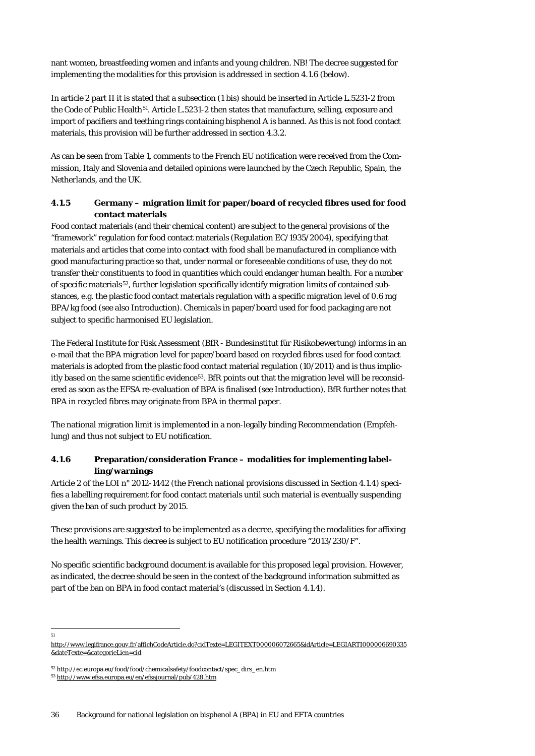nant women, breastfeeding women and infants and young children. NB! The decree suggested for implementing the modalities for this provision is addressed in section 4.1.6 (below).

In article 2 part II it is stated that a subsection (1 bis) should be inserted in Article L.5231-2 from the Code of Public Health[51]. Article L.5231-2 then states that manufacture, selling, exposure and import of pacifiers and teething rings containing bisphenol A is banned. As this is not food contact materials, this provision will be further addressed in section 4.3.2.

As can be seen from Table 1, comments to the French EU notification were received from the Commission, Italy and Slovenia and detailed opinions were launched by the Czech Republic, Spain, the Netherlands, and the UK.

### 4.1.5 Germany – migration limit for paper/board of recycled fibres used for food contact materials

Food contact materials (and their chemical content) are subject to the general provisions of the "framework" regulation for food contact materials (Regulation EC/1935/2004), specifying that materials and articles that come into contact with food shall be manufactured in compliance with good manufacturing practice so that, under normal or foreseeable conditions of use, they do not transfer their constituents to food in quantities which could endanger human health. For a number of specific materials[52], further legislation specifically identify migration limits of contained substances, e.g. the plastic food contact materials regulation with a specific migration level of 0.6 mg BPA/kg food (see also Introduction). Chemicals in paper/board used for food packaging are not subject to specific harmonised EU legislation.

The Federal Institute for Risk Assessment (BfR - Bundesinstitut für Risikobewertung) informs in an e-mail that the BPA migration level for paper/board based on recycled fibres used for food contact materials is adopted from the plastic food contact material regulation (10/2011) and is thus implicitly based on the same scientific evidence[53]. BfR points out that the migration level will be reconsidered as soon as the EFSA re-evaluation of BPA is finalised (see Introduction). BfR further notes that BPA in recycled fibres may originate from BPA in thermal paper.

The national migration limit is implemented in a non-legally binding Recommendation (Empfehlung) and thus not subject to EU notification.

### 4.1.6 Preparation/consideration France – modalities for implementing labelling/warnings

Article 2 of the LOI n° 2012-1442 (the French national provisions discussed in Section 4.1.4) specifies a labelling requirement for food contact materials until such material is eventually suspending given the ban of such product by 2015.

These provisions are suggested to be implemented as a decree, specifying the modalities for affixing the health warnings. This decree is subject to EU notification procedure "2013/230/F".

No specific scientific background document is available for this proposed legal provision. However, as indicated, the decree should be seen in the context of the background information submitted as part of the ban on BPA in food contact material's (discussed in Section 4.1.4).

---

[51] http://www.legifrance.gouv.fr/affichCodeArticle.do?cidTexte=LEGITEXT000006072665&idArticle=LEGIARTI000006690335&dateTexte=&categorieLien=cid

[52] http://ec.europa.eu/food/food/chemicalsafety/foodcontact/spec_dirs_en.htm

[53] http://www.efsa.europa.eu/en/efsajournal/pub/428.htm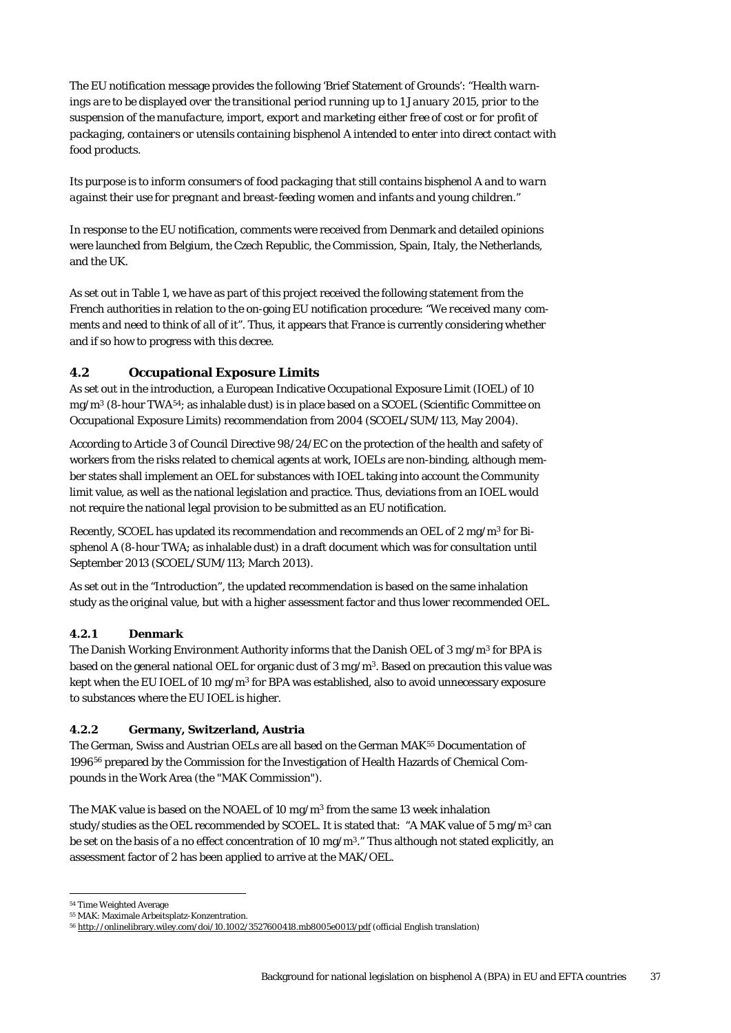The EU notification message provides the following 'Brief Statement of Grounds': *"Health warnings are to be displayed over the transitional period running up to 1 January 2015, prior to the suspension of the manufacture, import, export and marketing either free of cost or for profit of packaging, containers or utensils containing bisphenol A intended to enter into direct contact with food products.*

*Its purpose is to inform consumers of food packaging that still contains bisphenol A and to warn against their use for pregnant and breast-feeding women and infants and young children."*

In response to the EU notification, comments were received from Denmark and detailed opinions were launched from Belgium, the Czech Republic, the Commission, Spain, Italy, the Netherlands, and the UK.

As set out in Table 1, we have as part of this project received the following statement from the French authorities in relation to the on-going EU notification procedure: "*We received many comments and need to think of all of it*". Thus, it appears that France is currently considering whether and if so how to progress with this decree.

## 4.2 Occupational Exposure Limits

As set out in the introduction, a European Indicative Occupational Exposure Limit (IOEL) of 10 mg/m$^3$ (8-hour TWA[54]; as inhalable dust) is in place based on a SCOEL (Scientific Committee on Occupational Exposure Limits) recommendation from 2004 (SCOEL/SUM/113, May 2004).

According to Article 3 of Council Directive 98/24/EC on the protection of the health and safety of workers from the risks related to chemical agents at work, IOELs are non-binding, although member states shall implement an OEL for substances with IOEL taking into account the Community limit value, as well as the national legislation and practice. Thus, deviations from an IOEL would not require the national legal provision to be submitted as an EU notification.

Recently, SCOEL has updated its recommendation and recommends an OEL of 2 mg/m$^3$ for Bisphenol A (8-hour TWA; as inhalable dust) in a draft document which was for consultation until September 2013 (SCOEL/SUM/113; March 2013).

As set out in the "Introduction", the updated recommendation is based on the same inhalation study as the original value, but with a higher assessment factor and thus lower recommended OEL.

### 4.2.1 Denmark

The Danish Working Environment Authority informs that the Danish OEL of 3 mg/m$^3$ for BPA is based on the general national OEL for organic dust of 3 mg/m$^3$. Based on precaution this value was kept when the EU IOEL of 10 mg/m$^3$ for BPA was established, also to avoid unnecessary exposure to substances where the EU IOEL is higher.

### 4.2.2 Germany, Switzerland, Austria

The German, Swiss and Austrian OELs are all based on the German MAK[55] Documentation of 1996[56] prepared by the Commission for the Investigation of Health Hazards of Chemical Compounds in the Work Area (the "MAK Commission").

The MAK value is based on the NOAEL of 10 mg/m$^3$ from the same 13 week inhalation study/studies as the OEL recommended by SCOEL. It is stated that: "A MAK value of 5 mg/m$^3$ can be set on the basis of a no effect concentration of 10 mg/m$^3$." Thus although not stated explicitly, an assessment factor of 2 has been applied to arrive at the MAK/OEL.

---

[54] Time Weighted Average

[55] MAK: Maximale Arbeitsplatz-Konzentration.

[56] http://onlinelibrary.wiley.com/doi/10.1002/3527600418.mb8005e0013/pdf (official English translation)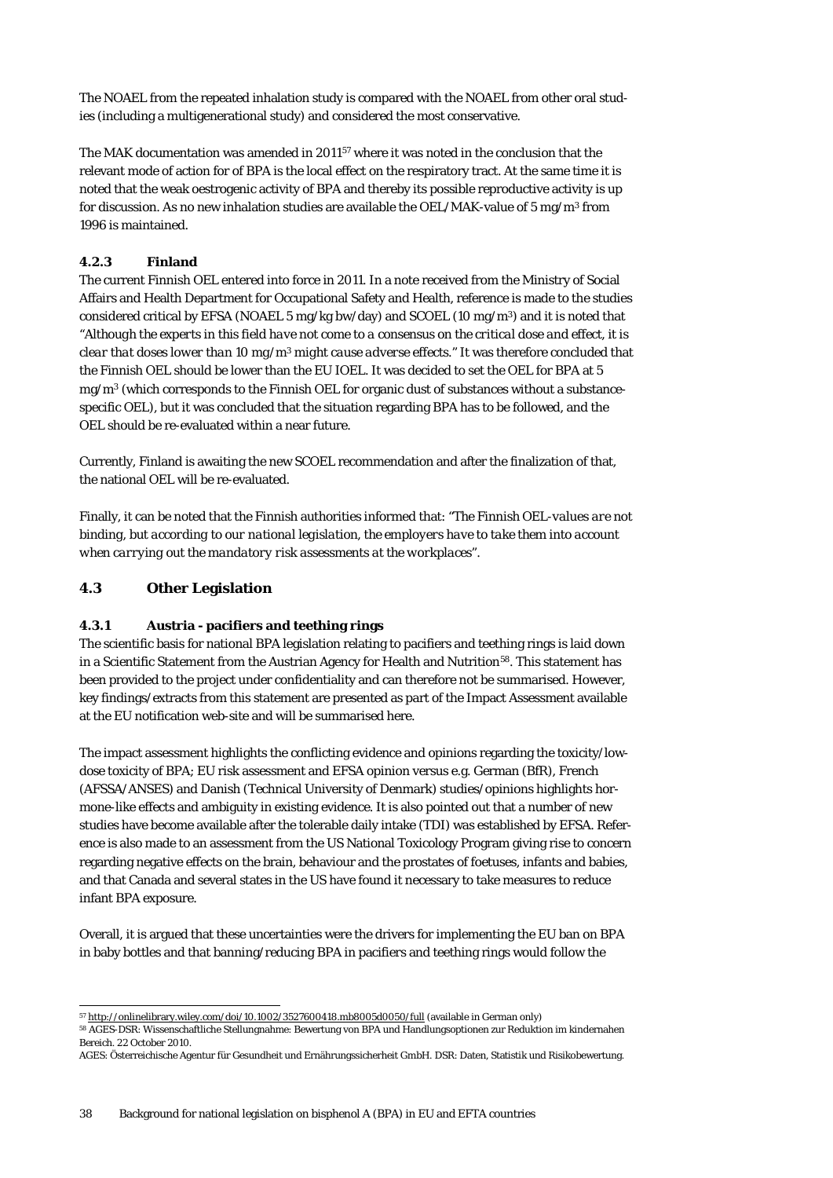The NOAEL from the repeated inhalation study is compared with the NOAEL from other oral studies (including a multigenerational study) and considered the most conservative.

The MAK documentation was amended in 2011[57] where it was noted in the conclusion that the relevant mode of action for of BPA is the local effect on the respiratory tract. At the same time it is noted that the weak oestrogenic activity of BPA and thereby its possible reproductive activity is up for discussion. As no new inhalation studies are available the OEL/MAK-value of 5 mg/m$^3$ from 1996 is maintained.

### 4.2.3 Finland

The current Finnish OEL entered into force in 2011. In a note received from the Ministry of Social Affairs and Health Department for Occupational Safety and Health, reference is made to the studies considered critical by EFSA (NOAEL 5 mg/kg bw/day) and SCOEL (10 mg/m$^3$) and it is noted that "*Although the experts in this field have not come to a consensus on the critical dose and effect, it is clear that doses lower than 10 mg/m$^3$ might cause adverse effects.*" It was therefore concluded that the Finnish OEL should be lower than the EU IOEL. It was decided to set the OEL for BPA at 5 mg/m$^3$ (which corresponds to the Finnish OEL for organic dust of substances without a substance-specific OEL), but it was concluded that the situation regarding BPA has to be followed, and the OEL should be re-evaluated within a near future.

Currently, Finland is awaiting the new SCOEL recommendation and after the finalization of that, the national OEL will be re-evaluated.

Finally, it can be noted that the Finnish authorities informed that: "*The Finnish OEL-values are not binding, but according to our national legislation, the employers have to take them into account when carrying out the mandatory risk assessments at the workplaces*".

## 4.3 Other Legislation

### 4.3.1 Austria - pacifiers and teething rings

The scientific basis for national BPA legislation relating to pacifiers and teething rings is laid down in a Scientific Statement from the Austrian Agency for Health and Nutrition[58]. This statement has been provided to the project under confidentiality and can therefore not be summarised. However, key findings/extracts from this statement are presented as part of the Impact Assessment available at the EU notification web-site and will be summarised here.

The impact assessment highlights the conflicting evidence and opinions regarding the toxicity/low-dose toxicity of BPA; EU risk assessment and EFSA opinion versus e.g. German (BfR), French (AFSSA/ANSES) and Danish (Technical University of Denmark) studies/opinions highlights hormone-like effects and ambiguity in existing evidence. It is also pointed out that a number of new studies have become available after the tolerable daily intake (TDI) was established by EFSA. Reference is also made to an assessment from the US National Toxicology Program giving rise to concern regarding negative effects on the brain, behaviour and the prostates of foetuses, infants and babies, and that Canada and several states in the US have found it necessary to take measures to reduce infant BPA exposure.

Overall, it is argued that these uncertainties were the drivers for implementing the EU ban on BPA in baby bottles and that banning/reducing BPA in pacifiers and teething rings would follow the

---

[57] http://onlinelibrary.wiley.com/doi/10.1002/3527600418.mb8005d0050/full (available in German only)

[58] AGES-DSR: Wissenschaftliche Stellungnahme: Bewertung von BPA und Handlungsoptionen zur Reduktion im kindernahen Bereich. 22 October 2010.

AGES: Österreichische Agentur für Gesundheit und Ernährungssicherheit GmbH. DSR: Daten, Statistik und Risikobewertung.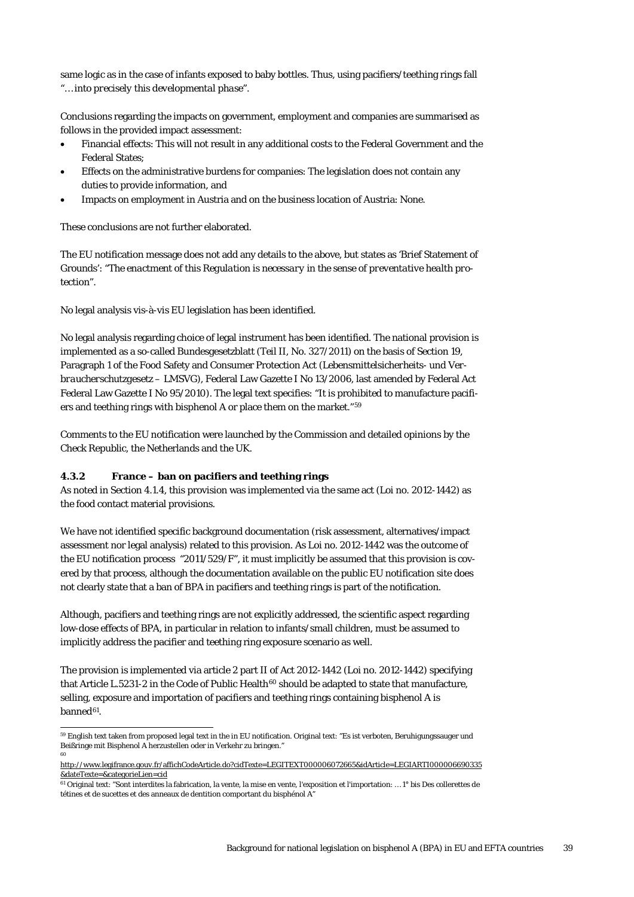same logic as in the case of infants exposed to baby bottles. Thus, using pacifiers/teething rings fall "*…into precisely this developmental phase*".

Conclusions regarding the impacts on government, employment and companies are summarised as follows in the provided impact assessment:

- Financial effects: This will not result in any additional costs to the Federal Government and the Federal States;
- Effects on the administrative burdens for companies: The legislation does not contain any duties to provide information, and
- Impacts on employment in Austria and on the business location of Austria: None.

These conclusions are not further elaborated.

The EU notification message does not add any details to the above, but states as 'Brief Statement of Grounds': "*The enactment of this Regulation is necessary in the sense of preventative health protection*".

No legal analysis vis-à-vis EU legislation has been identified.

No legal analysis regarding choice of legal instrument has been identified. The national provision is implemented as a so-called Bundesgesetzblatt (Teil II, No. 327/2011) on the basis of Section 19, Paragraph 1 of the Food Safety and Consumer Protection Act (*Lebensmittelsicherheits- und Verbraucherschutzgesetz – LMSVG*), Federal Law Gazette I No 13/2006, last amended by Federal Act Federal Law Gazette I No 95/2010). The legal text specifies: "It is prohibited to manufacture pacifiers and teething rings with bisphenol A or place them on the market."[59]

Comments to the EU notification were launched by the Commission and detailed opinions by the Check Republic, the Netherlands and the UK.

### 4.3.2 France – ban on pacifiers and teething rings

As noted in Section 4.1.4, this provision was implemented via the same act (Loi no. 2012-1442) as the food contact material provisions.

We have not identified specific background documentation (risk assessment, alternatives/impact assessment nor legal analysis) related to this provision. As Loi no. 2012-1442 was the outcome of the EU notification process "2011/529/F", it must implicitly be assumed that this provision is covered by that process, although the documentation available on the public EU notification site does not clearly state that a ban of BPA in pacifiers and teething rings is part of the notification.

Although, pacifiers and teething rings are not explicitly addressed, the scientific aspect regarding low-dose effects of BPA, in particular in relation to infants/small children, must be assumed to implicitly address the pacifier and teething ring exposure scenario as well.

The provision is implemented via article 2 part II of Act 2012-1442 (Loi no. 2012-1442) specifying that Article L.5231-2 in the Code of Public Health[60] should be adapted to state that manufacture, selling, exposure and importation of pacifiers and teething rings containing bisphenol A is banned[61].

---

[59] English text taken from proposed legal text in the in EU notification. Original text: "Es ist verboten, Beruhigungssauger und Beißringe mit Bisphenol A herzustellen oder in Verkehr zu bringen."

[60] http://www.legifrance.gouv.fr/affichCodeArticle.do?cidTexte=LEGITEXT000006072665&idArticle=LEGIARTI000006690335&dateTexte=&categorieLien=cid

[61] Original text: "Sont interdites la fabrication, la vente, la mise en vente, l'exposition et l'importation: …1° bis Des collerettes de tétines et de sucettes et des anneaux de dentition comportant du bisphénol A"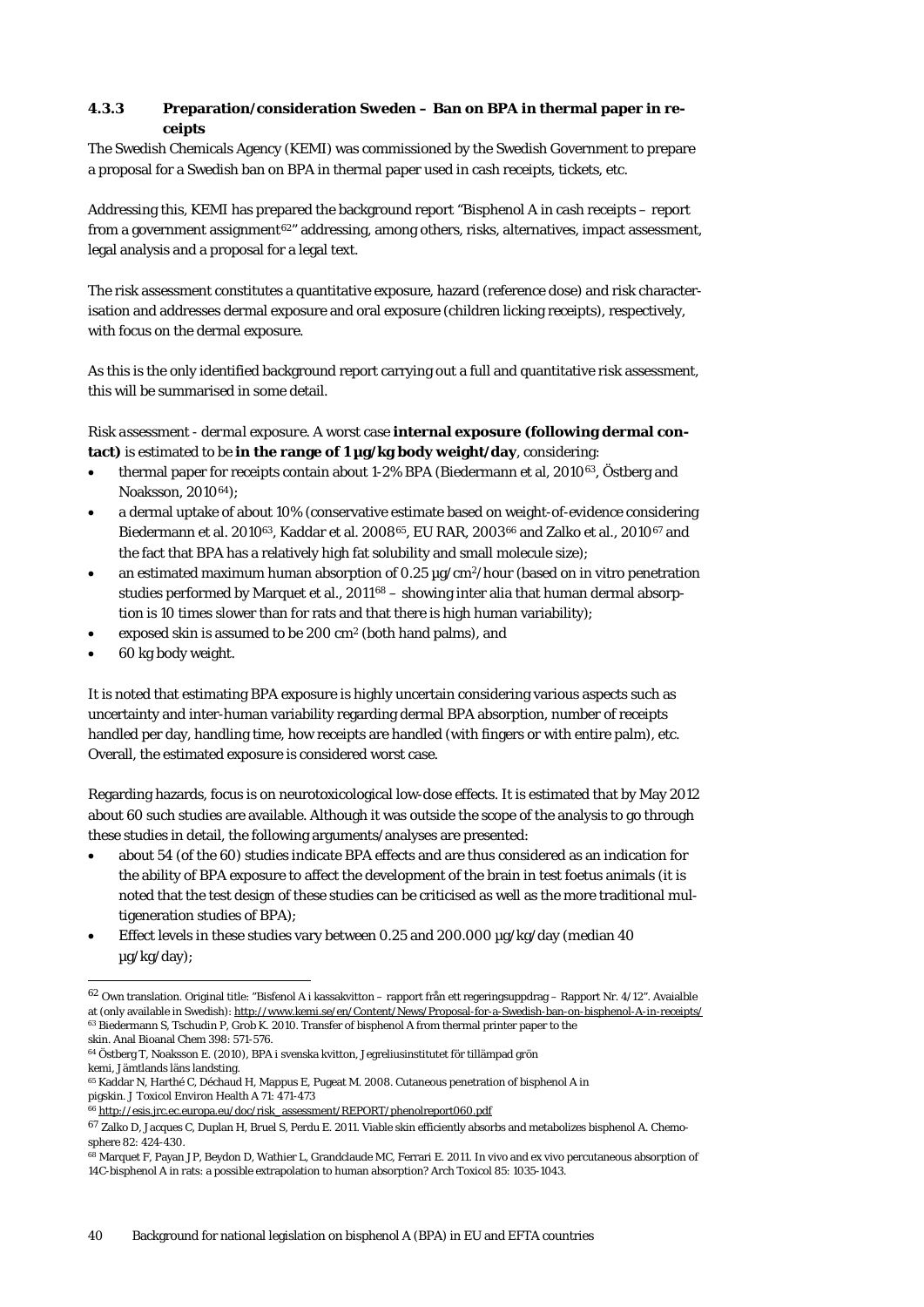### 4.3.3 Preparation/consideration Sweden – Ban on BPA in thermal paper in receipts

The Swedish Chemicals Agency (KEMI) was commissioned by the Swedish Government to prepare a proposal for a Swedish ban on BPA in thermal paper used in cash receipts, tickets, etc.

Addressing this, KEMI has prepared the background report "Bisphenol A in cash receipts – report from a government assignment[62]" addressing, among others, risks, alternatives, impact assessment, legal analysis and a proposal for a legal text.

The risk assessment constitutes a quantitative exposure, hazard (reference dose) and risk characterisation and addresses dermal exposure and oral exposure (children licking receipts), respectively, with focus on the dermal exposure.

As this is the only identified background report carrying out a full and quantitative risk assessment, this will be summarised in some detail.

*Risk assessment - dermal exposure*. A worst case **internal exposure (following dermal contact)** is estimated to be **in the range of 1 µg/kg body weight/day**, considering:

- thermal paper for receipts contain about 1-2% BPA (Biedermann et al, 2010[63], Östberg and Noaksson, 2010[64]);
- a dermal uptake of about 10% (conservative estimate based on weight-of-evidence considering Biedermann et al. 2010[63], Kaddar et al. 2008[65], EU RAR, 2003[66] and Zalko et al., 2010[67] and the fact that BPA has a relatively high fat solubility and small molecule size);
- an estimated maximum human absorption of 0.25 µg/cm$^2$/hour (based on in vitro penetration studies performed by Marquet et al., 2011[68] – showing inter alia that human dermal absorption is 10 times slower than for rats and that there is high human variability);
- exposed skin is assumed to be 200 cm$^2$ (both hand palms), and
- 60 kg body weight.

It is noted that estimating BPA exposure is highly uncertain considering various aspects such as uncertainty and inter-human variability regarding dermal BPA absorption, number of receipts handled per day, handling time, how receipts are handled (with fingers or with entire palm), etc. Overall, the estimated exposure is considered worst case.

Regarding hazards, focus is on neurotoxicological low-dose effects. It is estimated that by May 2012 about 60 such studies are available. Although it was outside the scope of the analysis to go through these studies in detail, the following arguments/analyses are presented:

- about 54 (of the 60) studies indicate BPA effects and are thus considered as an indication for the ability of BPA exposure to affect the development of the brain in test foetus animals (it is noted that the test design of these studies can be criticised as well as the more traditional multigeneration studies of BPA);
- Effect levels in these studies vary between 0.25 and 200.000 µg/kg/day (median 40 µg/kg/day);

---

[62] Own translation. Original title: "Bisfenol A i kassakvitton – rapport från ett regeringsuppdrag – Rapport Nr. 4/12". Avaialble at (only available in Swedish): http://www.kemi.se/en/Content/News/Proposal-for-a-Swedish-ban-on-bisphenol-A-in-receipts/

[63] Biedermann S, Tschudin P, Grob K. 2010. Transfer of bisphenol A from thermal printer paper to the skin. Anal Bioanal Chem 398: 571-576.

[64] Östberg T, Noaksson E. (2010), BPA i svenska kvitton, Jegreliusinstitutet för tillämpad grön kemi, Jämtlands läns landsting.

[65] Kaddar N, Harthé C, Déchaud H, Mappus E, Pugeat M. 2008. Cutaneous penetration of bisphenol A in pigskin. J Toxicol Environ Health A 71: 471-473

[66] http://esis.jrc.ec.europa.eu/doc/risk_assessment/REPORT/phenolreport060.pdf

[67] Zalko D, Jacques C, Duplan H, Bruel S, Perdu E. 2011. Viable skin efficiently absorbs and metabolizes bisphenol A. Chemosphere 82: 424-430.

[68] Marquet F, Payan JP, Beydon D, Wathier L, Grandclaude MC, Ferrari E. 2011. In vivo and ex vivo percutaneous absorption of 14C-bisphenol A in rats: a possible extrapolation to human absorption? Arch Toxicol 85: 1035-1043.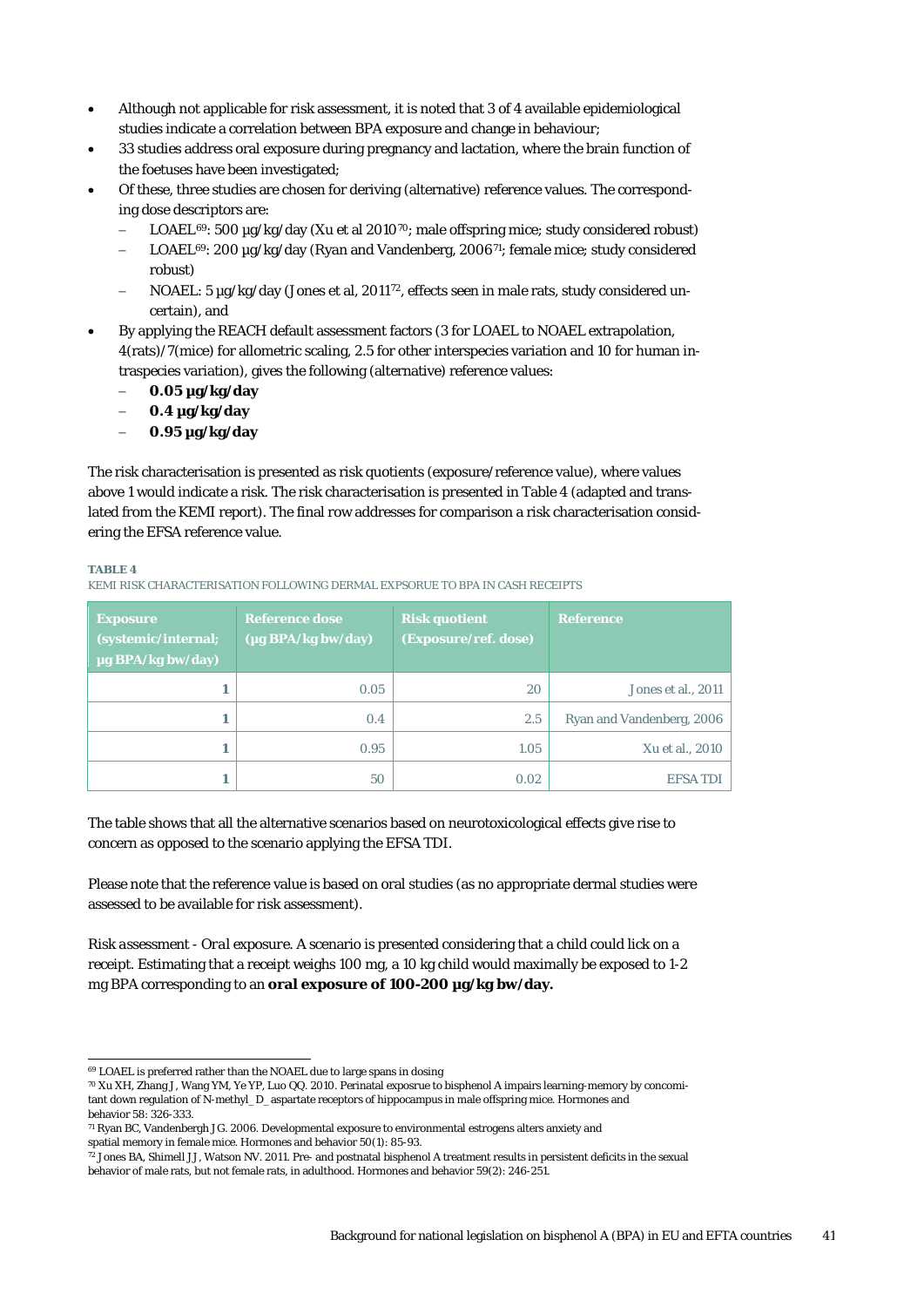- Although not applicable for risk assessment, it is noted that 3 of 4 available epidemiological studies indicate a correlation between BPA exposure and change in behaviour;
- 33 studies address oral exposure during pregnancy and lactation, where the brain function of the foetuses have been investigated;
- Of these, three studies are chosen for deriving (alternative) reference values. The corresponding dose descriptors are:
  - LOAEL[69]: 500 µg/kg/day (Xu et al 2010[70]; male offspring mice; study considered robust)
  - LOAEL[69]: 200 µg/kg/day (Ryan and Vandenberg, 2006[71]; female mice; study considered robust)
  - NOAEL: 5 µg/kg/day (Jones et al, 2011[72], effects seen in male rats, study considered uncertain), and
- By applying the REACH default assessment factors (3 for LOAEL to NOAEL extrapolation, 4(rats)/7(mice) for allometric scaling, 2.5 for other interspecies variation and 10 for human intraspecies variation), gives the following (alternative) reference values:
  - **0.05 µg/kg/day**
  - **0.4 µg/kg/day**
  - **0.95 µg/kg/day**

The risk characterisation is presented as risk quotients (exposure/reference value), where values above 1 would indicate a risk. The risk characterisation is presented in Table 4 (adapted and translated from the KEMI report). The final row addresses for comparison a risk characterisation considering the EFSA reference value.

**TABLE 4**

KEMI RISK CHARACTERISATION FOLLOWING DERMAL EXPSORUE TO BPA IN CASH RECEIPTS

| Exposure (systemic/internal; µg BPA/kg bw/day) | Reference dose (µg BPA/kg bw/day) | Risk quotient (Exposure/ref. dose) | Reference |
|---|---|---|---|
| **1** | 0.05 | 20 | Jones et al., 2011 |
| **1** | 0.4 | 2.5 | Ryan and Vandenberg, 2006 |
| **1** | 0.95 | 1.05 | Xu et al., 2010 |
| **1** | 50 | 0.02 | EFSA TDI |

The table shows that all the alternative scenarios based on neurotoxicological effects give rise to concern as opposed to the scenario applying the EFSA TDI.

Please note that the reference value is based on oral studies (as no appropriate dermal studies were assessed to be available for risk assessment).

*Risk assessment - Oral exposure.* A scenario is presented considering that a child could lick on a receipt. Estimating that a receipt weighs 100 mg, a 10 kg child would maximally be exposed to 1-2 mg BPA corresponding to an **oral exposure of 100-200 µg/kg bw/day.**

---

[69] LOAEL is preferred rather than the NOAEL due to large spans in dosing

[70] Xu XH, Zhang J, Wang YM, Ye YP, Luo QQ. 2010. Perinatal exposrue to bisphenol A impairs learning-memory by concomitant down regulation of N-methyl_D_aspartate receptors of hippocampus in male offspring mice. Hormones and behavior 58: 326-333.

[71] Ryan BC, Vandenbergh JG. 2006. Developmental exposure to environmental estrogens alters anxiety and spatial memory in female mice. Hormones and behavior 50(1): 85-93.

[72] Jones BA, Shimell JJ, Watson NV. 2011. Pre- and postnatal bisphenol A treatment results in persistent deficits in the sexual behavior of male rats, but not female rats, in adulthood. Hormones and behavior 59(2): 246-251.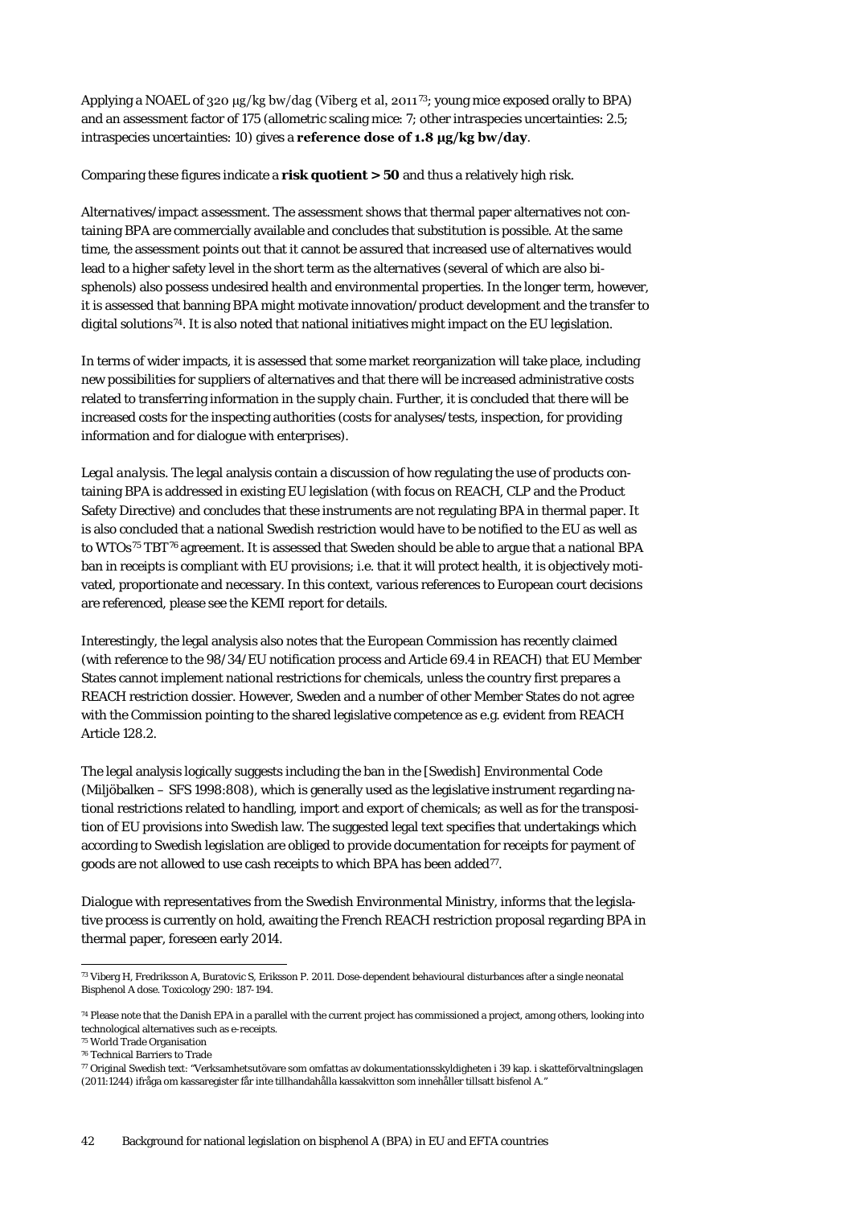Applying a NOAEL of 320 μg/kg bw/dag (Viberg et al, 2011[73]; young mice exposed orally to BPA) and an assessment factor of 175 (allometric scaling mice: 7; other intraspecies uncertainties: 2.5; intraspecies uncertainties: 10) gives a **reference dose of 1.8 μg/kg bw/day**.

Comparing these figures indicate a **risk quotient > 50** and thus a relatively high risk.

*Alternatives/impact assessment*. The assessment shows that thermal paper alternatives not containing BPA are commercially available and concludes that substitution is possible. At the same time, the assessment points out that it cannot be assured that increased use of alternatives would lead to a higher safety level in the short term as the alternatives (several of which are also bisphenols) also possess undesired health and environmental properties. In the longer term, however, it is assessed that banning BPA might motivate innovation/product development and the transfer to digital solutions[74]. It is also noted that national initiatives might impact on the EU legislation.

In terms of wider impacts, it is assessed that some market reorganization will take place, including new possibilities for suppliers of alternatives and that there will be increased administrative costs related to transferring information in the supply chain. Further, it is concluded that there will be increased costs for the inspecting authorities (costs for analyses/tests, inspection, for providing information and for dialogue with enterprises).

*Legal analysis*. The legal analysis contain a discussion of how regulating the use of products containing BPA is addressed in existing EU legislation (with focus on REACH, CLP and the Product Safety Directive) and concludes that these instruments are not regulating BPA in thermal paper. It is also concluded that a national Swedish restriction would have to be notified to the EU as well as to WTOs[75] TBT[76] agreement. It is assessed that Sweden should be able to argue that a national BPA ban in receipts is compliant with EU provisions; i.e. that it will protect health, it is objectively motivated, proportionate and necessary. In this context, various references to European court decisions are referenced, please see the KEMI report for details.

Interestingly, the legal analysis also notes that the European Commission has recently claimed (with reference to the 98/34/EU notification process and Article 69.4 in REACH) that EU Member States cannot implement national restrictions for chemicals, unless the country first prepares a REACH restriction dossier. However, Sweden and a number of other Member States do not agree with the Commission pointing to the shared legislative competence as e.g. evident from REACH Article 128.2.

The legal analysis logically suggests including the ban in the [Swedish] Environmental Code (Miljöbalken – SFS 1998:808), which is generally used as the legislative instrument regarding national restrictions related to handling, import and export of chemicals; as well as for the transposition of EU provisions into Swedish law. The suggested legal text specifies that undertakings which according to Swedish legislation are obliged to provide documentation for receipts for payment of goods are not allowed to use cash receipts to which BPA has been added[77].

Dialogue with representatives from the Swedish Environmental Ministry, informs that the legislative process is currently on hold, awaiting the French REACH restriction proposal regarding BPA in thermal paper, foreseen early 2014.

---

[73] Viberg H, Fredriksson A, Buratovic S, Eriksson P. 2011. Dose-dependent behavioural disturbances after a single neonatal Bisphenol A dose. Toxicology 290: 187-194.

[74] Please note that the Danish EPA in a parallel with the current project has commissioned a project, among others, looking into technological alternatives such as e-receipts.

[75] World Trade Organisation

[76] Technical Barriers to Trade

[77] Original Swedish text: "Verksamhetsutövare som omfattas av dokumentationsskyldigheten i 39 kap. i skatteförvaltningslagen (2011:1244) ifråga om kassaregister får inte tillhandahålla kassakvitton som innehåller tillsatt bisfenol A."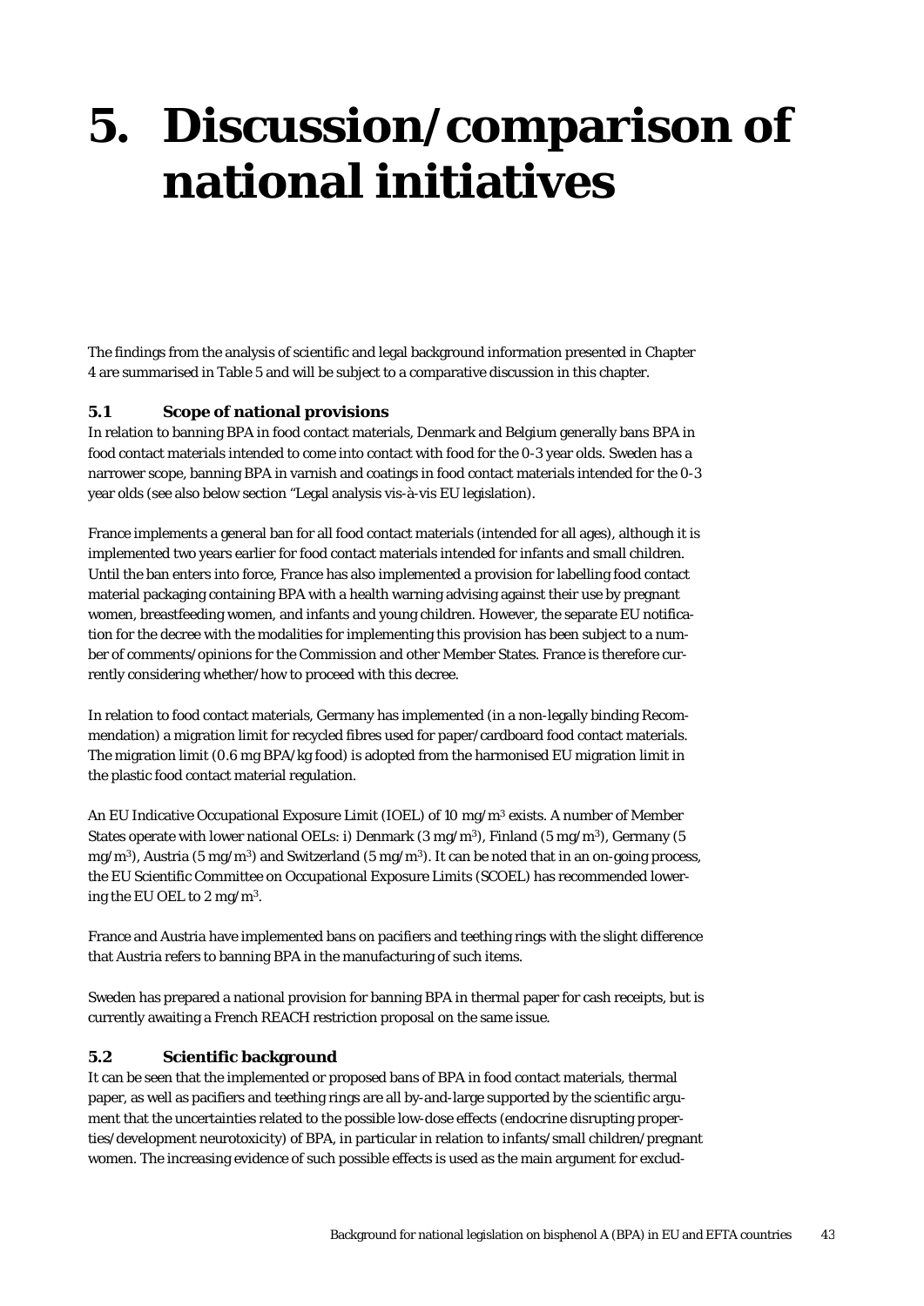# 5. Discussion/comparison of national initiatives

The findings from the analysis of scientific and legal background information presented in Chapter 4 are summarised in Table 5 and will be subject to a comparative discussion in this chapter.

## 5.1 Scope of national provisions

In relation to banning BPA in food contact materials, Denmark and Belgium generally bans BPA in food contact materials intended to come into contact with food for the 0-3 year olds. Sweden has a narrower scope, banning BPA in varnish and coatings in food contact materials intended for the 0-3 year olds (see also below section "Legal analysis vis-à-vis EU legislation).

France implements a general ban for all food contact materials (intended for all ages), although it is implemented two years earlier for food contact materials intended for infants and small children. Until the ban enters into force, France has also implemented a provision for labelling food contact material packaging containing BPA with a health warning advising against their use by pregnant women, breastfeeding women, and infants and young children. However, the separate EU notification for the decree with the modalities for implementing this provision has been subject to a number of comments/opinions for the Commission and other Member States. France is therefore currently considering whether/how to proceed with this decree.

In relation to food contact materials, Germany has implemented (in a non-legally binding Recommendation) a migration limit for recycled fibres used for paper/cardboard food contact materials. The migration limit (0.6 mg BPA/kg food) is adopted from the harmonised EU migration limit in the plastic food contact material regulation.

An EU Indicative Occupational Exposure Limit (IOEL) of 10 mg/m$^3$ exists. A number of Member States operate with lower national OELs: i) Denmark (3 mg/m$^3$), Finland (5 mg/m$^3$), Germany (5 mg/m$^3$), Austria (5 mg/m$^3$) and Switzerland (5 mg/m$^3$). It can be noted that in an on-going process, the EU Scientific Committee on Occupational Exposure Limits (SCOEL) has recommended lowering the EU OEL to 2 mg/m$^3$.

France and Austria have implemented bans on pacifiers and teething rings with the slight difference that Austria refers to banning BPA in the manufacturing of such items.

Sweden has prepared a national provision for banning BPA in thermal paper for cash receipts, but is currently awaiting a French REACH restriction proposal on the same issue.

## 5.2 Scientific background

It can be seen that the implemented or proposed bans of BPA in food contact materials, thermal paper, as well as pacifiers and teething rings are all by-and-large supported by the scientific argument that the uncertainties related to the possible low-dose effects (endocrine disrupting properties/development neurotoxicity) of BPA, in particular in relation to infants/small children/pregnant women. The increasing evidence of such possible effects is used as the main argument for exclud-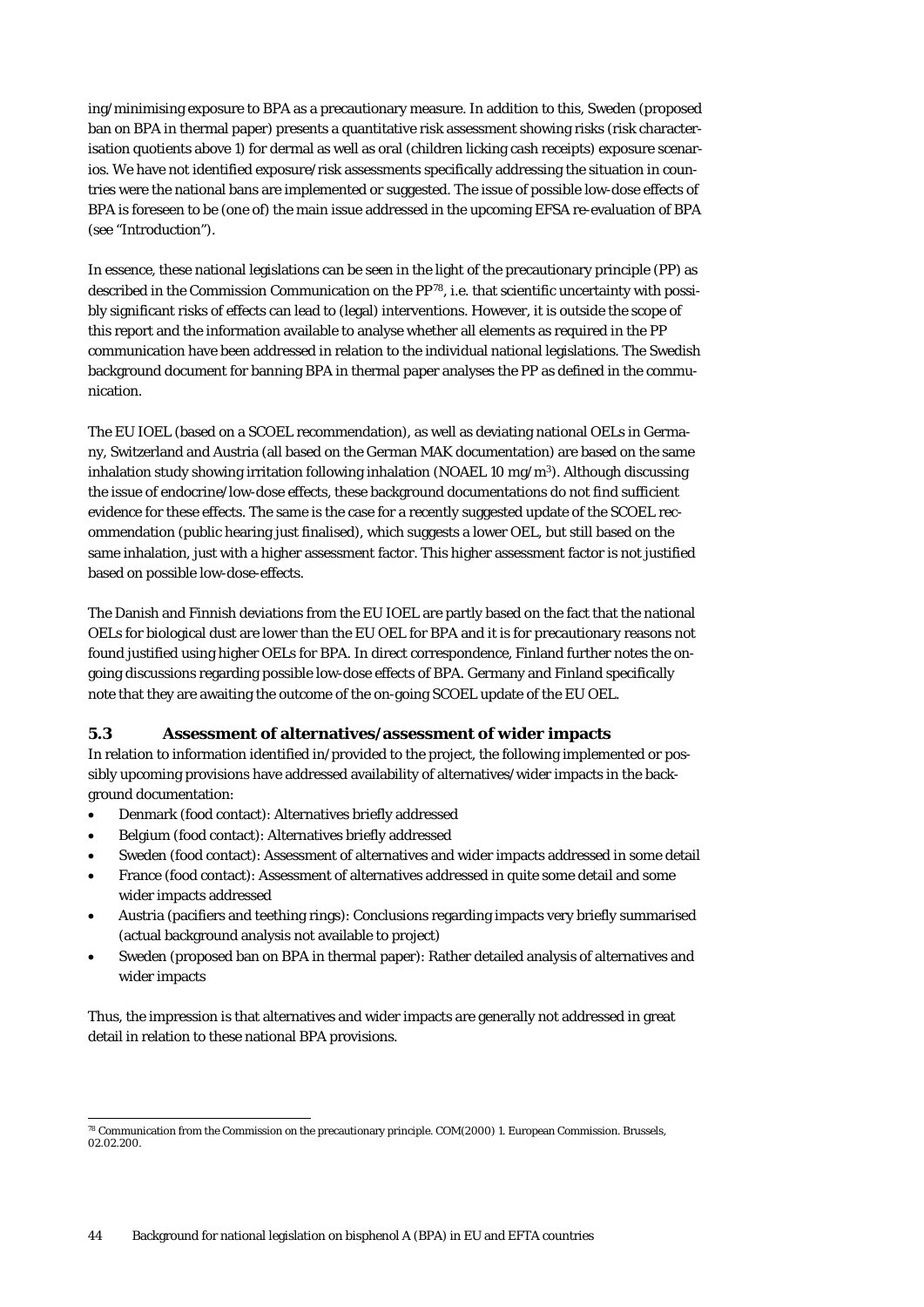ing/minimising exposure to BPA as a precautionary measure. In addition to this, Sweden (proposed ban on BPA in thermal paper) presents a quantitative risk assessment showing risks (risk characterisation quotients above 1) for dermal as well as oral (children licking cash receipts) exposure scenarios. We have not identified exposure/risk assessments specifically addressing the situation in countries were the national bans are implemented or suggested. The issue of possible low-dose effects of BPA is foreseen to be (one of) the main issue addressed in the upcoming EFSA re-evaluation of BPA (see "Introduction").

In essence, these national legislations can be seen in the light of the precautionary principle (PP) as described in the Commission Communication on the PP[78], i.e. that scientific uncertainty with possibly significant risks of effects can lead to (legal) interventions. However, it is outside the scope of this report and the information available to analyse whether all elements as required in the PP communication have been addressed in relation to the individual national legislations. The Swedish background document for banning BPA in thermal paper analyses the PP as defined in the communication.

The EU IOEL (based on a SCOEL recommendation), as well as deviating national OELs in Germany, Switzerland and Austria (all based on the German MAK documentation) are based on the same inhalation study showing irritation following inhalation (NOAEL 10 mg/m$^3$). Although discussing the issue of endocrine/low-dose effects, these background documentations do not find sufficient evidence for these effects. The same is the case for a recently suggested update of the SCOEL recommendation (public hearing just finalised), which suggests a lower OEL, but still based on the same inhalation, just with a higher assessment factor. This higher assessment factor is not justified based on possible low-dose-effects.

The Danish and Finnish deviations from the EU IOEL are partly based on the fact that the national OELs for biological dust are lower than the EU OEL for BPA and it is for precautionary reasons not found justified using higher OELs for BPA. In direct correspondence, Finland further notes the on-going discussions regarding possible low-dose effects of BPA. Germany and Finland specifically note that they are awaiting the outcome of the on-going SCOEL update of the EU OEL.

### 5.3 Assessment of alternatives/assessment of wider impacts

In relation to information identified in/provided to the project, the following implemented or possibly upcoming provisions have addressed availability of alternatives/wider impacts in the background documentation:

- Denmark (food contact): Alternatives briefly addressed
- Belgium (food contact): Alternatives briefly addressed
- Sweden (food contact): Assessment of alternatives and wider impacts addressed in some detail
- France (food contact): Assessment of alternatives addressed in quite some detail and some wider impacts addressed
- Austria (pacifiers and teething rings): Conclusions regarding impacts very briefly summarised (actual background analysis not available to project)
- Sweden (proposed ban on BPA in thermal paper): Rather detailed analysis of alternatives and wider impacts

Thus, the impression is that alternatives and wider impacts are generally not addressed in great detail in relation to these national BPA provisions.

---

[78] Communication from the Commission on the precautionary principle. COM(2000) 1. European Commission. Brussels, 02.02.200.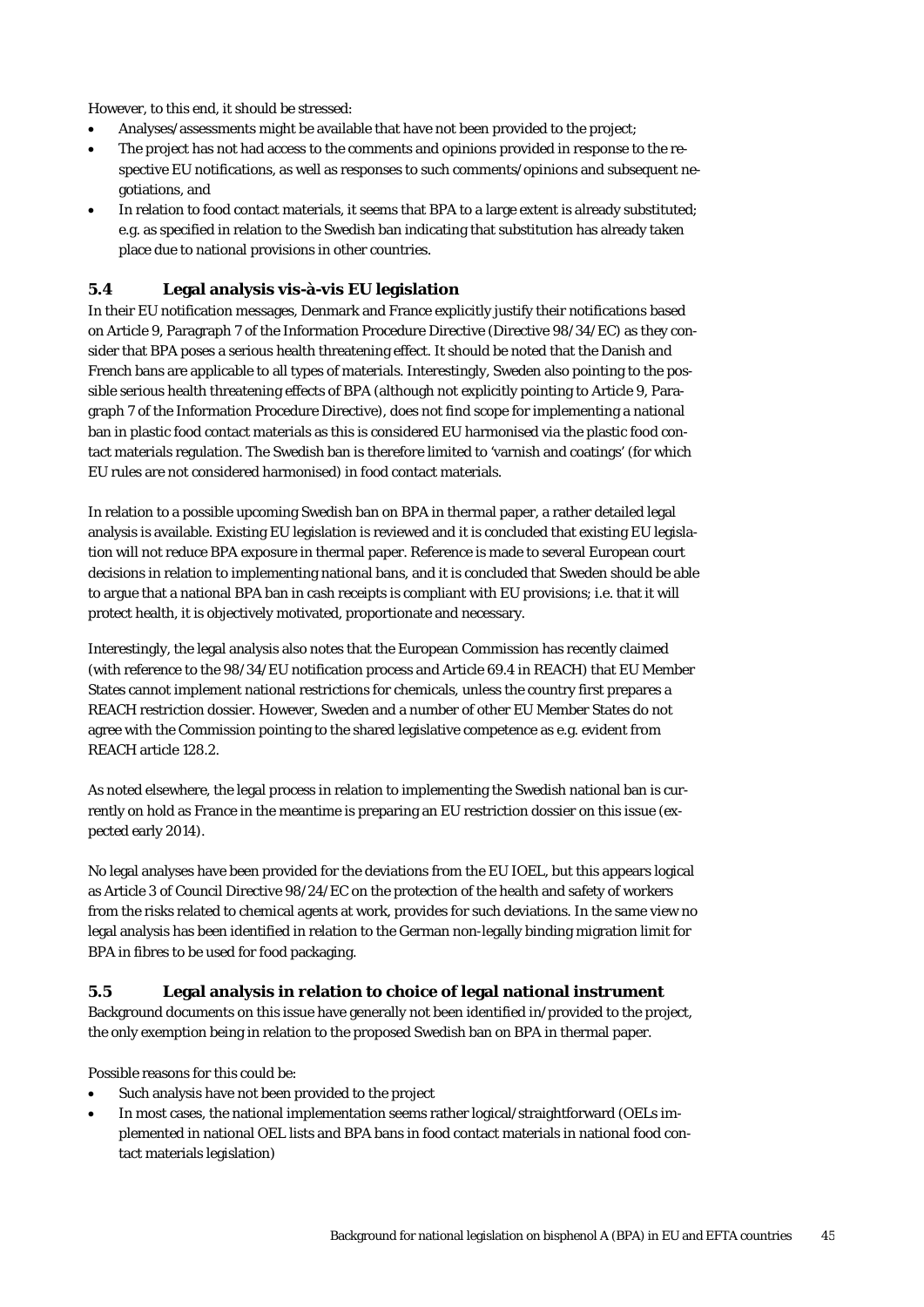However, to this end, it should be stressed:

- Analyses/assessments might be available that have not been provided to the project;
- The project has not had access to the comments and opinions provided in response to the respective EU notifications, as well as responses to such comments/opinions and subsequent negotiations, and
- In relation to food contact materials, it seems that BPA to a large extent is already substituted; e.g. as specified in relation to the Swedish ban indicating that substitution has already taken place due to national provisions in other countries.

## 5.4 Legal analysis vis-à-vis EU legislation

In their EU notification messages, Denmark and France explicitly justify their notifications based on Article 9, Paragraph 7 of the Information Procedure Directive (Directive 98/34/EC) as they consider that BPA poses a serious health threatening effect. It should be noted that the Danish and French bans are applicable to all types of materials. Interestingly, Sweden also pointing to the possible serious health threatening effects of BPA (although not explicitly pointing to Article 9, Paragraph 7 of the Information Procedure Directive), does not find scope for implementing a national ban in plastic food contact materials as this is considered EU harmonised via the plastic food contact materials regulation. The Swedish ban is therefore limited to 'varnish and coatings' (for which EU rules are not considered harmonised) in food contact materials.

In relation to a possible upcoming Swedish ban on BPA in thermal paper, a rather detailed legal analysis is available. Existing EU legislation is reviewed and it is concluded that existing EU legislation will not reduce BPA exposure in thermal paper. Reference is made to several European court decisions in relation to implementing national bans, and it is concluded that Sweden should be able to argue that a national BPA ban in cash receipts is compliant with EU provisions; i.e. that it will protect health, it is objectively motivated, proportionate and necessary.

Interestingly, the legal analysis also notes that the European Commission has recently claimed (with reference to the 98/34/EU notification process and Article 69.4 in REACH) that EU Member States cannot implement national restrictions for chemicals, unless the country first prepares a REACH restriction dossier. However, Sweden and a number of other EU Member States do not agree with the Commission pointing to the shared legislative competence as e.g. evident from REACH article 128.2.

As noted elsewhere, the legal process in relation to implementing the Swedish national ban is currently on hold as France in the meantime is preparing an EU restriction dossier on this issue (expected early 2014).

No legal analyses have been provided for the deviations from the EU IOEL, but this appears logical as Article 3 of Council Directive 98/24/EC on the protection of the health and safety of workers from the risks related to chemical agents at work, provides for such deviations. In the same view no legal analysis has been identified in relation to the German non-legally binding migration limit for BPA in fibres to be used for food packaging.

## 5.5 Legal analysis in relation to choice of legal national instrument

Background documents on this issue have generally not been identified in/provided to the project, the only exemption being in relation to the proposed Swedish ban on BPA in thermal paper.

Possible reasons for this could be:

- Such analysis have not been provided to the project
- In most cases, the national implementation seems rather logical/straightforward (OELs implemented in national OEL lists and BPA bans in food contact materials in national food contact materials legislation)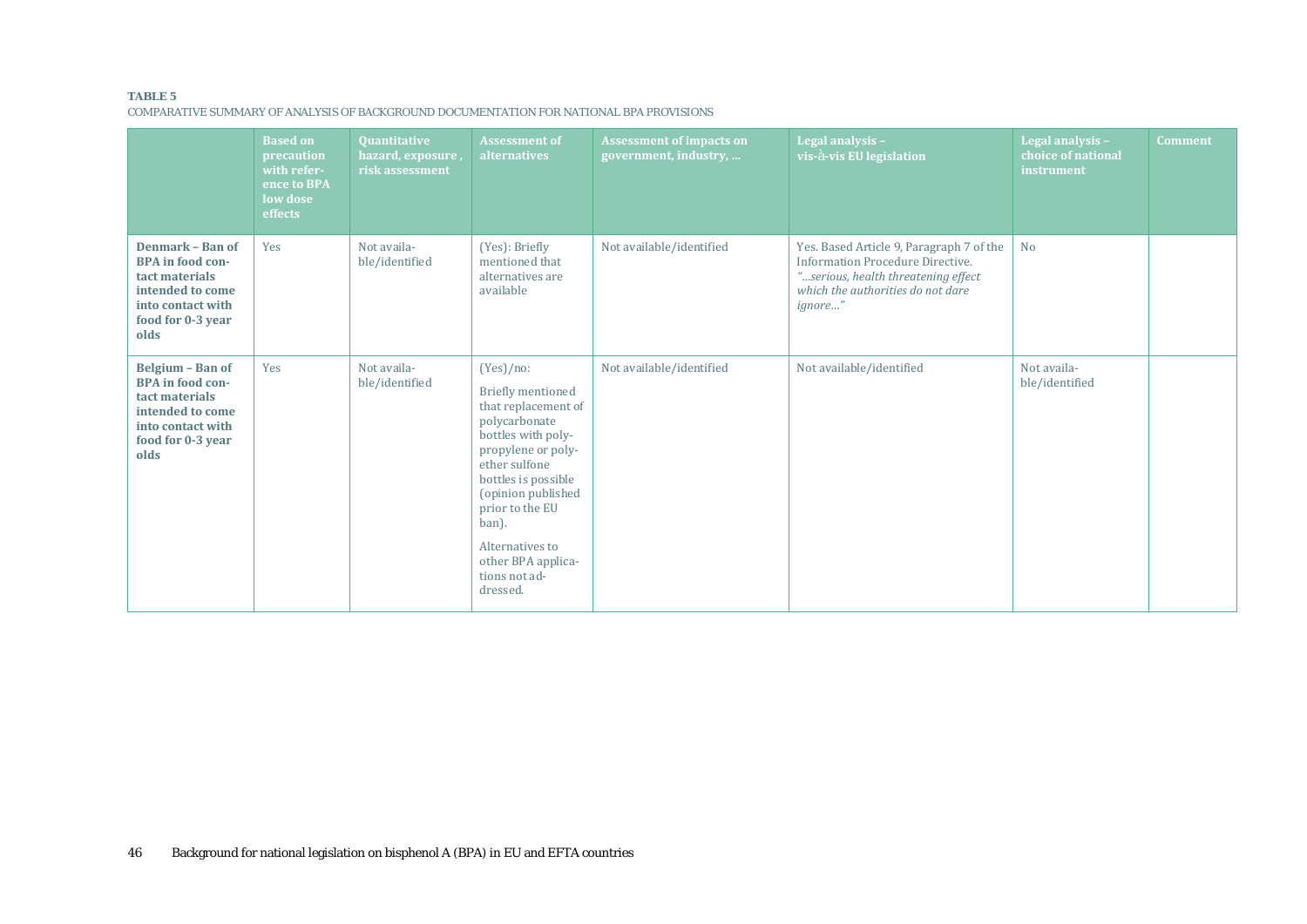**TABLE 5**

COMPARATIVE SUMMARY OF ANALYSIS OF BACKGROUND DOCUMENTATION FOR NATIONAL BPA PROVISIONS

| | Based on precaution with reference to BPA low dose effects | Quantitative hazard, exposure, risk assessment | Assessment of alternatives | Assessment of impacts on government, industry, ... | Legal analysis – vis-à-vis EU legislation | Legal analysis – choice of national instrument | Comment |
|---|---|---|---|---|---|---|---|
| **Denmark – Ban of BPA in food contact materials intended to come into contact with food for 0-3 year olds** | Yes | Not available/identified | (Yes): Briefly mentioned that alternatives are available | Not available/identified | Yes. Based Article 9, Paragraph 7 of the Information Procedure Directive. *"...serious, health threatening effect which the authorities do not dare ignore..."* | No | |
| **Belgium – Ban of BPA in food contact materials intended to come into contact with food for 0-3 year olds** | Yes | Not available/identified | (Yes)/no: Briefly mentioned that replacement of polycarbonate bottles with polypropylene or polyether sulfone bottles is possible (opinion published prior to the EU ban). Alternatives to other BPA applications not addressed. | Not available/identified | Not available/identified | Not available/identified | |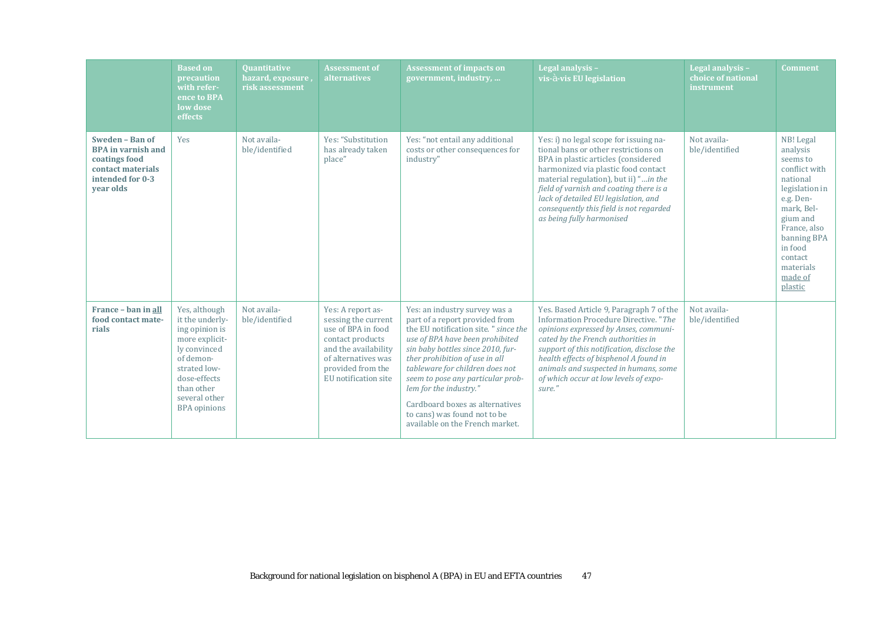| | Based on precaution with reference to BPA low dose effects | Quantitative hazard, exposure , risk assessment | Assessment of alternatives | Assessment of impacts on government, industry, … | Legal analysis – vis-à-vis EU legislation | Legal analysis – choice of national instrument | Comment |
|---|---|---|---|---|---|---|---|
| **Sweden – Ban of BPA in varnish and coatings food contact materials intended for 0-3 year olds** | Yes | Not available/identified | Yes: "Substitution has already taken place" | Yes: "not entail any additional costs or other consequences for industry" | Yes: i) no legal scope for issuing national bans or other restrictions on BPA in plastic articles (considered harmonized via plastic food contact material regulation), but ii) "*…in the field of varnish and coating there is a lack of detailed EU legislation, and consequently this field is not regarded as being fully harmonised* | Not available/identified | NB! Legal analysis seems to conflict with national legislation in e.g. Denmark, Belgium and France, also banning BPA in food contact materials made of plastic |
| **France – ban in all food contact materials** | Yes, although it the underlying opinion is more explicitly convinced of demonstrated low-dose-effects than other several other BPA opinions | Not available/identified | Yes: A report assessing the current use of BPA in food contact products and the availability of alternatives was provided from the EU notification site | Yes: an industry survey was a part of a report provided from the EU notification site. " *since the use of BPA have been prohibited sin baby bottles since 2010, further prohibition of use in all tableware for children does not seem to pose any particular problem for the industry.*" <br><br> Cardboard boxes as alternatives to cans) was found not to be available on the French market. | Yes. Based Article 9, Paragraph 7 of the Information Procedure Directive. "*The opinions expressed by Anses, communicated by the French authorities in support of this notification, disclose the health effects of bisphenol A found in animals and suspected in humans, some of which occur at low levels of exposure.*" | Not available/identified | |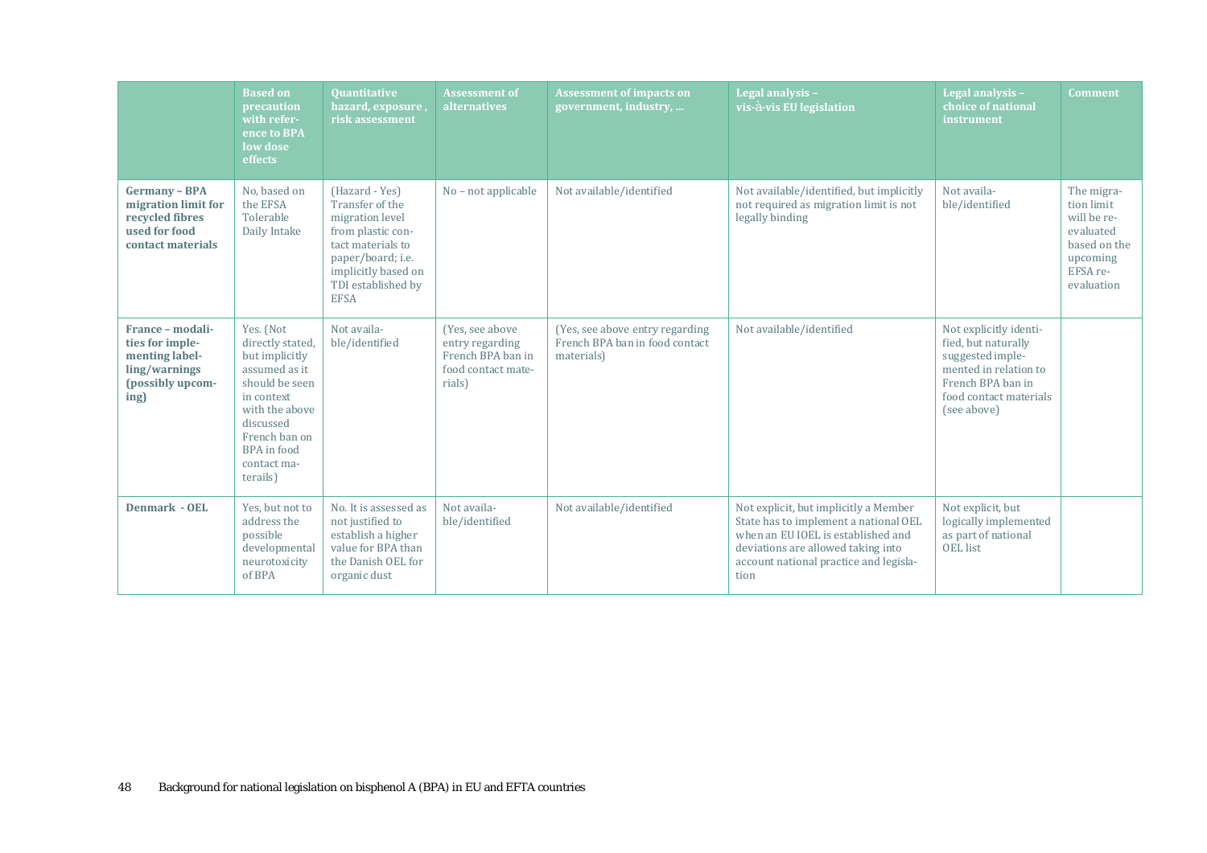| | Based on precaution with reference to BPA low dose effects | Quantitative hazard, exposure , risk assessment | Assessment of alternatives | Assessment of impacts on government, industry, … | Legal analysis – vis-à-vis EU legislation | Legal analysis – choice of national instrument | Comment |
|---|---|---|---|---|---|---|---|
| **Germany – BPA migration limit for recycled fibres used for food contact materials** | No, based on the EFSA Tolerable Daily Intake | (Hazard - Yes) Transfer of the migration level from plastic contact materials to paper/board; i.e. implicitly based on TDI established by EFSA | No – not applicable | Not available/identified | Not available/identified, but implicitly not required as migration limit is not legally binding | Not available/identified | The migration limit will be re-evaluated based on the upcoming EFSA re-evaluation |
| **France – modalities for implementing labelling/warnings (possibly upcoming)** | Yes. (Not directly stated, but implicitly assumed as it should be seen in context with the above discussed French ban on BPA in food contact materails) | Not available/identified | (Yes, see above entry regarding French BPA ban in food contact materials) | (Yes, see above entry regarding French BPA ban in food contact materials) | Not available/identified | Not explicitly identified, but naturally suggested implemented in relation to French BPA ban in food contact materials (see above) | |
| **Denmark - OEL** | Yes, but not to address the possible developmental neurotoxicity of BPA | No. It is assessed as not justified to establish a higher value for BPA than the Danish OEL for organic dust | Not available/identified | Not available/identified | Not explicit, but implicitly a Member State has to implement a national OEL when an EU IOEL is established and deviations are allowed taking into account national practice and legislation | Not explicit, but logically implemented as part of national OEL list | |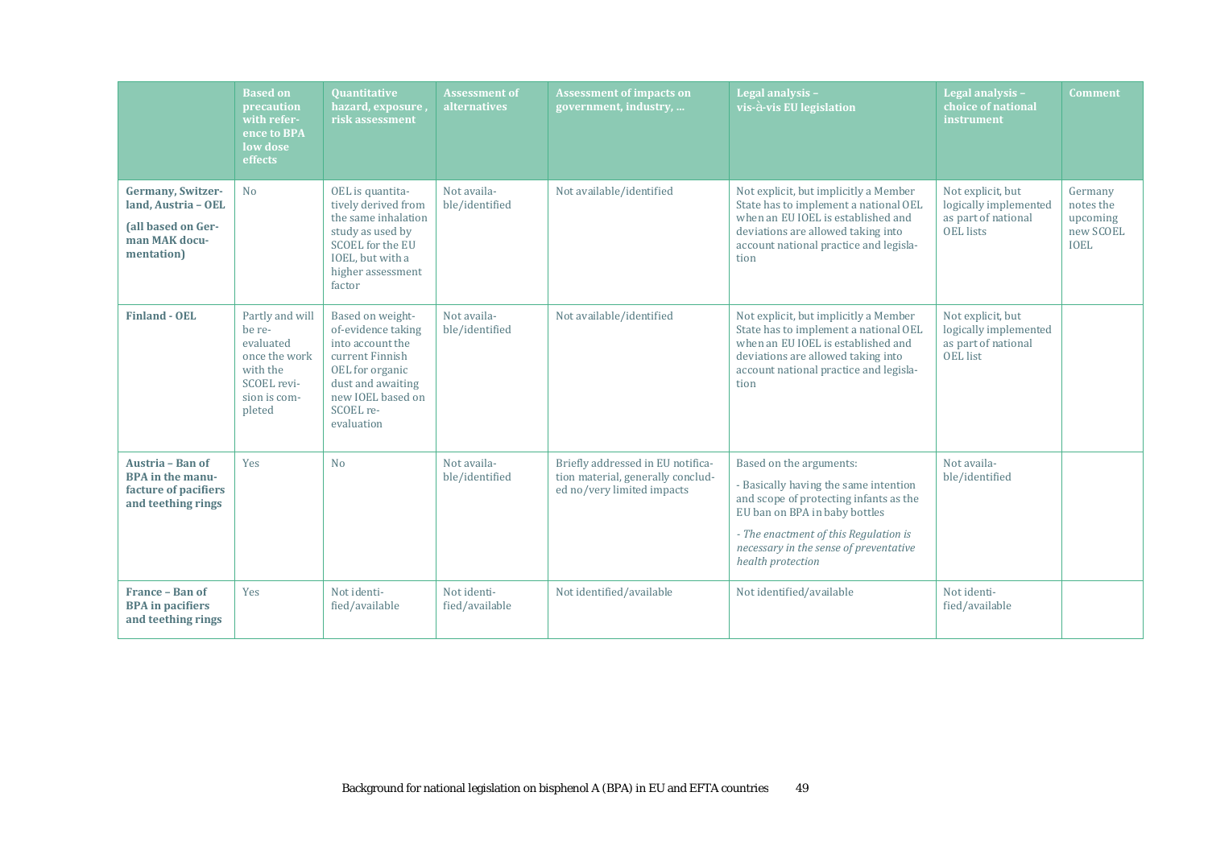| | Based on precaution with reference to BPA low dose effects | Quantitative hazard, exposure , risk assessment | Assessment of alternatives | Assessment of impacts on government, industry, … | Legal analysis – vis-à-vis EU legislation | Legal analysis – choice of national instrument | Comment |
|---|---|---|---|---|---|---|---|
| **Germany, Switzerland, Austria – OEL** **(all based on German MAK documentation)** | No | OEL is quantitatively derived from the same inhalation study as used by SCOEL for the EU IOEL, but with a higher assessment factor | Not available/identified | Not available/identified | Not explicit, but implicitly a Member State has to implement a national OEL when an EU IOEL is established and deviations are allowed taking into account national practice and legislation | Not explicit, but logically implemented as part of national OEL lists | Germany notes the upcoming new SCOEL IOEL |
| **Finland - OEL** | Partly and will be re-evaluated once the work with the SCOEL revision is completed | Based on weight-of-evidence taking into account the current Finnish OEL for organic dust and awaiting new IOEL based on SCOEL re-evaluation | Not available/identified | Not available/identified | Not explicit, but implicitly a Member State has to implement a national OEL when an EU IOEL is established and deviations are allowed taking into account national practice and legislation | Not explicit, but logically implemented as part of national OEL list | |
| **Austria – Ban of BPA in the manufacture of pacifiers and teething rings** | Yes | No | Not available/identified | Briefly addressed in EU notification material, generally concluded no/very limited impacts | Based on the arguments: - Basically having the same intention and scope of protecting infants as the EU ban on BPA in baby bottles - *The enactment of this Regulation is necessary in the sense of preventative health protection* | Not available/identified | |
| **France – Ban of BPA in pacifiers and teething rings** | Yes | Not identified/available | Not identified/available | Not identified/available | Not identified/available | Not identified/available | |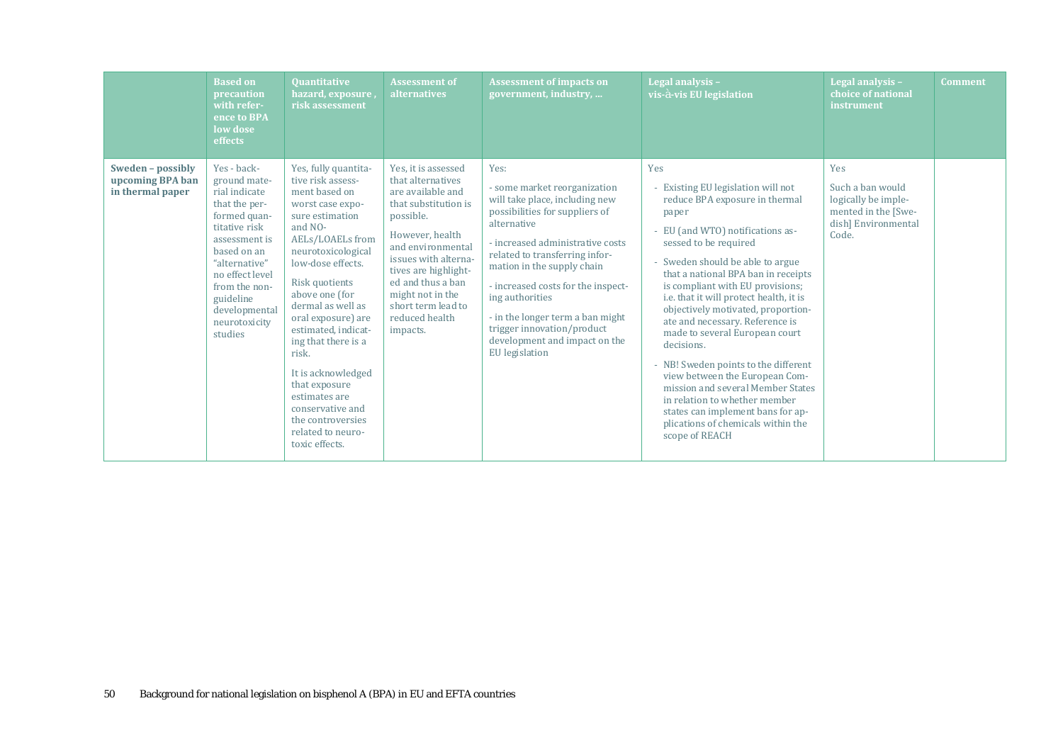| | Based on precaution with reference to BPA low dose effects | Quantitative hazard, exposure , risk assessment | Assessment of alternatives | Assessment of impacts on government, industry, … | Legal analysis – vis-à-vis EU legislation | Legal analysis – choice of national instrument | Comment |
|---|---|---|---|---|---|---|---|
| **Sweden – possibly upcoming BPA ban in thermal paper** | Yes - background material indicate that the performed quantitative risk assessment is based on an "alternative" no effect level from the non-guideline developmental neurotoxicity studies | Yes, fully quantitative risk assessment based on worst case exposure estimation and NOAELs/LOAELs from neurotoxicological low-dose effects.<br><br>Risk quotients above one (for dermal as well as oral exposure) are estimated, indicating that there is a risk.<br><br>It is acknowledged that exposure estimates are conservative and the controversies related to neurotoxic effects. | Yes, it is assessed that alternatives are available and that substitution is possible.<br><br>However, health and environmental issues with alternatives are highlighted and thus a ban might not in the short term lead to reduced health impacts. | Yes:<br><br>- some market reorganization will take place, including new possibilities for suppliers of alternative<br><br>- increased administrative costs related to transferring information in the supply chain<br><br>- increased costs for the inspecting authorities<br><br>- in the longer term a ban might trigger innovation/product development and impact on the EU legislation | Yes<br><br>- Existing EU legislation will not reduce BPA exposure in thermal paper<br><br>- EU (and WTO) notifications assessed to be required<br><br>- Sweden should be able to argue that a national BPA ban in receipts is compliant with EU provisions; i.e. that it will protect health, it is objectively motivated, proportionate and necessary. Reference is made to several European court decisions.<br><br>- NB! Sweden points to the different view between the European Commission and several Member States in relation to whether member states can implement bans for applications of chemicals within the scope of REACH | Yes<br><br>Such a ban would logically be implemented in the [Swedish] Environmental Code. | |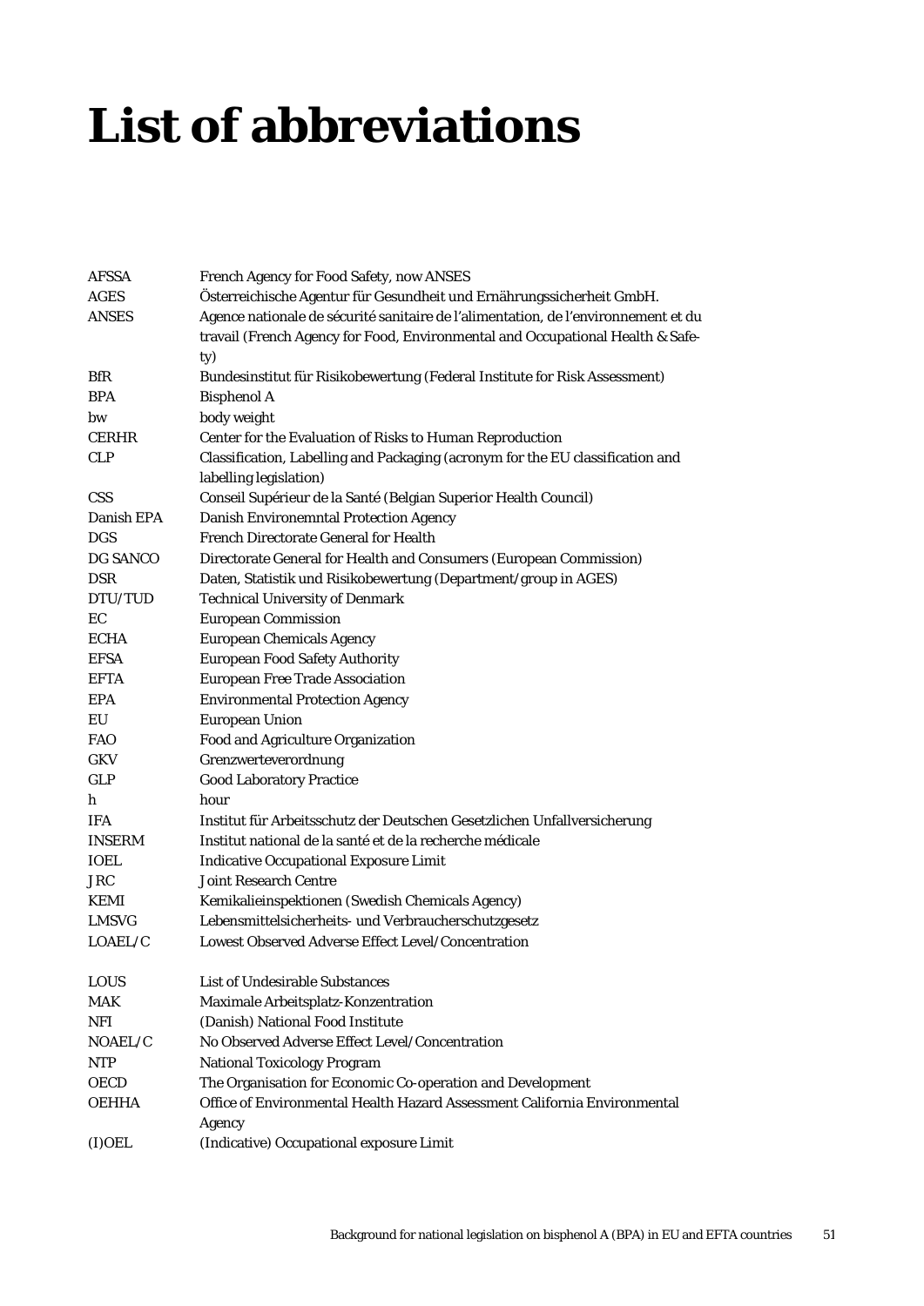# List of abbreviations

| | |
|---|---|
| AFSSA | French Agency for Food Safety, now ANSES |
| AGES | Österreichische Agentur für Gesundheit und Ernährungssicherheit GmbH. |
| ANSES | Agence nationale de sécurité sanitaire de l'alimentation, de l'environnement et du travail (French Agency for Food, Environmental and Occupational Health & Safety) |
| BfR | Bundesinstitut für Risikobewertung (Federal Institute for Risk Assessment) |
| BPA | Bisphenol A |
| bw | body weight |
| CERHR | Center for the Evaluation of Risks to Human Reproduction |
| CLP | Classification, Labelling and Packaging (acronym for the EU classification and labelling legislation) |
| CSS | Conseil Supérieur de la Santé (Belgian Superior Health Council) |
| Danish EPA | Danish Environemntal Protection Agency |
| DGS | French Directorate General for Health |
| DG SANCO | Directorate General for Health and Consumers (European Commission) |
| DSR | Daten, Statistik und Risikobewertung (Department/group in AGES) |
| DTU/TUD | Technical University of Denmark |
| EC | European Commission |
| ECHA | European Chemicals Agency |
| EFSA | European Food Safety Authority |
| EFTA | European Free Trade Association |
| EPA | Environmental Protection Agency |
| EU | European Union |
| FAO | Food and Agriculture Organization |
| GKV | Grenzwerteverordnung |
| GLP | Good Laboratory Practice |
| h | hour |
| IFA | Institut für Arbeitsschutz der Deutschen Gesetzlichen Unfallversicherung |
| INSERM | Institut national de la santé et de la recherche médicale |
| IOEL | Indicative Occupational Exposure Limit |
| JRC | Joint Research Centre |
| KEMI | Kemikalieinspektionen (Swedish Chemicals Agency) |
| LMSVG | Lebensmittelsicherheits- und Verbraucherschutzgesetz |
| LOAEL/C | Lowest Observed Adverse Effect Level/Concentration |
| LOUS | List of Undesirable Substances |
| MAK | Maximale Arbeitsplatz-Konzentration |
| NFI | (Danish) National Food Institute |
| NOAEL/C | No Observed Adverse Effect Level/Concentration |
| NTP | National Toxicology Program |
| OECD | The Organisation for Economic Co-operation and Development |
| OEHHA | Office of Environmental Health Hazard Assessment California Environmental Agency |
| (I)OEL | (Indicative) Occupational exposure Limit |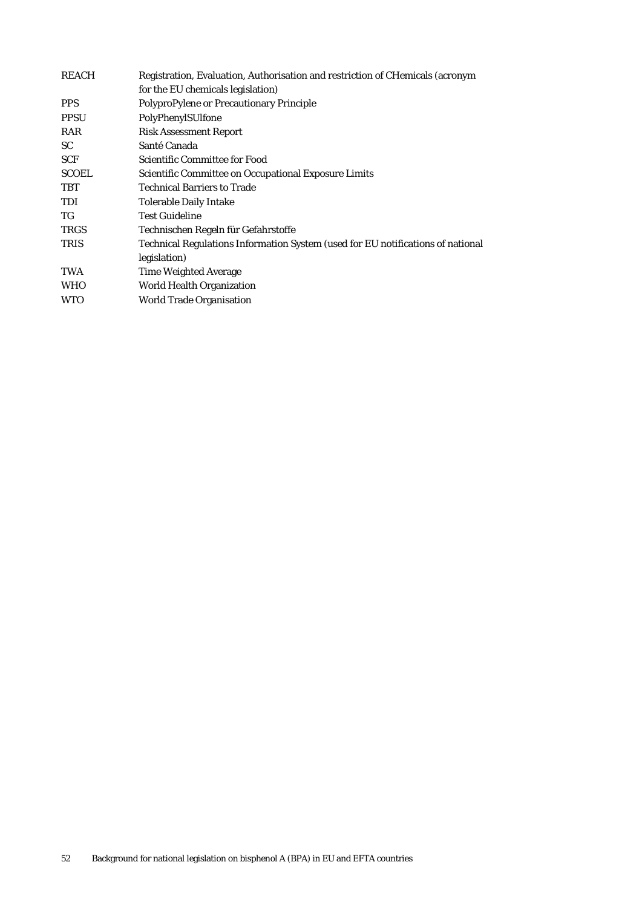| | |
|---|---|
| REACH | Registration, Evaluation, Authorisation and restriction of CHemicals (acronym for the EU chemicals legislation) |
| PPS | PolyproPylene or Precautionary Principle |
| PPSU | PolyPhenylSUlfone |
| RAR | Risk Assessment Report |
| SC | Santé Canada |
| SCF | Scientific Committee for Food |
| SCOEL | Scientific Committee on Occupational Exposure Limits |
| TBT | Technical Barriers to Trade |
| TDI | Tolerable Daily Intake |
| TG | Test Guideline |
| TRGS | Technischen Regeln für Gefahrstoffe |
| TRIS | Technical Regulations Information System (used for EU notifications of national legislation) |
| TWA | Time Weighted Average |
| WHO | World Health Organization |
| WTO | World Trade Organisation |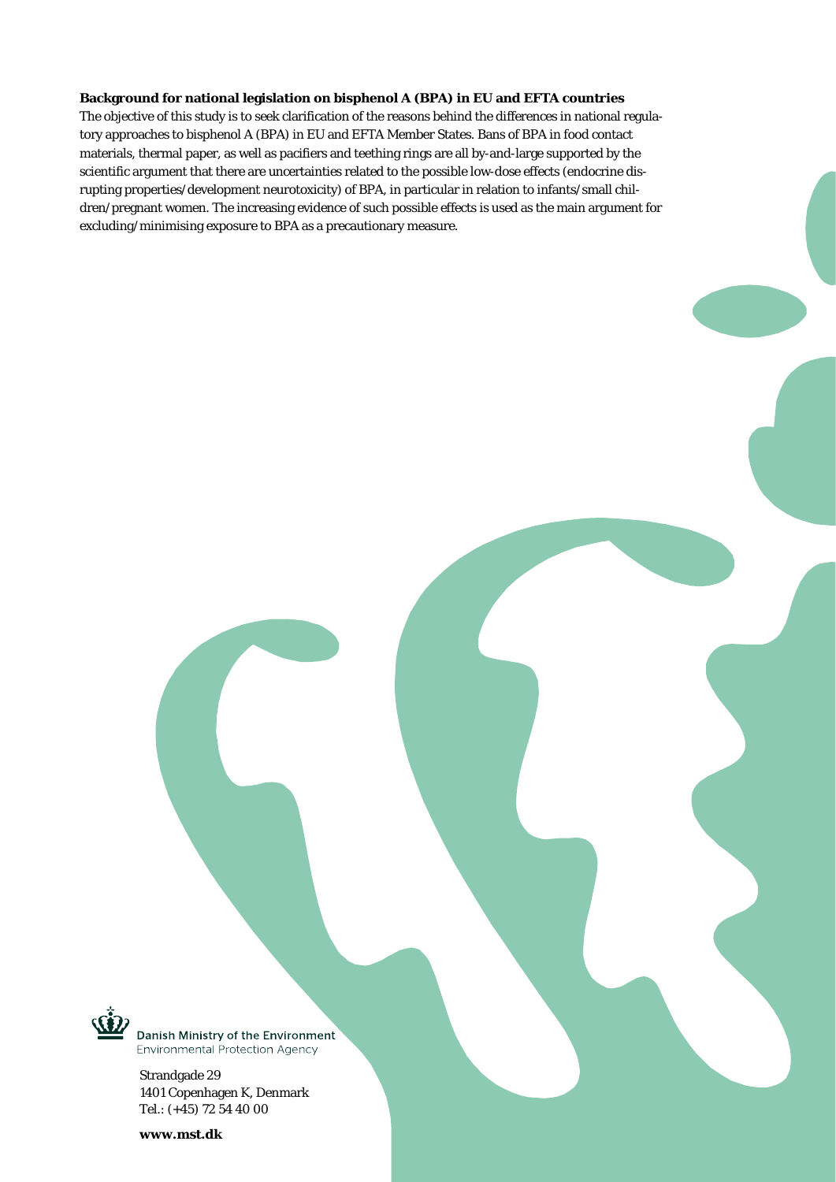**Background for national legislation on bisphenol A (BPA) in EU and EFTA countries**

The objective of this study is to seek clarification of the reasons behind the differences in national regulatory approaches to bisphenol A (BPA) in EU and EFTA Member States. Bans of BPA in food contact materials, thermal paper, as well as pacifiers and teething rings are all by-and-large supported by the scientific argument that there are uncertainties related to the possible low-dose effects (endocrine disrupting properties/development neurotoxicity) of BPA, in particular in relation to infants/small children/pregnant women. The increasing evidence of such possible effects is used as the main argument for excluding/minimising exposure to BPA as a precautionary measure.

Danish Ministry of the Environment
Environmental Protection Agency

Strandgade 29
1401 Copenhagen K, Denmark
Tel.: (+45) 72 54 40 00

**www.mst.dk**